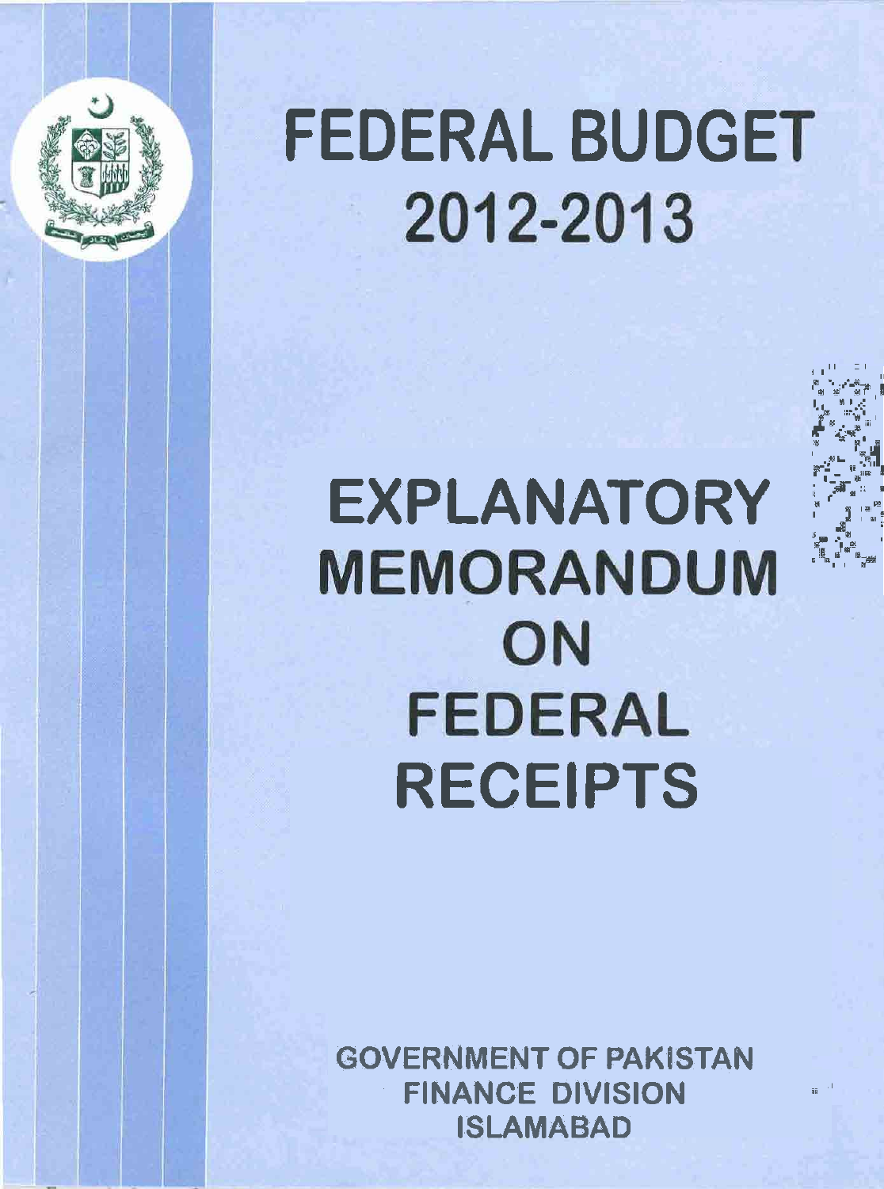# FEDERAL BUDGET 2012-2013

# EXPLANATORY MEMORANDUM ON FEDERAL RECEIPTS

**GOVERNMENT OF PAKISTAN**
**FINANCE DIVISION**
**ISLAMABAD**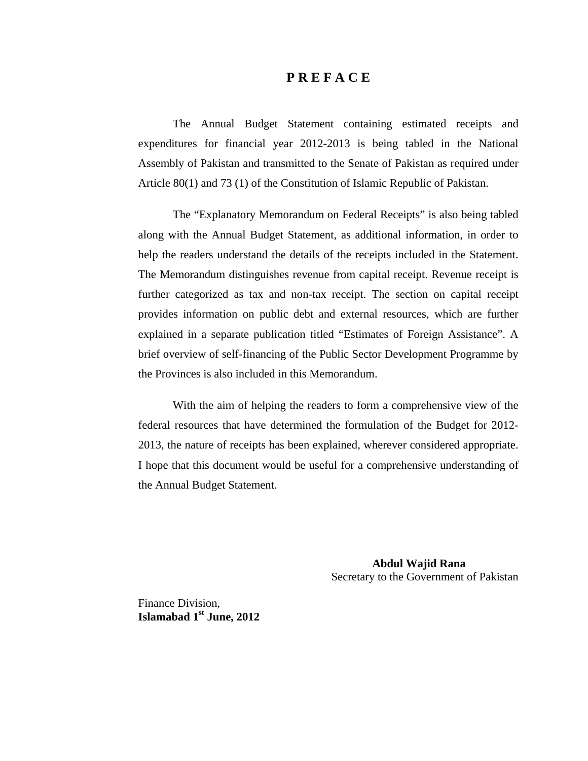# P R E F A C E

The Annual Budget Statement containing estimated receipts and expenditures for financial year 2012-2013 is being tabled in the National Assembly of Pakistan and transmitted to the Senate of Pakistan as required under Article 80(1) and 73 (1) of the Constitution of Islamic Republic of Pakistan.

The "Explanatory Memorandum on Federal Receipts" is also being tabled along with the Annual Budget Statement, as additional information, in order to help the readers understand the details of the receipts included in the Statement. The Memorandum distinguishes revenue from capital receipt. Revenue receipt is further categorized as tax and non-tax receipt. The section on capital receipt provides information on public debt and external resources, which are further explained in a separate publication titled "Estimates of Foreign Assistance". A brief overview of self-financing of the Public Sector Development Programme by the Provinces is also included in this Memorandum.

With the aim of helping the readers to form a comprehensive view of the federal resources that have determined the formulation of the Budget for 2012-2013, the nature of receipts has been explained, wherever considered appropriate. I hope that this document would be useful for a comprehensive understanding of the Annual Budget Statement.

**Abdul Wajid Rana**
Secretary to the Government of Pakistan

Finance Division,
**Islamabad 1st June, 2012**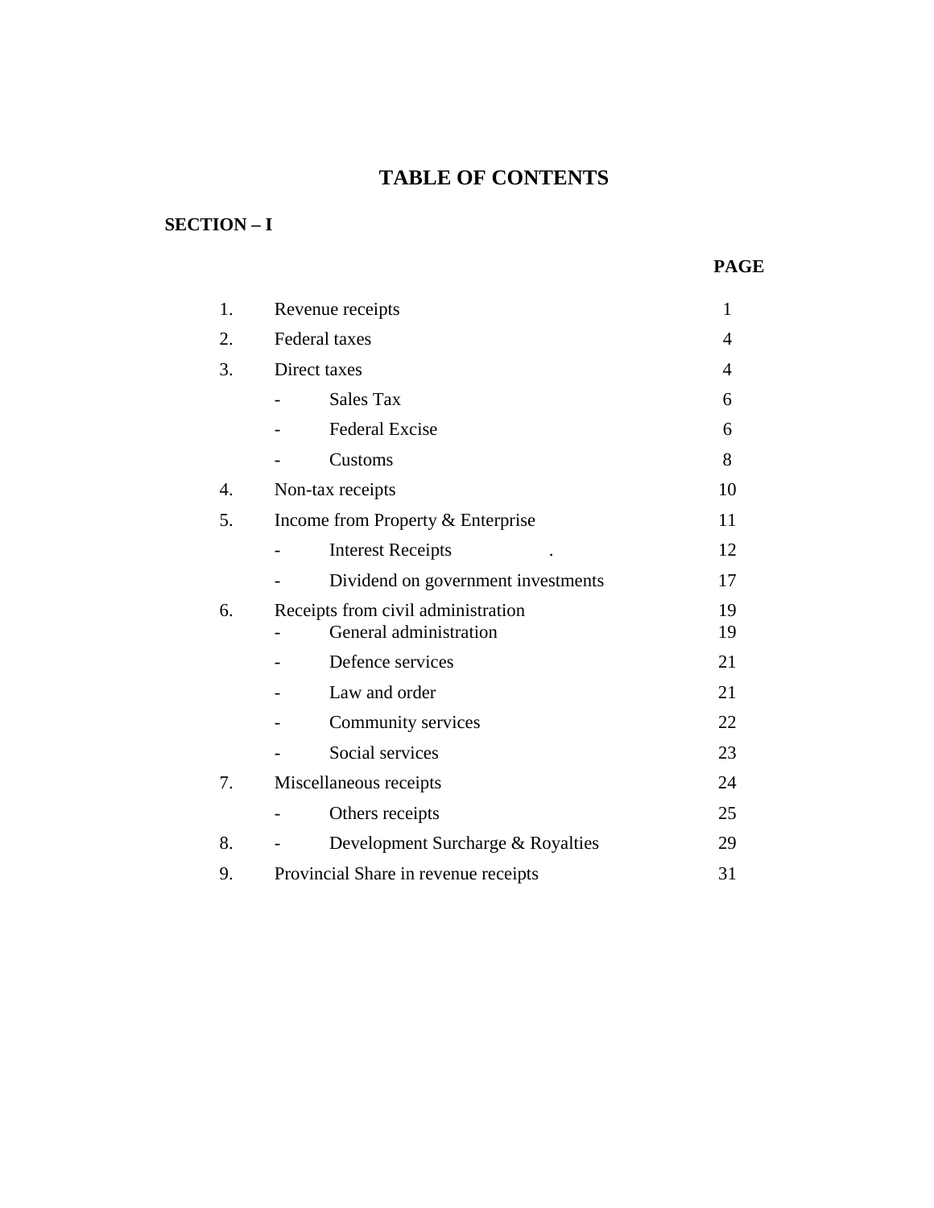# TABLE OF CONTENTS

## SECTION – I

| | | PAGE |
|---|---|---|
| 1. | Revenue receipts | 1 |
| 2. | Federal taxes | 4 |
| 3. | Direct taxes | 4 |
| | - Sales Tax | 6 |
| | - Federal Excise | 6 |
| | - Customs | 8 |
| 4. | Non-tax receipts | 10 |
| 5. | Income from Property & Enterprise | 11 |
| | - Interest Receipts . | 12 |
| | - Dividend on government investments | 17 |
| 6. | Receipts from civil administration | 19 |
| | - General administration | 19 |
| | - Defence services | 21 |
| | - Law and order | 21 |
| | - Community services | 22 |
| | - Social services | 23 |
| 7. | Miscellaneous receipts | 24 |
| | - Others receipts | 25 |
| 8. | - Development Surcharge & Royalties | 29 |
| 9. | Provincial Share in revenue receipts | 31 |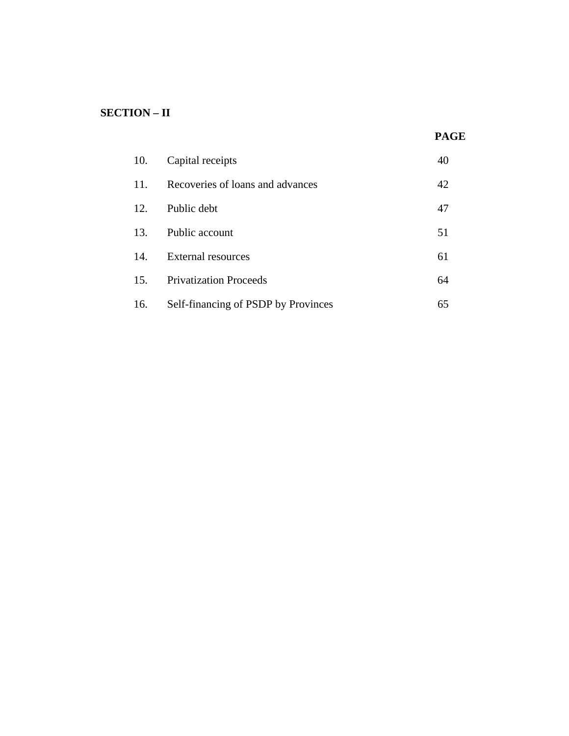**SECTION – II**

| | | PAGE |
|---|---|---|
| 10. | Capital receipts | 40 |
| 11. | Recoveries of loans and advances | 42 |
| 12. | Public debt | 47 |
| 13. | Public account | 51 |
| 14. | External resources | 61 |
| 15. | Privatization Proceeds | 64 |
| 16. | Self-financing of PSDP by Provinces | 65 |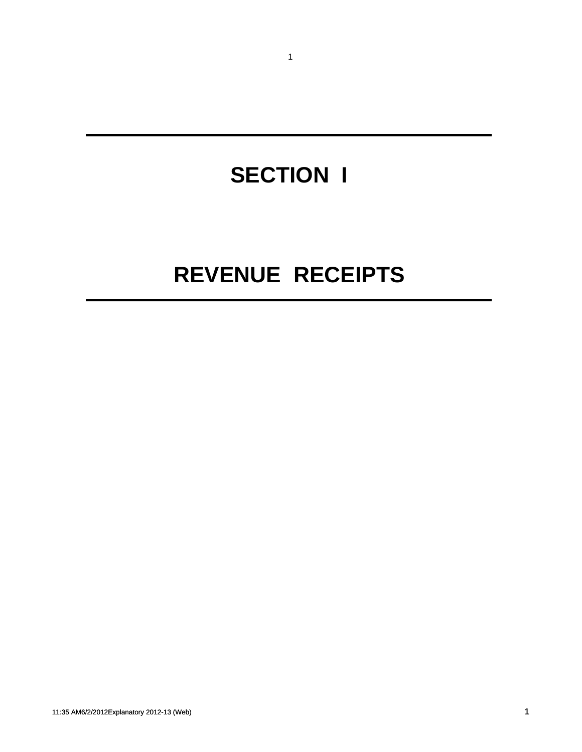# SECTION I

# REVENUE RECEIPTS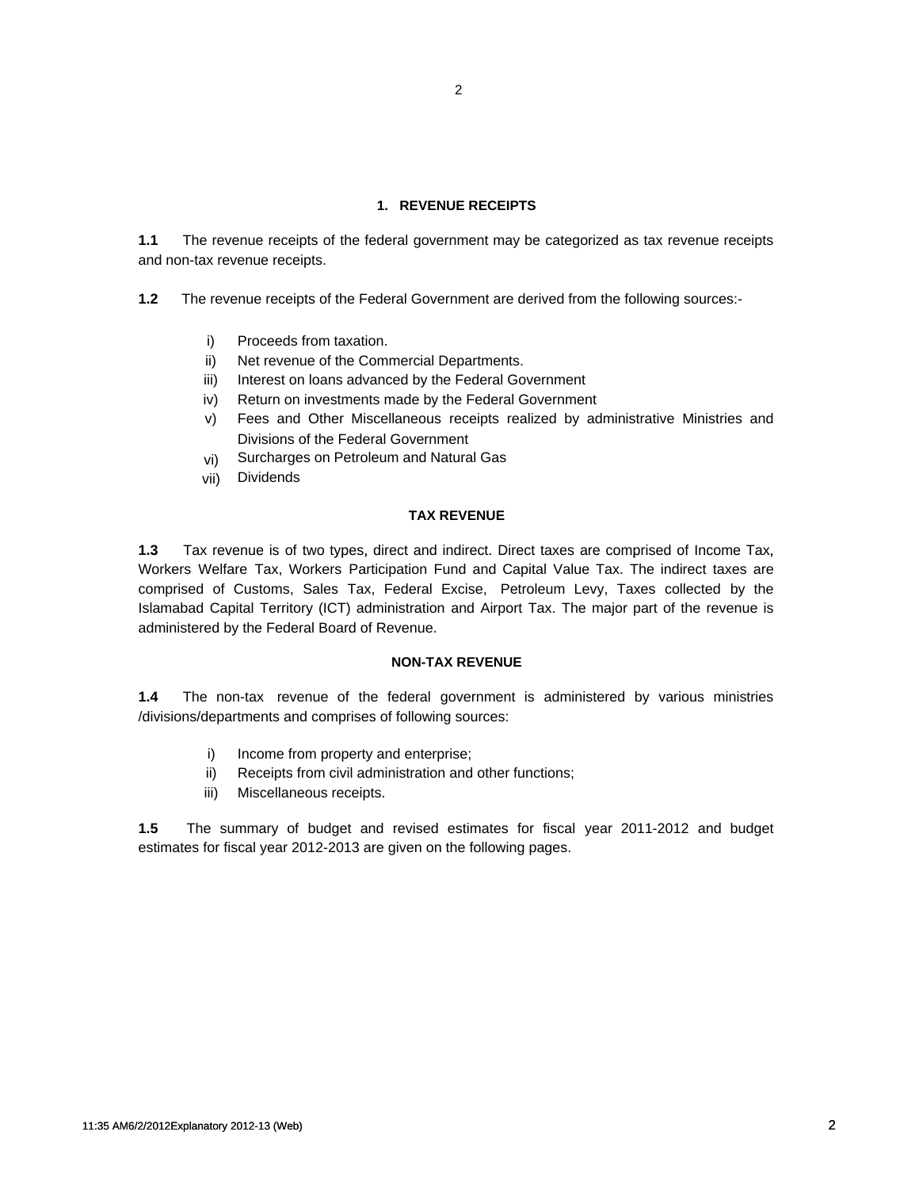## 1. REVENUE RECEIPTS

**1.1** The revenue receipts of the federal government may be categorized as tax revenue receipts and non-tax revenue receipts.

**1.2** The revenue receipts of the Federal Government are derived from the following sources:-

- i) Proceeds from taxation.
- ii) Net revenue of the Commercial Departments.
- iii) Interest on loans advanced by the Federal Government
- iv) Return on investments made by the Federal Government
- v) Fees and Other Miscellaneous receipts realized by administrative Ministries and Divisions of the Federal Government
- vi) Surcharges on Petroleum and Natural Gas
- vii) Dividends

### TAX REVENUE

**1.3** Tax revenue is of two types, direct and indirect. Direct taxes are comprised of Income Tax, Workers Welfare Tax, Workers Participation Fund and Capital Value Tax. The indirect taxes are comprised of Customs, Sales Tax, Federal Excise, Petroleum Levy, Taxes collected by the Islamabad Capital Territory (ICT) administration and Airport Tax. The major part of the revenue is administered by the Federal Board of Revenue.

### NON-TAX REVENUE

**1.4** The non-tax revenue of the federal government is administered by various ministries /divisions/departments and comprises of following sources:

- i) Income from property and enterprise;
- ii) Receipts from civil administration and other functions;
- iii) Miscellaneous receipts.

**1.5** The summary of budget and revised estimates for fiscal year 2011-2012 and budget estimates for fiscal year 2012-2013 are given on the following pages.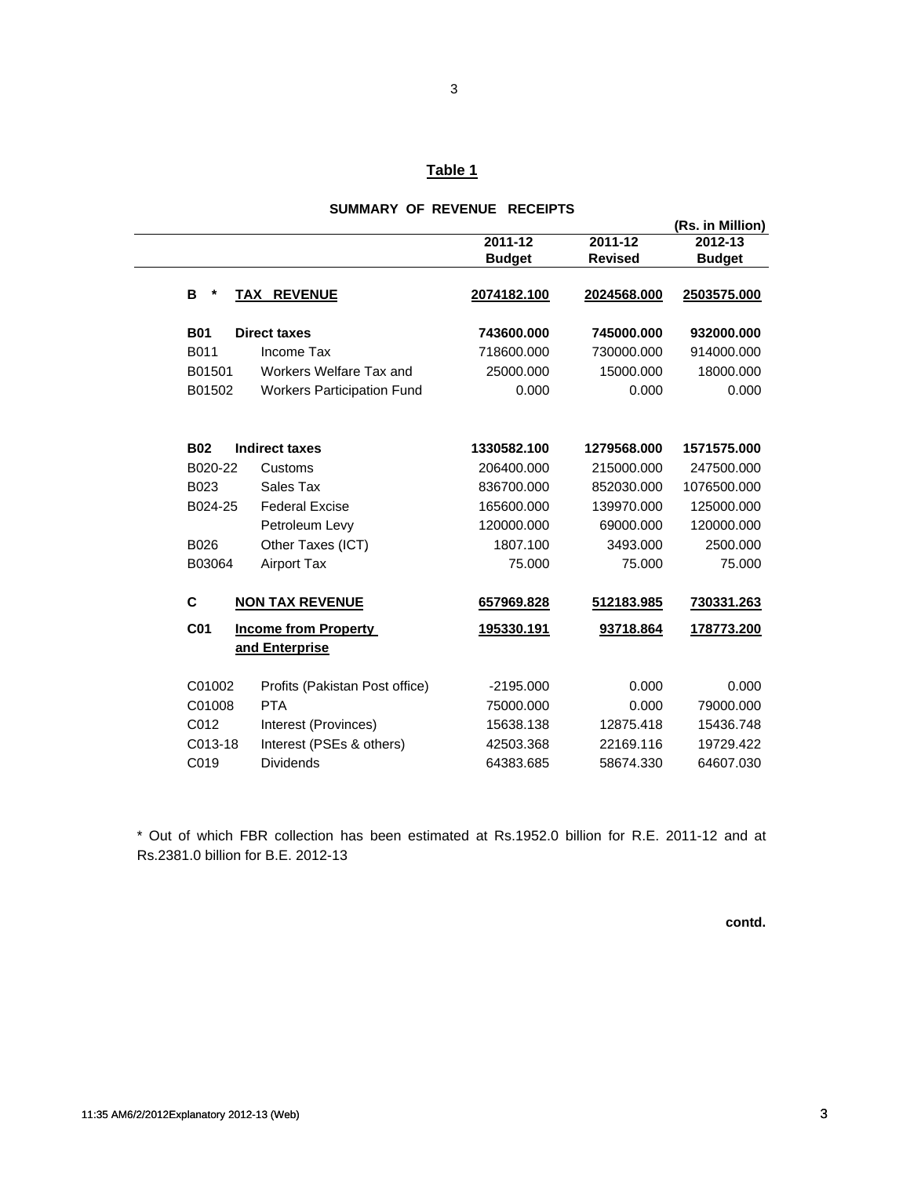## Table 1

**SUMMARY OF REVENUE RECEIPTS**

(Rs. in Million)

| | | 2011-12 Budget | 2011-12 Revised | 2012-13 Budget |
|---|---|---|---|---|
| **B \*** | **TAX REVENUE** | **2074182.100** | **2024568.000** | **2503575.000** |
| **B01** | **Direct taxes** | **743600.000** | **745000.000** | **932000.000** |
| B011 | Income Tax | 718600.000 | 730000.000 | 914000.000 |
| B01501 | Workers Welfare Tax and | 25000.000 | 15000.000 | 18000.000 |
| B01502 | Workers Participation Fund | 0.000 | 0.000 | 0.000 |
| **B02** | **Indirect taxes** | **1330582.100** | **1279568.000** | **1571575.000** |
| B020-22 | Customs | 206400.000 | 215000.000 | 247500.000 |
| B023 | Sales Tax | 836700.000 | 852030.000 | 1076500.000 |
| B024-25 | Federal Excise | 165600.000 | 139970.000 | 125000.000 |
| | Petroleum Levy | 120000.000 | 69000.000 | 120000.000 |
| B026 | Other Taxes (ICT) | 1807.100 | 3493.000 | 2500.000 |
| B03064 | Airport Tax | 75.000 | 75.000 | 75.000 |
| **C** | **NON TAX REVENUE** | **657969.828** | **512183.985** | **730331.263** |
| **C01** | **Income from Property and Enterprise** | **195330.191** | **93718.864** | **178773.200** |
| C01002 | Profits (Pakistan Post office) | -2195.000 | 0.000 | 0.000 |
| C01008 | PTA | 75000.000 | 0.000 | 79000.000 |
| C012 | Interest (Provinces) | 15638.138 | 12875.418 | 15436.748 |
| C013-18 | Interest (PSEs & others) | 42503.368 | 22169.116 | 19729.422 |
| C019 | Dividends | 64383.685 | 58674.330 | 64607.030 |

\* Out of which FBR collection has been estimated at Rs.1952.0 billion for R.E. 2011-12 and at Rs.2381.0 billion for B.E. 2012-13

**contd.**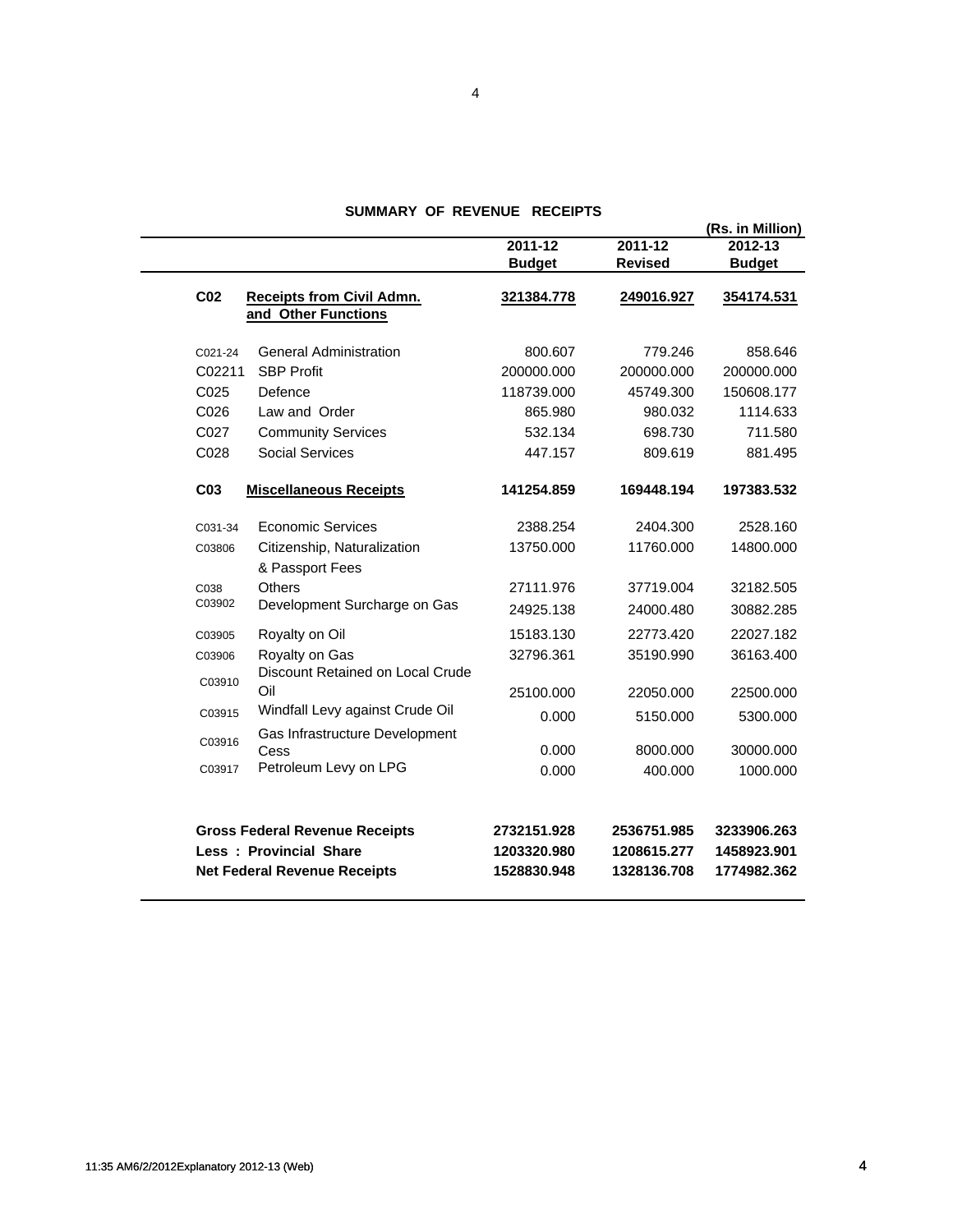## SUMMARY OF REVENUE RECEIPTS

(Rs. in Million)

| | | 2011-12 Budget | 2011-12 Revised | 2012-13 Budget |
|---|---|---|---|---|
| **C02** | **Receipts from Civil Admn. and Other Functions** | **321384.778** | **249016.927** | **354174.531** |
| C021-24 | General Administration | 800.607 | 779.246 | 858.646 |
| C02211 | SBP Profit | 200000.000 | 200000.000 | 200000.000 |
| C025 | Defence | 118739.000 | 45749.300 | 150608.177 |
| C026 | Law and Order | 865.980 | 980.032 | 1114.633 |
| C027 | Community Services | 532.134 | 698.730 | 711.580 |
| C028 | Social Services | 447.157 | 809.619 | 881.495 |
| **C03** | **Miscellaneous Receipts** | **141254.859** | **169448.194** | **197383.532** |
| C031-34 | Economic Services | 2388.254 | 2404.300 | 2528.160 |
| C03806 | Citizenship, Naturalization & Passport Fees | 13750.000 | 11760.000 | 14800.000 |
| C038 | Others | 27111.976 | 37719.004 | 32182.505 |
| C03902 | Development Surcharge on Gas | 24925.138 | 24000.480 | 30882.285 |
| C03905 | Royalty on Oil | 15183.130 | 22773.420 | 22027.182 |
| C03906 | Royalty on Gas | 32796.361 | 35190.990 | 36163.400 |
| C03910 | Discount Retained on Local Crude Oil | 25100.000 | 22050.000 | 22500.000 |
| C03915 | Windfall Levy against Crude Oil | 0.000 | 5150.000 | 5300.000 |
| C03916 | Gas Infrastructure Development Cess | 0.000 | 8000.000 | 30000.000 |
| C03917 | Petroleum Levy on LPG | 0.000 | 400.000 | 1000.000 |
| | **Gross Federal Revenue Receipts** | **2732151.928** | **2536751.985** | **3233906.263** |
| | **Less : Provincial Share** | **1203320.980** | **1208615.277** | **1458923.901** |
| | **Net Federal Revenue Receipts** | **1528830.948** | **1328136.708** | **1774982.362** |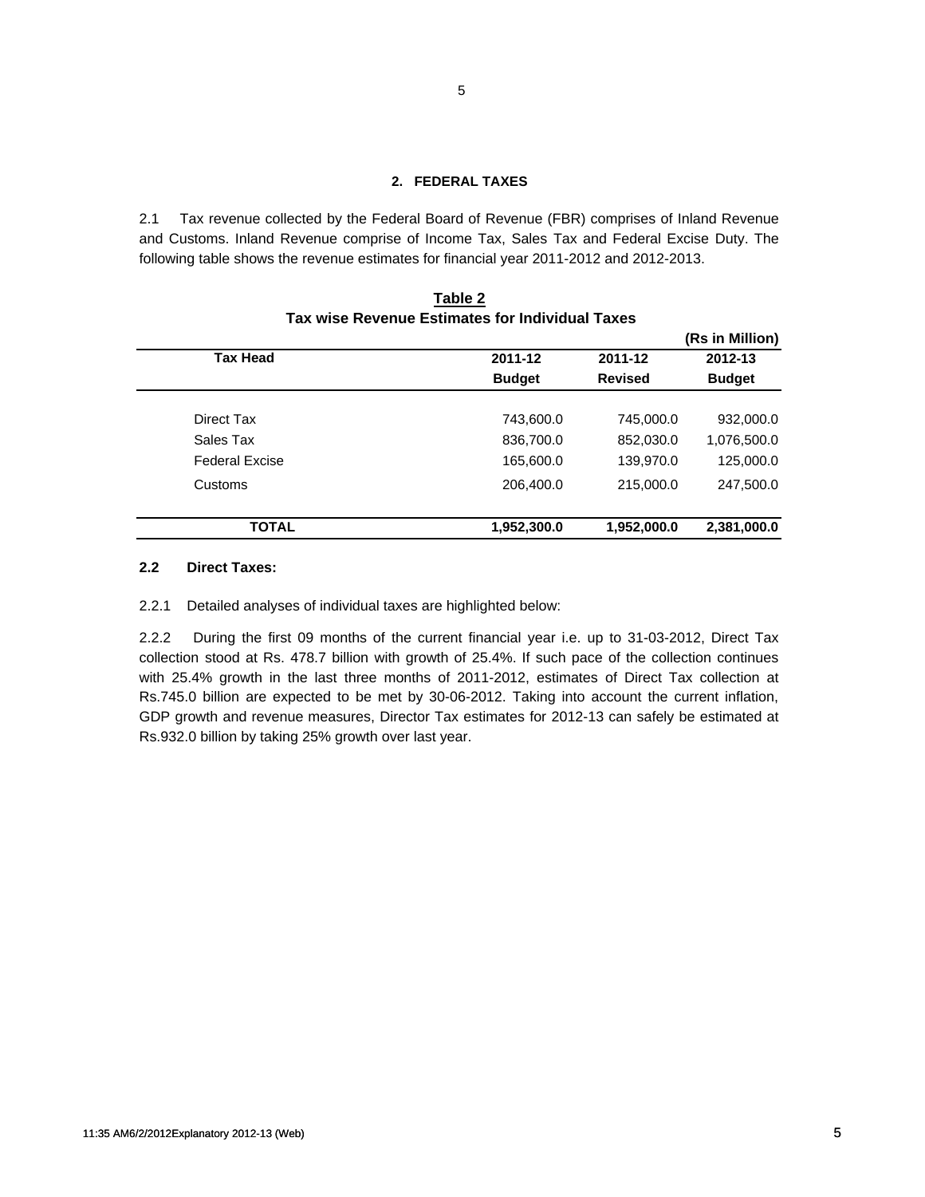## 2. FEDERAL TAXES

2.1 Tax revenue collected by the Federal Board of Revenue (FBR) comprises of Inland Revenue and Customs. Inland Revenue comprise of Income Tax, Sales Tax and Federal Excise Duty. The following table shows the revenue estimates for financial year 2011-2012 and 2012-2013.

**Table 2**
**Tax wise Revenue Estimates for Individual Taxes**

(Rs in Million)

| Tax Head | 2011-12 Budget | 2011-12 Revised | 2012-13 Budget |
|---|---|---|---|
| Direct Tax | 743,600.0 | 745,000.0 | 932,000.0 |
| Sales Tax | 836,700.0 | 852,030.0 | 1,076,500.0 |
| Federal Excise | 165,600.0 | 139,970.0 | 125,000.0 |
| Customs | 206,400.0 | 215,000.0 | 247,500.0 |
| **TOTAL** | **1,952,300.0** | **1,952,000.0** | **2,381,000.0** |

### 2.2 Direct Taxes:

2.2.1 Detailed analyses of individual taxes are highlighted below:

2.2.2 During the first 09 months of the current financial year i.e. up to 31-03-2012, Direct Tax collection stood at Rs. 478.7 billion with growth of 25.4%. If such pace of the collection continues with 25.4% growth in the last three months of 2011-2012, estimates of Direct Tax collection at Rs.745.0 billion are expected to be met by 30-06-2012. Taking into account the current inflation, GDP growth and revenue measures, Director Tax estimates for 2012-13 can safely be estimated at Rs.932.0 billion by taking 25% growth over last year.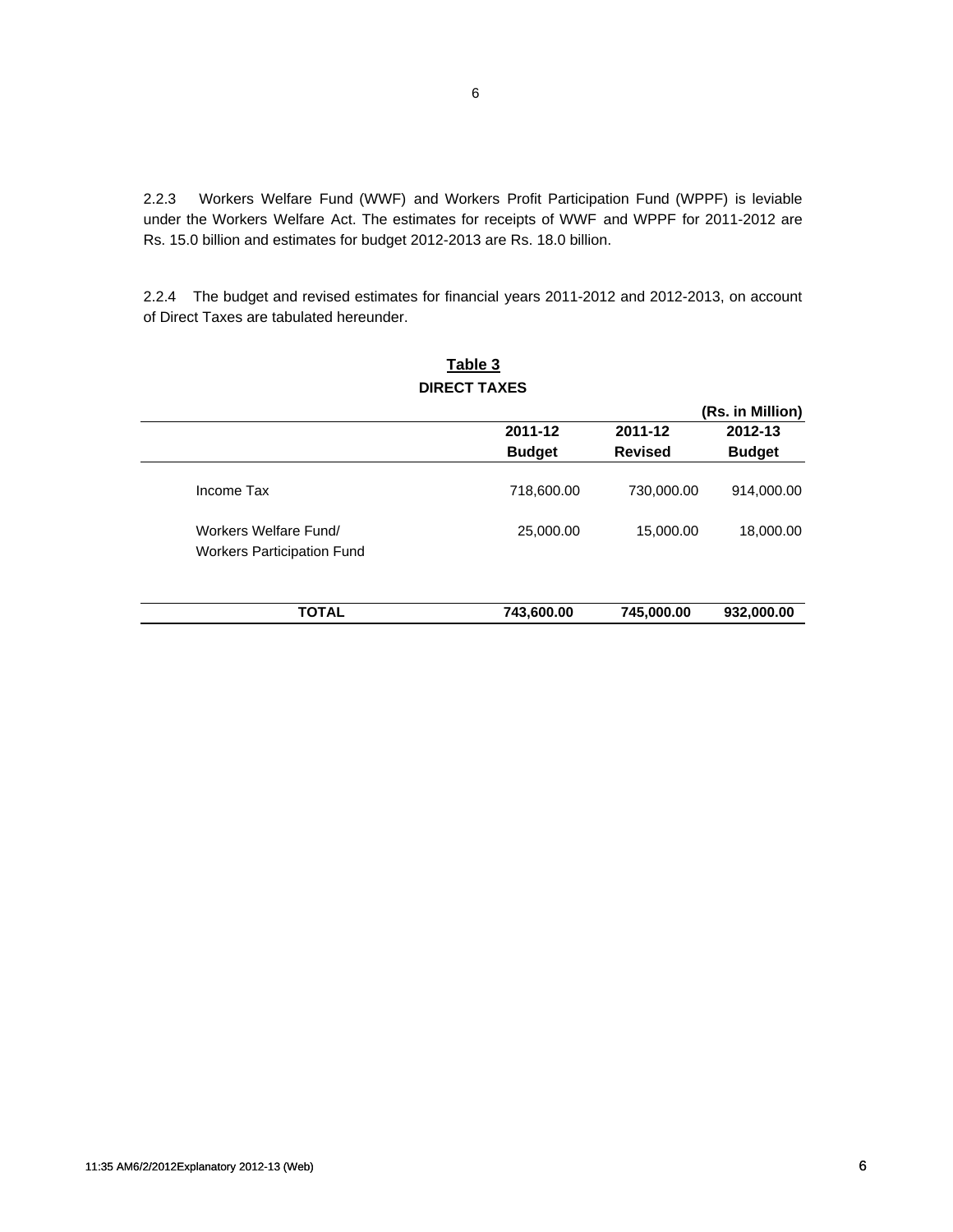2.2.3 Workers Welfare Fund (WWF) and Workers Profit Participation Fund (WPPF) is leviable under the Workers Welfare Act. The estimates for receipts of WWF and WPPF for 2011-2012 are Rs. 15.0 billion and estimates for budget 2012-2013 are Rs. 18.0 billion.

2.2.4 The budget and revised estimates for financial years 2011-2012 and 2012-2013, on account of Direct Taxes are tabulated hereunder.

**Table 3**

**DIRECT TAXES**

**(Rs. in Million)**

| | 2011-12 Budget | 2011-12 Revised | 2012-13 Budget |
|---|---|---|---|
| Income Tax | 718,600.00 | 730,000.00 | 914,000.00 |
| Workers Welfare Fund/ Workers Participation Fund | 25,000.00 | 15,000.00 | 18,000.00 |
| **TOTAL** | **743,600.00** | **745,000.00** | **932,000.00** |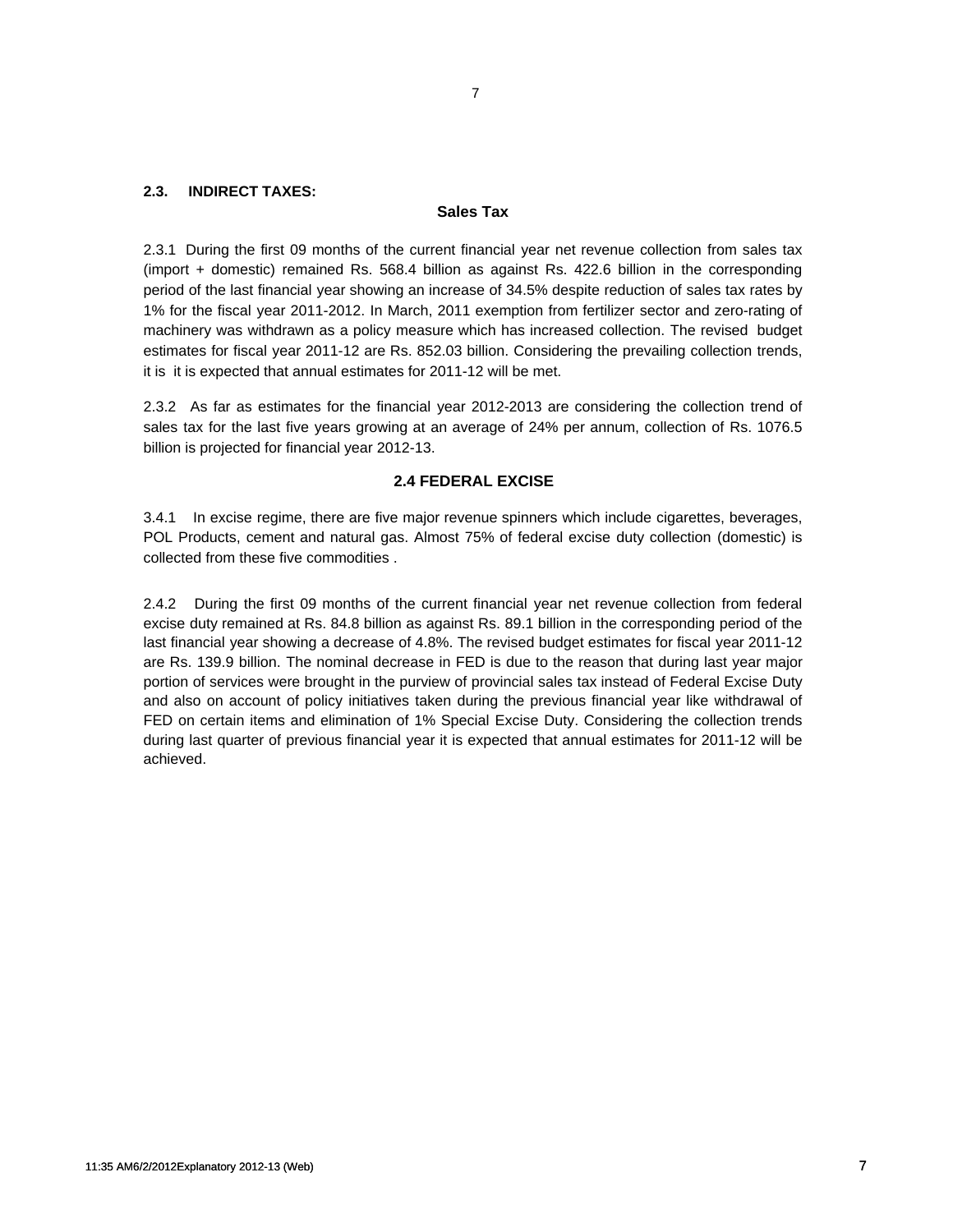## 2.3. INDIRECT TAXES:

### Sales Tax

2.3.1 During the first 09 months of the current financial year net revenue collection from sales tax (import + domestic) remained Rs. 568.4 billion as against Rs. 422.6 billion in the corresponding period of the last financial year showing an increase of 34.5% despite reduction of sales tax rates by 1% for the fiscal year 2011-2012. In March, 2011 exemption from fertilizer sector and zero-rating of machinery was withdrawn as a policy measure which has increased collection. The revised budget estimates for fiscal year 2011-12 are Rs. 852.03 billion. Considering the prevailing collection trends, it is it is expected that annual estimates for 2011-12 will be met.

2.3.2 As far as estimates for the financial year 2012-2013 are considering the collection trend of sales tax for the last five years growing at an average of 24% per annum, collection of Rs. 1076.5 billion is projected for financial year 2012-13.

### 2.4 FEDERAL EXCISE

3.4.1 In excise regime, there are five major revenue spinners which include cigarettes, beverages, POL Products, cement and natural gas. Almost 75% of federal excise duty collection (domestic) is collected from these five commodities .

2.4.2 During the first 09 months of the current financial year net revenue collection from federal excise duty remained at Rs. 84.8 billion as against Rs. 89.1 billion in the corresponding period of the last financial year showing a decrease of 4.8%. The revised budget estimates for fiscal year 2011-12 are Rs. 139.9 billion. The nominal decrease in FED is due to the reason that during last year major portion of services were brought in the purview of provincial sales tax instead of Federal Excise Duty and also on account of policy initiatives taken during the previous financial year like withdrawal of FED on certain items and elimination of 1% Special Excise Duty. Considering the collection trends during last quarter of previous financial year it is expected that annual estimates for 2011-12 will be achieved.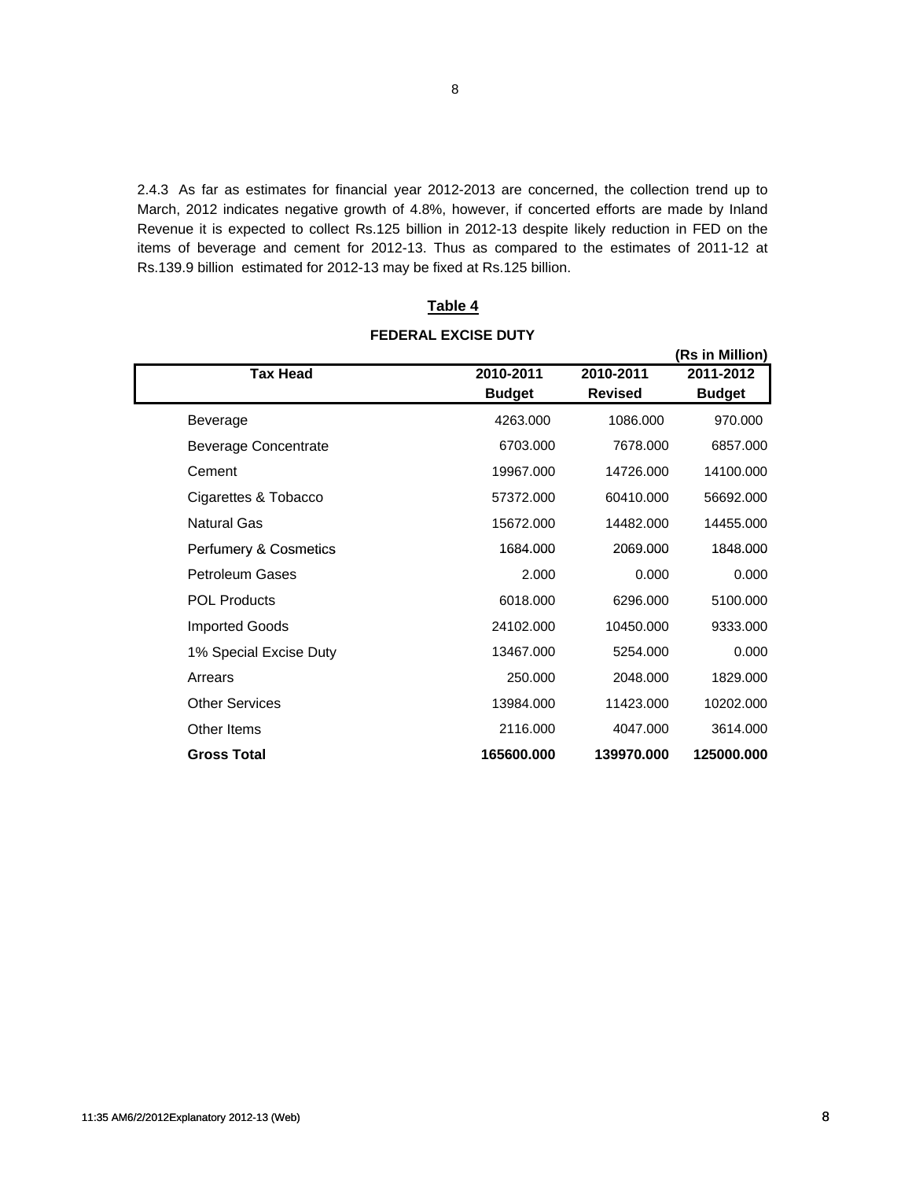2.4.3 As far as estimates for financial year 2012-2013 are concerned, the collection trend up to March, 2012 indicates negative growth of 4.8%, however, if concerted efforts are made by Inland Revenue it is expected to collect Rs.125 billion in 2012-13 despite likely reduction in FED on the items of beverage and cement for 2012-13. Thus as compared to the estimates of 2011-12 at Rs.139.9 billion estimated for 2012-13 may be fixed at Rs.125 billion.

**Table 4**

**FEDERAL EXCISE DUTY**

**(Rs in Million)**

| Tax Head | 2010-2011 Budget | 2010-2011 Revised | 2011-2012 Budget |
|---|---|---|---|
| Beverage | 4263.000 | 1086.000 | 970.000 |
| Beverage Concentrate | 6703.000 | 7678.000 | 6857.000 |
| Cement | 19967.000 | 14726.000 | 14100.000 |
| Cigarettes & Tobacco | 57372.000 | 60410.000 | 56692.000 |
| Natural Gas | 15672.000 | 14482.000 | 14455.000 |
| Perfumery & Cosmetics | 1684.000 | 2069.000 | 1848.000 |
| Petroleum Gases | 2.000 | 0.000 | 0.000 |
| POL Products | 6018.000 | 6296.000 | 5100.000 |
| Imported Goods | 24102.000 | 10450.000 | 9333.000 |
| 1% Special Excise Duty | 13467.000 | 5254.000 | 0.000 |
| Arrears | 250.000 | 2048.000 | 1829.000 |
| Other Services | 13984.000 | 11423.000 | 10202.000 |
| Other Items | 2116.000 | 4047.000 | 3614.000 |
| **Gross Total** | **165600.000** | **139970.000** | **125000.000** |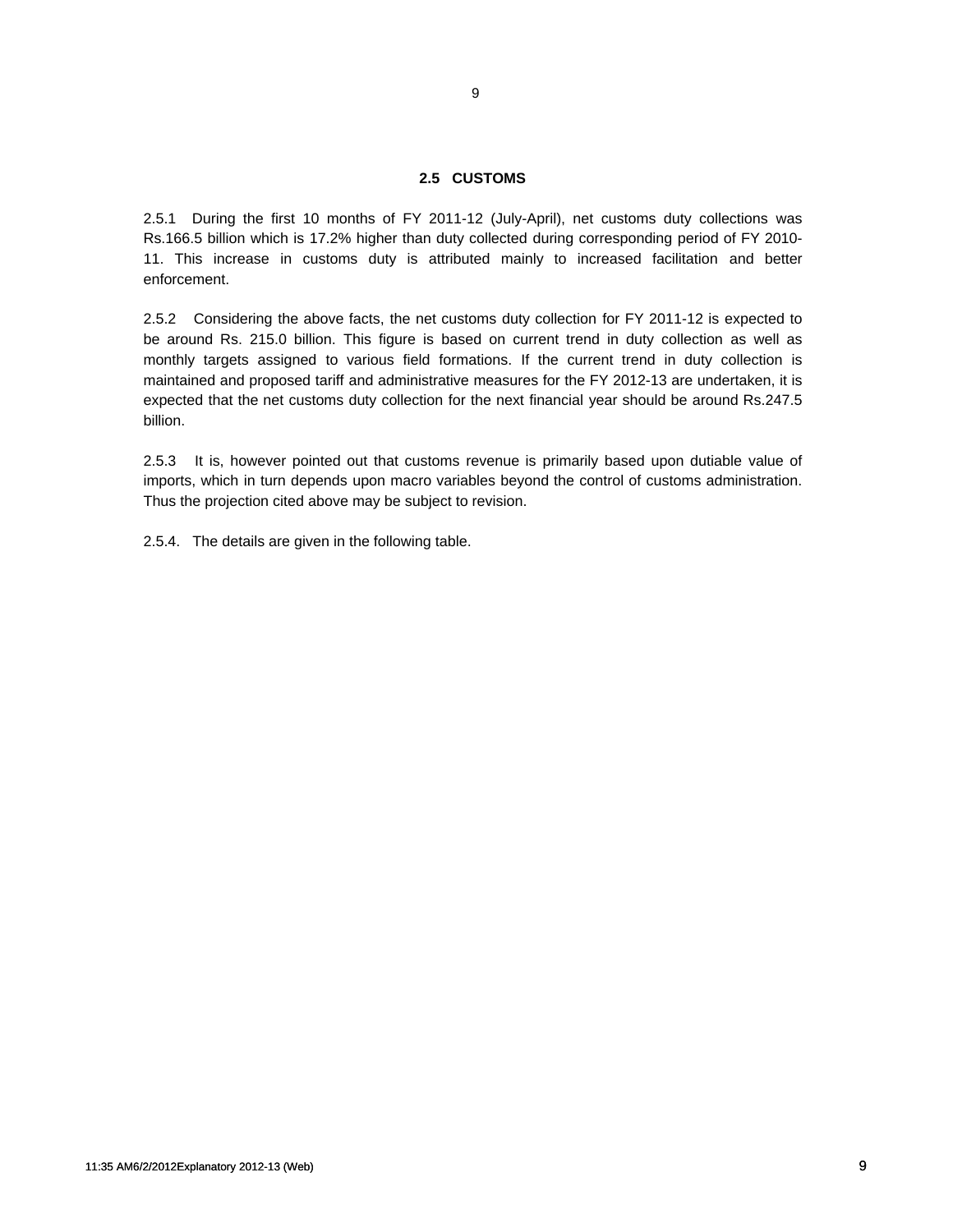## 2.5 CUSTOMS

2.5.1 During the first 10 months of FY 2011-12 (July-April), net customs duty collections was Rs.166.5 billion which is 17.2% higher than duty collected during corresponding period of FY 2010-11. This increase in customs duty is attributed mainly to increased facilitation and better enforcement.

2.5.2 Considering the above facts, the net customs duty collection for FY 2011-12 is expected to be around Rs. 215.0 billion. This figure is based on current trend in duty collection as well as monthly targets assigned to various field formations. If the current trend in duty collection is maintained and proposed tariff and administrative measures for the FY 2012-13 are undertaken, it is expected that the net customs duty collection for the next financial year should be around Rs.247.5 billion.

2.5.3 It is, however pointed out that customs revenue is primarily based upon dutiable value of imports, which in turn depends upon macro variables beyond the control of customs administration. Thus the projection cited above may be subject to revision.

2.5.4. The details are given in the following table.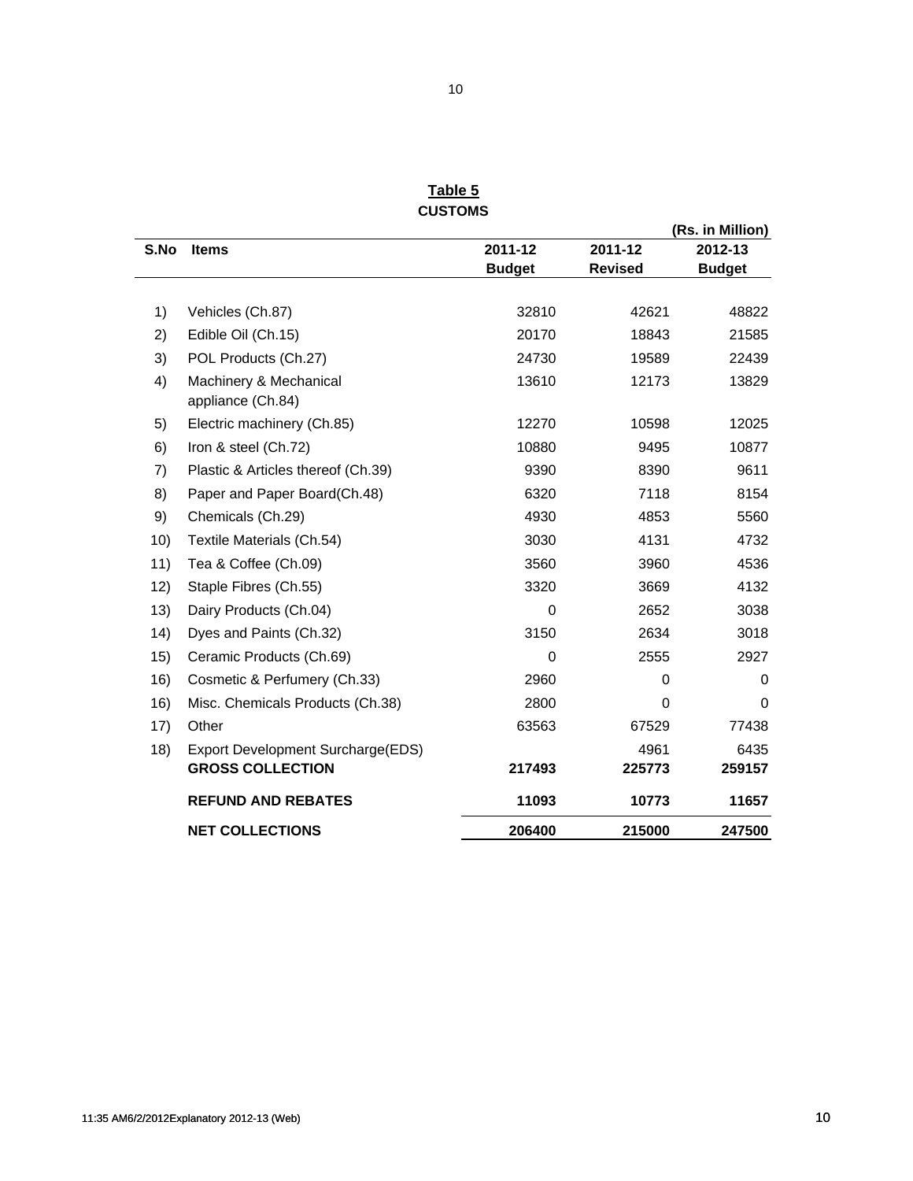**Table 5**

**CUSTOMS**

(Rs. in Million)

| S.No | Items | 2011-12 Budget | 2011-12 Revised | 2012-13 Budget |
|---|---|---|---|---|
| 1) | Vehicles (Ch.87) | 32810 | 42621 | 48822 |
| 2) | Edible Oil (Ch.15) | 20170 | 18843 | 21585 |
| 3) | POL Products (Ch.27) | 24730 | 19589 | 22439 |
| 4) | Machinery & Mechanical appliance (Ch.84) | 13610 | 12173 | 13829 |
| 5) | Electric machinery (Ch.85) | 12270 | 10598 | 12025 |
| 6) | Iron & steel (Ch.72) | 10880 | 9495 | 10877 |
| 7) | Plastic & Articles thereof (Ch.39) | 9390 | 8390 | 9611 |
| 8) | Paper and Paper Board(Ch.48) | 6320 | 7118 | 8154 |
| 9) | Chemicals (Ch.29) | 4930 | 4853 | 5560 |
| 10) | Textile Materials (Ch.54) | 3030 | 4131 | 4732 |
| 11) | Tea & Coffee (Ch.09) | 3560 | 3960 | 4536 |
| 12) | Staple Fibres (Ch.55) | 3320 | 3669 | 4132 |
| 13) | Dairy Products (Ch.04) | 0 | 2652 | 3038 |
| 14) | Dyes and Paints (Ch.32) | 3150 | 2634 | 3018 |
| 15) | Ceramic Products (Ch.69) | 0 | 2555 | 2927 |
| 16) | Cosmetic & Perfumery (Ch.33) | 2960 | 0 | 0 |
| 16) | Misc. Chemicals Products (Ch.38) | 2800 | 0 | 0 |
| 17) | Other | 63563 | 67529 | 77438 |
| 18) | Export Development Surcharge(EDS) | | 4961 | 6435 |
| | **GROSS COLLECTION** | **217493** | **225773** | **259157** |
| | **REFUND AND REBATES** | **11093** | **10773** | **11657** |
| | **NET COLLECTIONS** | **206400** | **215000** | **247500** |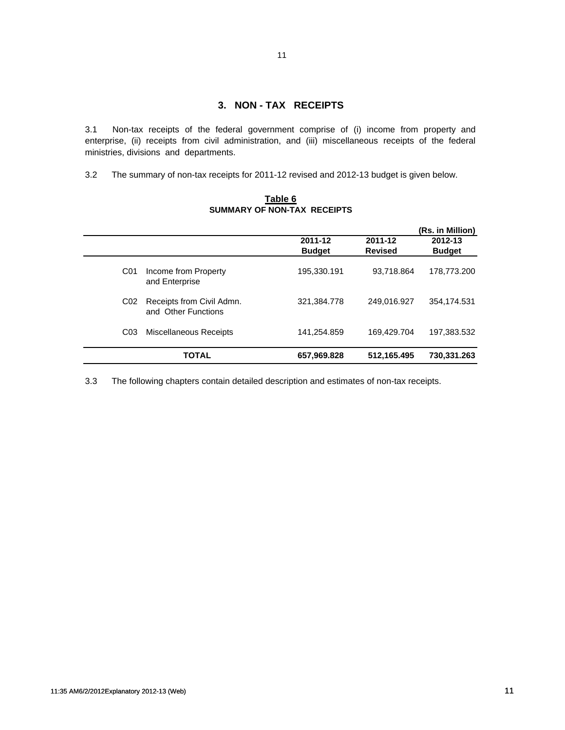## 3. NON - TAX RECEIPTS

3.1 Non-tax receipts of the federal government comprise of (i) income from property and enterprise, (ii) receipts from civil administration, and (iii) miscellaneous receipts of the federal ministries, divisions and departments.

3.2 The summary of non-tax receipts for 2011-12 revised and 2012-13 budget is given below.

**Table 6**
**SUMMARY OF NON-TAX RECEIPTS**

(Rs. in Million)

| | | 2011-12 Budget | 2011-12 Revised | 2012-13 Budget |
|---|---|---|---|---|
| C01 | Income from Property and Enterprise | 195,330.191 | 93,718.864 | 178,773.200 |
| C02 | Receipts from Civil Admn. and Other Functions | 321,384.778 | 249,016.927 | 354,174.531 |
| C03 | Miscellaneous Receipts | 141,254.859 | 169,429.704 | 197,383.532 |
| | **TOTAL** | **657,969.828** | **512,165.495** | **730,331.263** |

3.3 The following chapters contain detailed description and estimates of non-tax receipts.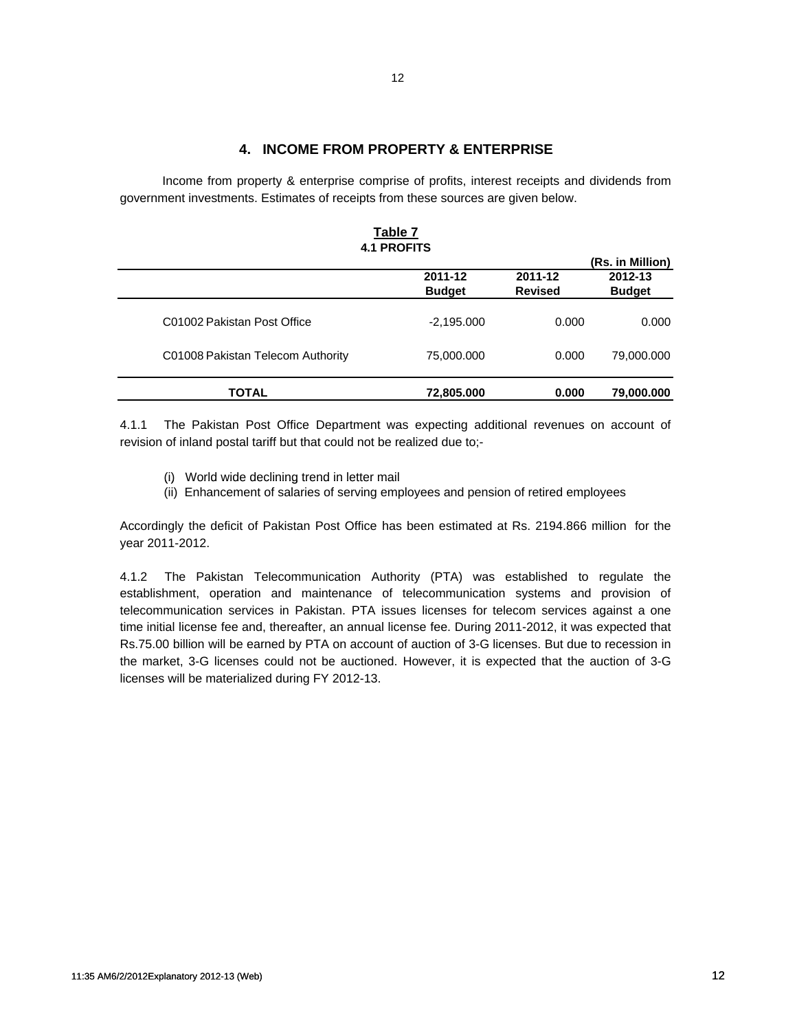# 4. INCOME FROM PROPERTY & ENTERPRISE

Income from property & enterprise comprise of profits, interest receipts and dividends from government investments. Estimates of receipts from these sources are given below.

**Table 7**
**4.1 PROFITS**

(Rs. in Million)

| | 2011-12 Budget | 2011-12 Revised | 2012-13 Budget |
|---|---|---|---|
| C01002 Pakistan Post Office | -2,195.000 | 0.000 | 0.000 |
| C01008 Pakistan Telecom Authority | 75,000.000 | 0.000 | 79,000.000 |
| **TOTAL** | **72,805.000** | **0.000** | **79,000.000** |

4.1.1 The Pakistan Post Office Department was expecting additional revenues on account of revision of inland postal tariff but that could not be realized due to;-

(i) World wide declining trend in letter mail
(ii) Enhancement of salaries of serving employees and pension of retired employees

Accordingly the deficit of Pakistan Post Office has been estimated at Rs. 2194.866 million for the year 2011-2012.

4.1.2 The Pakistan Telecommunication Authority (PTA) was established to regulate the establishment, operation and maintenance of telecommunication systems and provision of telecommunication services in Pakistan. PTA issues licenses for telecom services against a one time initial license fee and, thereafter, an annual license fee. During 2011-2012, it was expected that Rs.75.00 billion will be earned by PTA on account of auction of 3-G licenses. But due to recession in the market, 3-G licenses could not be auctioned. However, it is expected that the auction of 3-G licenses will be materialized during FY 2012-13.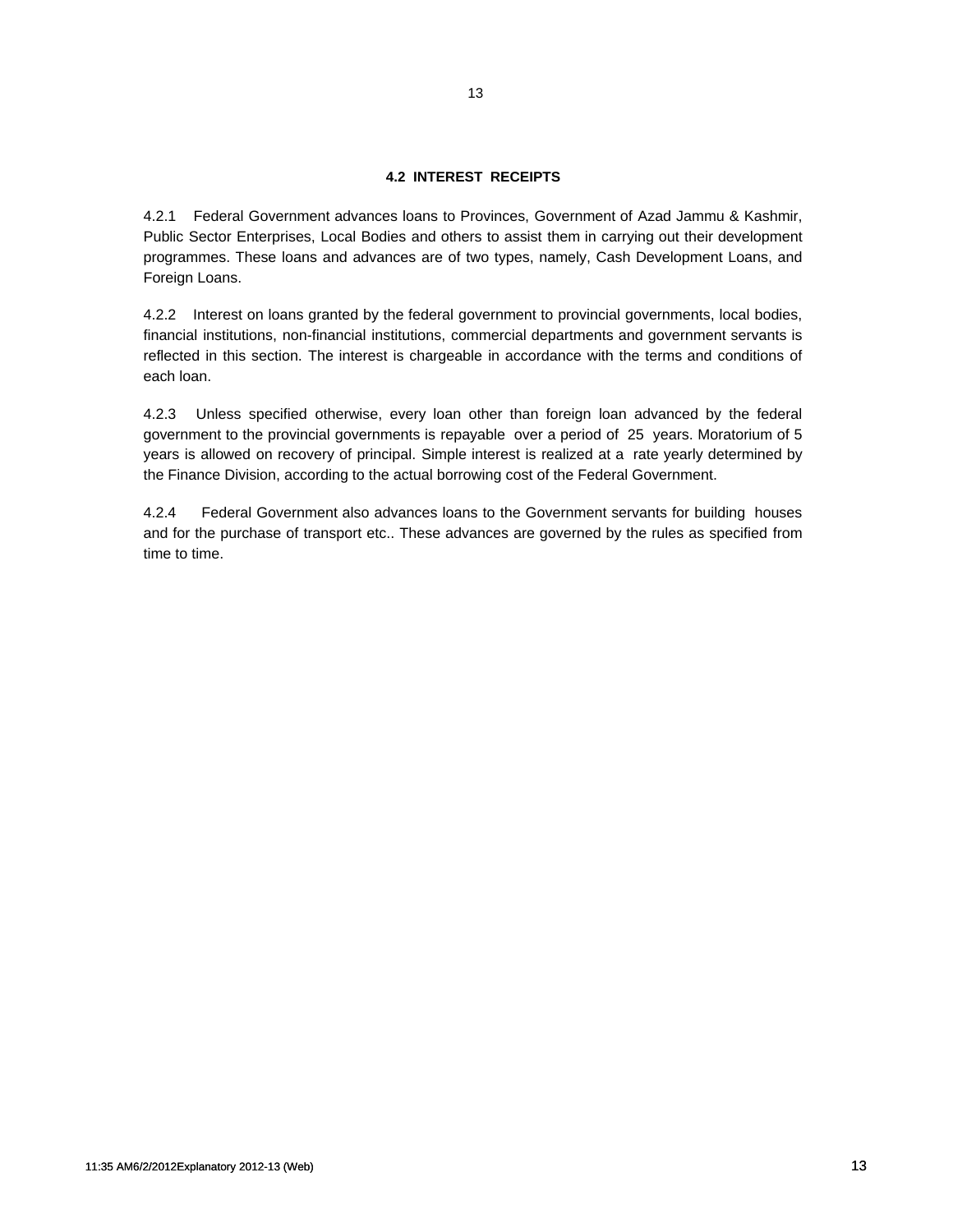## 4.2 INTEREST RECEIPTS

4.2.1 Federal Government advances loans to Provinces, Government of Azad Jammu & Kashmir, Public Sector Enterprises, Local Bodies and others to assist them in carrying out their development programmes. These loans and advances are of two types, namely, Cash Development Loans, and Foreign Loans.

4.2.2 Interest on loans granted by the federal government to provincial governments, local bodies, financial institutions, non-financial institutions, commercial departments and government servants is reflected in this section. The interest is chargeable in accordance with the terms and conditions of each loan.

4.2.3 Unless specified otherwise, every loan other than foreign loan advanced by the federal government to the provincial governments is repayable over a period of 25 years. Moratorium of 5 years is allowed on recovery of principal. Simple interest is realized at a rate yearly determined by the Finance Division, according to the actual borrowing cost of the Federal Government.

4.2.4 Federal Government also advances loans to the Government servants for building houses and for the purchase of transport etc.. These advances are governed by the rules as specified from time to time.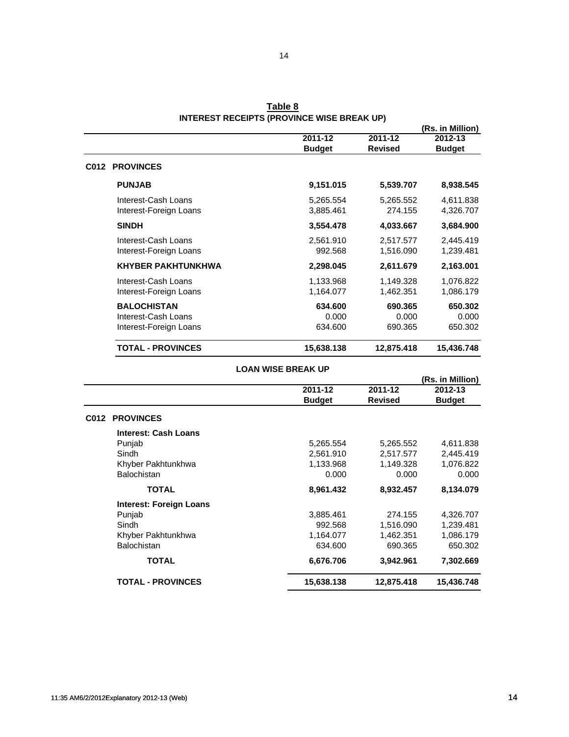## Table 8

### INTEREST RECEIPTS (PROVINCE WISE BREAK UP)

(Rs. in Million)

| | 2011-12 Budget | 2011-12 Revised | 2012-13 Budget |
|---|---|---|---|
| **C012 PROVINCES** | | | |
| **PUNJAB** | **9,151.015** | **5,539.707** | **8,938.545** |
| Interest-Cash Loans | 5,265.554 | 5,265.552 | 4,611.838 |
| Interest-Foreign Loans | 3,885.461 | 274.155 | 4,326.707 |
| **SINDH** | **3,554.478** | **4,033.667** | **3,684.900** |
| Interest-Cash Loans | 2,561.910 | 2,517.577 | 2,445.419 |
| Interest-Foreign Loans | 992.568 | 1,516.090 | 1,239.481 |
| **KHYBER PAKHTUNKHWA** | **2,298.045** | **2,611.679** | **2,163.001** |
| Interest-Cash Loans | 1,133.968 | 1,149.328 | 1,076.822 |
| Interest-Foreign Loans | 1,164.077 | 1,462.351 | 1,086.179 |
| **BALOCHISTAN** | **634.600** | **690.365** | **650.302** |
| Interest-Cash Loans | 0.000 | 0.000 | 0.000 |
| Interest-Foreign Loans | 634.600 | 690.365 | 650.302 |
| **TOTAL - PROVINCES** | **15,638.138** | **12,875.418** | **15,436.748** |

### LOAN WISE BREAK UP

(Rs. in Million)

| | 2011-12 Budget | 2011-12 Revised | 2012-13 Budget |
|---|---|---|---|
| **C012 PROVINCES** | | | |
| **Interest: Cash Loans** | | | |
| Punjab | 5,265.554 | 5,265.552 | 4,611.838 |
| Sindh | 2,561.910 | 2,517.577 | 2,445.419 |
| Khyber Pakhtunkhwa | 1,133.968 | 1,149.328 | 1,076.822 |
| Balochistan | 0.000 | 0.000 | 0.000 |
| **TOTAL** | **8,961.432** | **8,932.457** | **8,134.079** |
| **Interest: Foreign Loans** | | | |
| Punjab | 3,885.461 | 274.155 | 4,326.707 |
| Sindh | 992.568 | 1,516.090 | 1,239.481 |
| Khyber Pakhtunkhwa | 1,164.077 | 1,462.351 | 1,086.179 |
| Balochistan | 634.600 | 690.365 | 650.302 |
| **TOTAL** | **6,676.706** | **3,942.961** | **7,302.669** |
| **TOTAL - PROVINCES** | **15,638.138** | **12,875.418** | **15,436.748** |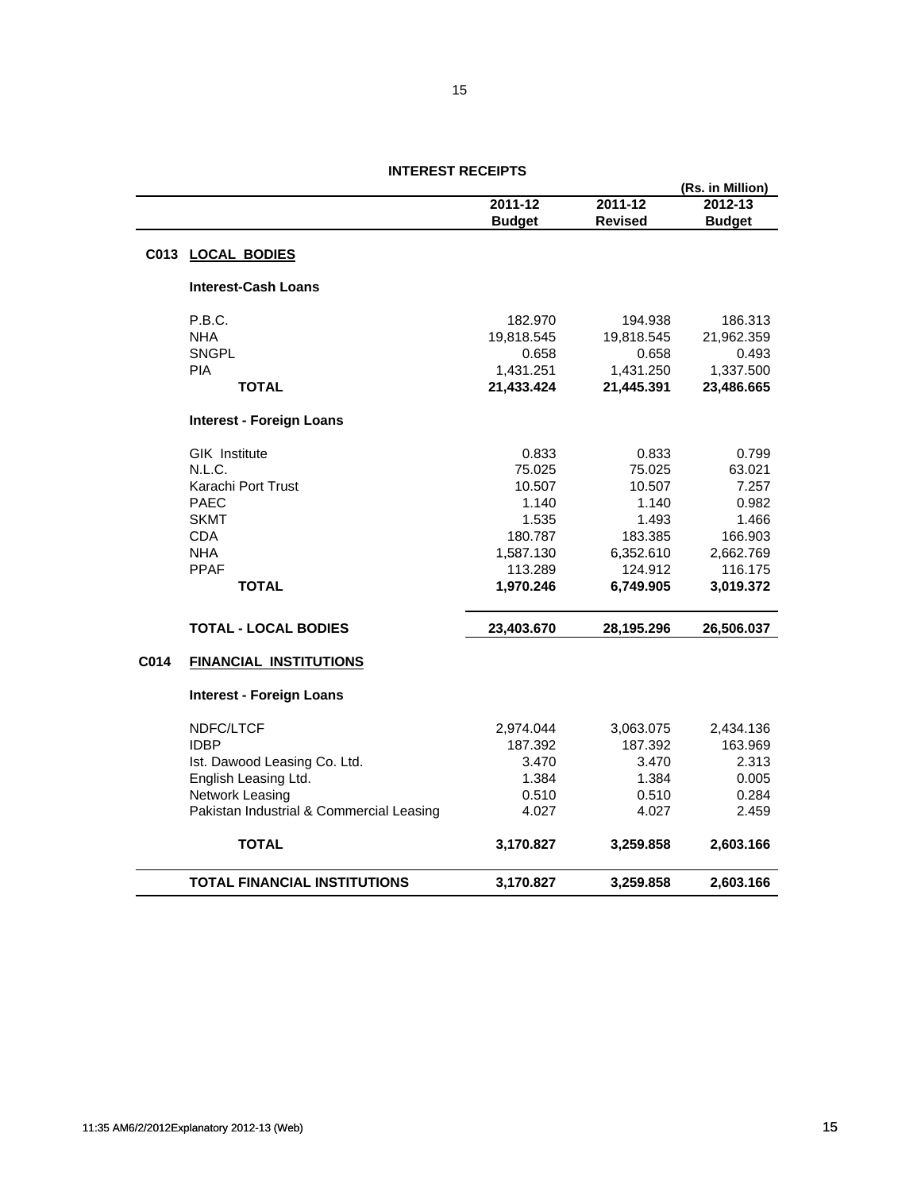## INTEREST RECEIPTS

(Rs. in Million)

| | | 2011-12 Budget | 2011-12 Revised | 2012-13 Budget |
|---|---|---|---|---|
| **C013** | **LOCAL BODIES** | | | |
| | **Interest-Cash Loans** | | | |
| | P.B.C. | 182.970 | 194.938 | 186.313 |
| | NHA | 19,818.545 | 19,818.545 | 21,962.359 |
| | SNGPL | 0.658 | 0.658 | 0.493 |
| | PIA | 1,431.251 | 1,431.250 | 1,337.500 |
| | **TOTAL** | **21,433.424** | **21,445.391** | **23,486.665** |
| | **Interest - Foreign Loans** | | | |
| | GIK Institute | 0.833 | 0.833 | 0.799 |
| | N.L.C. | 75.025 | 75.025 | 63.021 |
| | Karachi Port Trust | 10.507 | 10.507 | 7.257 |
| | PAEC | 1.140 | 1.140 | 0.982 |
| | SKMT | 1.535 | 1.493 | 1.466 |
| | CDA | 180.787 | 183.385 | 166.903 |
| | NHA | 1,587.130 | 6,352.610 | 2,662.769 |
| | PPAF | 113.289 | 124.912 | 116.175 |
| | **TOTAL** | **1,970.246** | **6,749.905** | **3,019.372** |
| | **TOTAL - LOCAL BODIES** | **23,403.670** | **28,195.296** | **26,506.037** |
| **C014** | **FINANCIAL INSTITUTIONS** | | | |
| | **Interest - Foreign Loans** | | | |
| | NDFC/LTCF | 2,974.044 | 3,063.075 | 2,434.136 |
| | IDBP | 187.392 | 187.392 | 163.969 |
| | Ist. Dawood Leasing Co. Ltd. | 3.470 | 3.470 | 2.313 |
| | English Leasing Ltd. | 1.384 | 1.384 | 0.005 |
| | Network Leasing | 0.510 | 0.510 | 0.284 |
| | Pakistan Industrial & Commercial Leasing | 4.027 | 4.027 | 2.459 |
| | **TOTAL** | **3,170.827** | **3,259.858** | **2,603.166** |
| | **TOTAL FINANCIAL INSTITUTIONS** | **3,170.827** | **3,259.858** | **2,603.166** |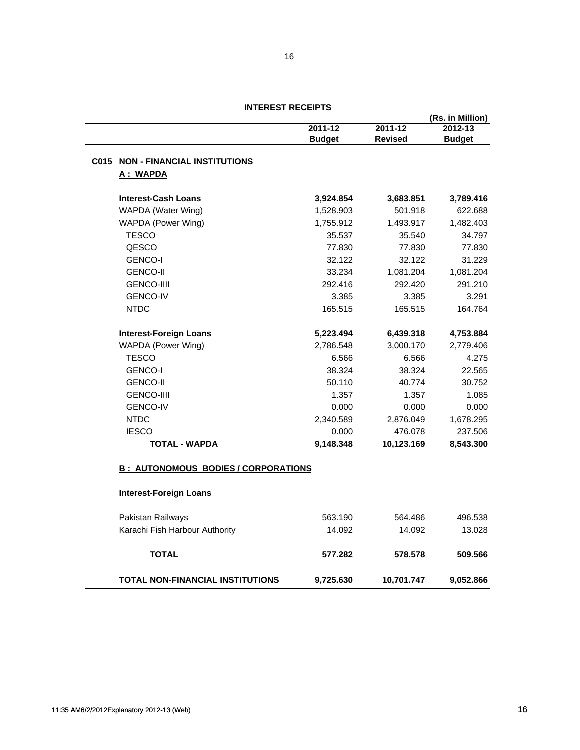## INTEREST RECEIPTS

(Rs. in Million)

| | 2011-12 Budget | 2011-12 Revised | 2012-13 Budget |
|---|---|---|---|
| **C015 NON - FINANCIAL INSTITUTIONS** | | | |
| **A : WAPDA** | | | |
| **Interest-Cash Loans** | **3,924.854** | **3,683.851** | **3,789.416** |
| WAPDA (Water Wing) | 1,528.903 | 501.918 | 622.688 |
| WAPDA (Power Wing) | 1,755.912 | 1,493.917 | 1,482.403 |
| TESCO | 35.537 | 35.540 | 34.797 |
| QESCO | 77.830 | 77.830 | 77.830 |
| GENCO-I | 32.122 | 32.122 | 31.229 |
| GENCO-II | 33.234 | 1,081.204 | 1,081.204 |
| GENCO-IIII | 292.416 | 292.420 | 291.210 |
| GENCO-IV | 3.385 | 3.385 | 3.291 |
| NTDC | 165.515 | 165.515 | 164.764 |
| **Interest-Foreign Loans** | **5,223.494** | **6,439.318** | **4,753.884** |
| WAPDA (Power Wing) | 2,786.548 | 3,000.170 | 2,779.406 |
| TESCO | 6.566 | 6.566 | 4.275 |
| GENCO-I | 38.324 | 38.324 | 22.565 |
| GENCO-II | 50.110 | 40.774 | 30.752 |
| GENCO-IIII | 1.357 | 1.357 | 1.085 |
| GENCO-IV | 0.000 | 0.000 | 0.000 |
| NTDC | 2,340.589 | 2,876.049 | 1,678.295 |
| IESCO | 0.000 | 476.078 | 237.506 |
| **TOTAL - WAPDA** | **9,148.348** | **10,123.169** | **8,543.300** |
| **B : AUTONOMOUS BODIES / CORPORATIONS** | | | |
| **Interest-Foreign Loans** | | | |
| Pakistan Railways | 563.190 | 564.486 | 496.538 |
| Karachi Fish Harbour Authority | 14.092 | 14.092 | 13.028 |
| **TOTAL** | **577.282** | **578.578** | **509.566** |
| **TOTAL NON-FINANCIAL INSTITUTIONS** | **9,725.630** | **10,701.747** | **9,052.866** |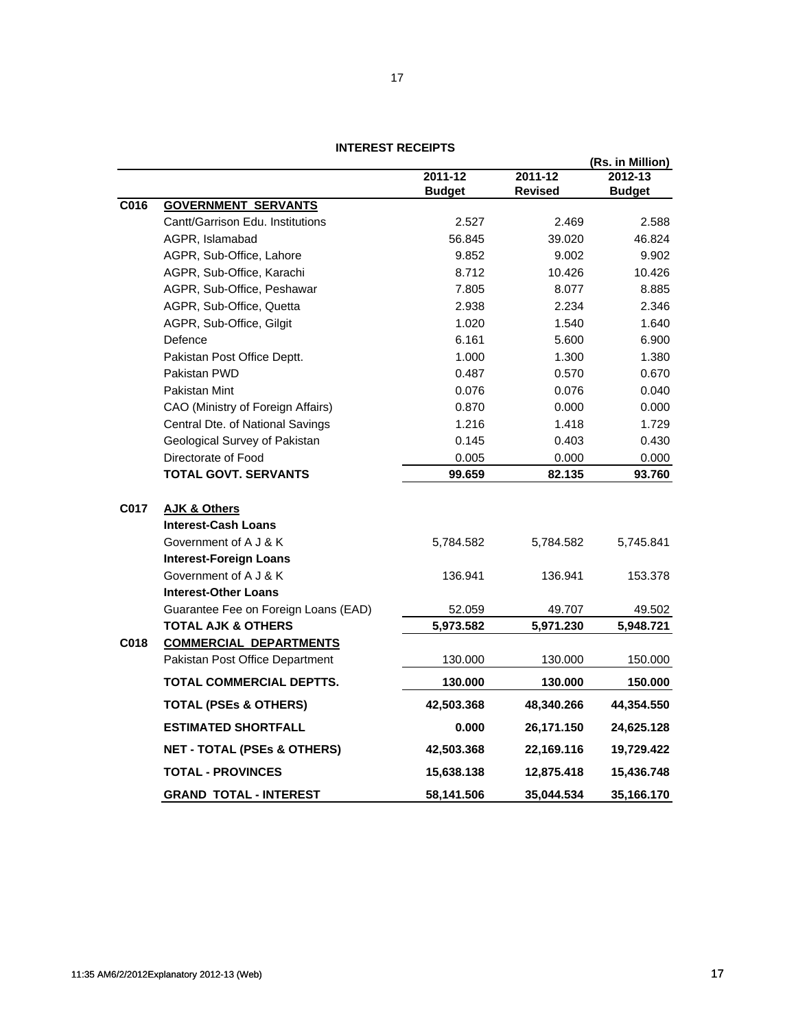## INTEREST RECEIPTS

(Rs. in Million)

| | | 2011-12 Budget | 2011-12 Revised | 2012-13 Budget |
|---|---|---|---|---|
| C016 | **GOVERNMENT SERVANTS** | | | |
| | Cantt/Garrison Edu. Institutions | 2.527 | 2.469 | 2.588 |
| | AGPR, Islamabad | 56.845 | 39.020 | 46.824 |
| | AGPR, Sub-Office, Lahore | 9.852 | 9.002 | 9.902 |
| | AGPR, Sub-Office, Karachi | 8.712 | 10.426 | 10.426 |
| | AGPR, Sub-Office, Peshawar | 7.805 | 8.077 | 8.885 |
| | AGPR, Sub-Office, Quetta | 2.938 | 2.234 | 2.346 |
| | AGPR, Sub-Office, Gilgit | 1.020 | 1.540 | 1.640 |
| | Defence | 6.161 | 5.600 | 6.900 |
| | Pakistan Post Office Deptt. | 1.000 | 1.300 | 1.380 |
| | Pakistan PWD | 0.487 | 0.570 | 0.670 |
| | Pakistan Mint | 0.076 | 0.076 | 0.040 |
| | CAO (Ministry of Foreign Affairs) | 0.870 | 0.000 | 0.000 |
| | Central Dte. of National Savings | 1.216 | 1.418 | 1.729 |
| | Geological Survey of Pakistan | 0.145 | 0.403 | 0.430 |
| | Directorate of Food | 0.005 | 0.000 | 0.000 |
| | **TOTAL GOVT. SERVANTS** | **99.659** | **82.135** | **93.760** |
| C017 | **AJK & Others** | | | |
| | **Interest-Cash Loans** | | | |
| | Government of A J & K | 5,784.582 | 5,784.582 | 5,745.841 |
| | **Interest-Foreign Loans** | | | |
| | Government of A J & K | 136.941 | 136.941 | 153.378 |
| | **Interest-Other Loans** | | | |
| | Guarantee Fee on Foreign Loans (EAD) | 52.059 | 49.707 | 49.502 |
| | **TOTAL AJK & OTHERS** | **5,973.582** | **5,971.230** | **5,948.721** |
| C018 | **COMMERCIAL DEPARTMENTS** | | | |
| | Pakistan Post Office Department | 130.000 | 130.000 | 150.000 |
| | **TOTAL COMMERCIAL DEPTTS.** | **130.000** | **130.000** | **150.000** |
| | **TOTAL (PSEs & OTHERS)** | **42,503.368** | **48,340.266** | **44,354.550** |
| | **ESTIMATED SHORTFALL** | **0.000** | **26,171.150** | **24,625.128** |
| | **NET - TOTAL (PSEs & OTHERS)** | **42,503.368** | **22,169.116** | **19,729.422** |
| | **TOTAL - PROVINCES** | **15,638.138** | **12,875.418** | **15,436.748** |
| | **GRAND TOTAL - INTEREST** | **58,141.506** | **35,044.534** | **35,166.170** |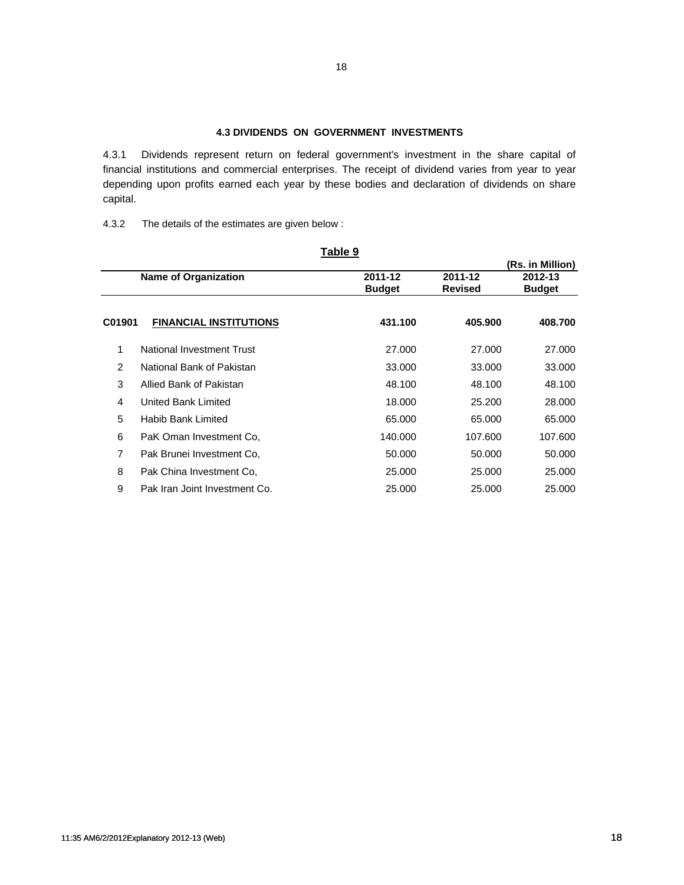### 4.3 DIVIDENDS ON GOVERNMENT INVESTMENTS

4.3.1 Dividends represent return on federal government's investment in the share capital of financial institutions and commercial enterprises. The receipt of dividend varies from year to year depending upon profits earned each year by these bodies and declaration of dividends on share capital.

4.3.2 The details of the estimates are given below :

**Table 9**

(Rs. in Million)

| | Name of Organization | 2011-12 Budget | 2011-12 Revised | 2012-13 Budget |
|---|---|---|---|---|
| **C01901** | **FINANCIAL INSTITUTIONS** | **431.100** | **405.900** | **408.700** |
| 1 | National Investment Trust | 27.000 | 27.000 | 27.000 |
| 2 | National Bank of Pakistan | 33.000 | 33.000 | 33.000 |
| 3 | Allied Bank of Pakistan | 48.100 | 48.100 | 48.100 |
| 4 | United Bank Limited | 18.000 | 25.200 | 28.000 |
| 5 | Habib Bank Limited | 65.000 | 65.000 | 65.000 |
| 6 | PaK Oman Investment Co, | 140.000 | 107.600 | 107.600 |
| 7 | Pak Brunei Investment Co, | 50.000 | 50.000 | 50.000 |
| 8 | Pak China Investment Co, | 25.000 | 25.000 | 25.000 |
| 9 | Pak Iran Joint Investment Co. | 25.000 | 25.000 | 25.000 |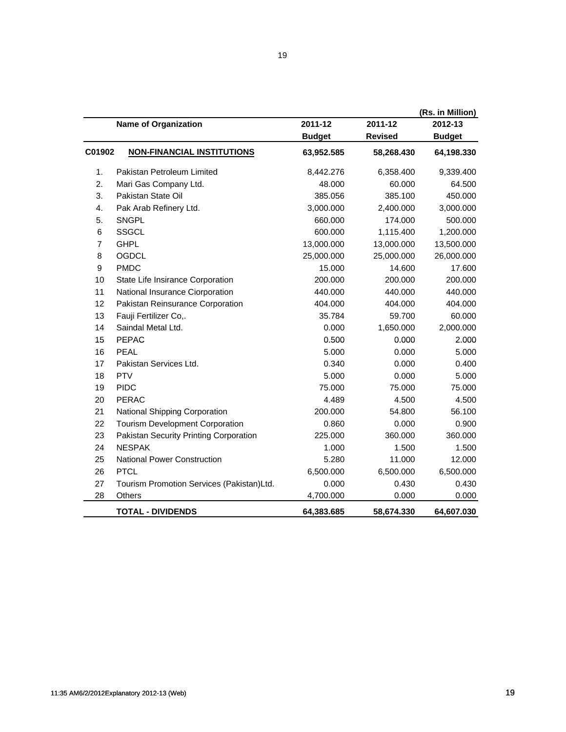(Rs. in Million)

| | Name of Organization | 2011-12 Budget | 2011-12 Revised | 2012-13 Budget |
|---|---|---|---|---|
| **C01902** | **NON-FINANCIAL INSTITUTIONS** | **63,952.585** | **58,268.430** | **64,198.330** |
| 1. | Pakistan Petroleum Limited | 8,442.276 | 6,358.400 | 9,339.400 |
| 2. | Mari Gas Company Ltd. | 48.000 | 60.000 | 64.500 |
| 3. | Pakistan State Oil | 385.056 | 385.100 | 450.000 |
| 4. | Pak Arab Refinery Ltd. | 3,000.000 | 2,400.000 | 3,000.000 |
| 5. | SNGPL | 660.000 | 174.000 | 500.000 |
| 6 | SSGCL | 600.000 | 1,115.400 | 1,200.000 |
| 7 | GHPL | 13,000.000 | 13,000.000 | 13,500.000 |
| 8 | OGDCL | 25,000.000 | 25,000.000 | 26,000.000 |
| 9 | PMDC | 15.000 | 14.600 | 17.600 |
| 10 | State Life Insirance Corporation | 200.000 | 200.000 | 200.000 |
| 11 | National Insurance Ciorporation | 440.000 | 440.000 | 440.000 |
| 12 | Pakistan Reinsurance Corporation | 404.000 | 404.000 | 404.000 |
| 13 | Fauji Fertilizer Co,. | 35.784 | 59.700 | 60.000 |
| 14 | Saindal Metal Ltd. | 0.000 | 1,650.000 | 2,000.000 |
| 15 | PEPAC | 0.500 | 0.000 | 2.000 |
| 16 | PEAL | 5.000 | 0.000 | 5.000 |
| 17 | Pakistan Services Ltd. | 0.340 | 0.000 | 0.400 |
| 18 | PTV | 5.000 | 0.000 | 5.000 |
| 19 | PIDC | 75.000 | 75.000 | 75.000 |
| 20 | PERAC | 4.489 | 4.500 | 4.500 |
| 21 | National Shipping Corporation | 200.000 | 54.800 | 56.100 |
| 22 | Tourism Development Corporation | 0.860 | 0.000 | 0.900 |
| 23 | Pakistan Security Printing Corporation | 225.000 | 360.000 | 360.000 |
| 24 | NESPAK | 1.000 | 1.500 | 1.500 |
| 25 | National Power Construction | 5.280 | 11.000 | 12.000 |
| 26 | PTCL | 6,500.000 | 6,500.000 | 6,500.000 |
| 27 | Tourism Promotion Services (Pakistan)Ltd. | 0.000 | 0.430 | 0.430 |
| 28 | Others | 4,700.000 | 0.000 | 0.000 |
| | **TOTAL - DIVIDENDS** | **64,383.685** | **58,674.330** | **64,607.030** |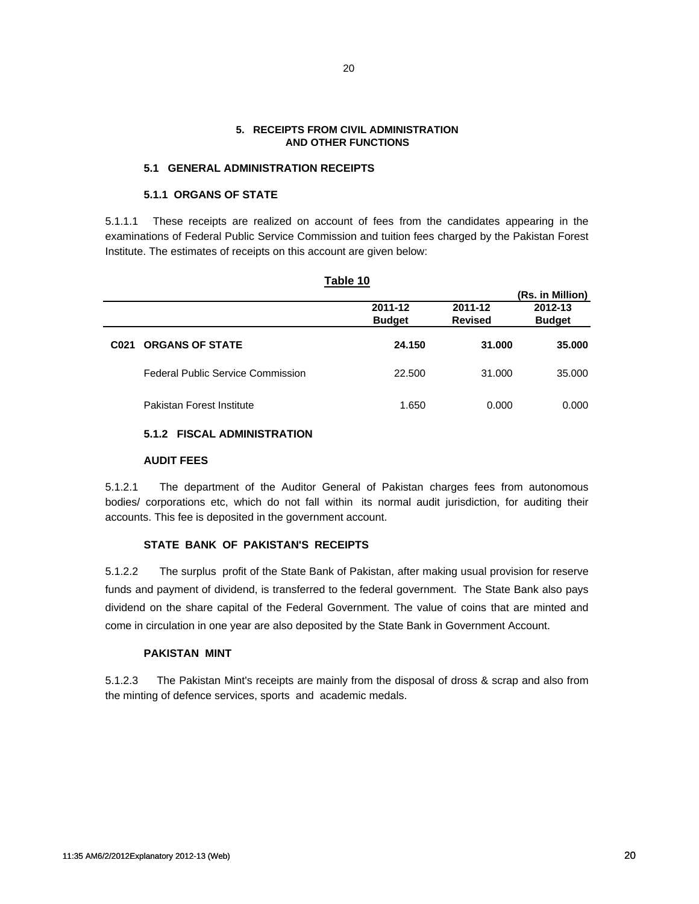## 5. RECEIPTS FROM CIVIL ADMINISTRATION AND OTHER FUNCTIONS

### 5.1 GENERAL ADMINISTRATION RECEIPTS

#### 5.1.1 ORGANS OF STATE

5.1.1.1 These receipts are realized on account of fees from the candidates appearing in the examinations of Federal Public Service Commission and tuition fees charged by the Pakistan Forest Institute. The estimates of receipts on this account are given below:

**Table 10**

(Rs. in Million)

| | | 2011-12 Budget | 2011-12 Revised | 2012-13 Budget |
|---|---|---|---|---|
| **C021** | **ORGANS OF STATE** | **24.150** | **31.000** | **35.000** |
| | Federal Public Service Commission | 22.500 | 31.000 | 35.000 |
| | Pakistan Forest Institute | 1.650 | 0.000 | 0.000 |

#### 5.1.2 FISCAL ADMINISTRATION

**AUDIT FEES**

5.1.2.1 The department of the Auditor General of Pakistan charges fees from autonomous bodies/ corporations etc, which do not fall within its normal audit jurisdiction, for auditing their accounts. This fee is deposited in the government account.

**STATE BANK OF PAKISTAN'S RECEIPTS**

5.1.2.2 The surplus profit of the State Bank of Pakistan, after making usual provision for reserve funds and payment of dividend, is transferred to the federal government. The State Bank also pays dividend on the share capital of the Federal Government. The value of coins that are minted and come in circulation in one year are also deposited by the State Bank in Government Account.

**PAKISTAN MINT**

5.1.2.3 The Pakistan Mint's receipts are mainly from the disposal of dross & scrap and also from the minting of defence services, sports and academic medals.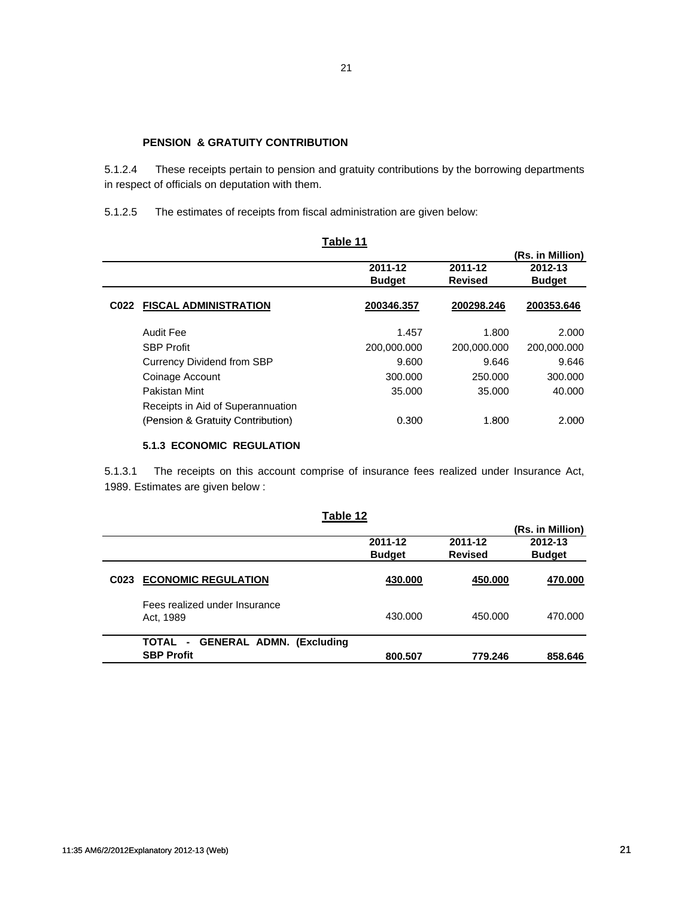**PENSION & GRATUITY CONTRIBUTION**

5.1.2.4 These receipts pertain to pension and gratuity contributions by the borrowing departments in respect of officials on deputation with them.

5.1.2.5 The estimates of receipts from fiscal administration are given below:

**Table 11**

(Rs. in Million)

| | | 2011-12 Budget | 2011-12 Revised | 2012-13 Budget |
|---|---|---|---|---|
| **C022** | **FISCAL ADMINISTRATION** | **200346.357** | **200298.246** | **200353.646** |
| | Audit Fee | 1.457 | 1.800 | 2.000 |
| | SBP Profit | 200,000.000 | 200,000.000 | 200,000.000 |
| | Currency Dividend from SBP | 9.600 | 9.646 | 9.646 |
| | Coinage Account | 300.000 | 250.000 | 300.000 |
| | Pakistan Mint | 35.000 | 35.000 | 40.000 |
| | Receipts in Aid of Superannuation (Pension & Gratuity Contribution) | 0.300 | 1.800 | 2.000 |

**5.1.3 ECONOMIC REGULATION**

5.1.3.1 The receipts on this account comprise of insurance fees realized under Insurance Act, 1989. Estimates are given below :

**Table 12**

(Rs. in Million)

| | | 2011-12 Budget | 2011-12 Revised | 2012-13 Budget |
|---|---|---|---|---|
| **C023** | **ECONOMIC REGULATION** | **430.000** | **450.000** | **470.000** |
| | Fees realized under Insurance Act, 1989 | 430.000 | 450.000 | 470.000 |
| | **TOTAL - GENERAL ADMN. (Excluding SBP Profit** | **800.507** | **779.246** | **858.646** |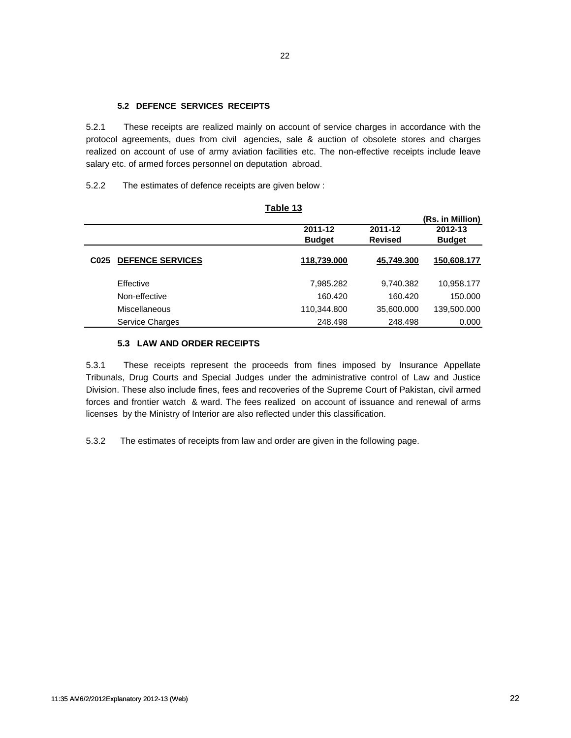### 5.2 DEFENCE SERVICES RECEIPTS

5.2.1 These receipts are realized mainly on account of service charges in accordance with the protocol agreements, dues from civil agencies, sale & auction of obsolete stores and charges realized on account of use of army aviation facilities etc. The non-effective receipts include leave salary etc. of armed forces personnel on deputation abroad.

5.2.2 The estimates of defence receipts are given below :

**Table 13**

(Rs. in Million)

| | | 2011-12 Budget | 2011-12 Revised | 2012-13 Budget |
|---|---|---|---|---|
| **C025** | **DEFENCE SERVICES** | **118,739.000** | **45,749.300** | **150,608.177** |
| | Effective | 7,985.282 | 9,740.382 | 10,958.177 |
| | Non-effective | 160.420 | 160.420 | 150.000 |
| | Miscellaneous | 110,344.800 | 35,600.000 | 139,500.000 |
| | Service Charges | 248.498 | 248.498 | 0.000 |

### 5.3 LAW AND ORDER RECEIPTS

5.3.1 These receipts represent the proceeds from fines imposed by Insurance Appellate Tribunals, Drug Courts and Special Judges under the administrative control of Law and Justice Division. These also include fines, fees and recoveries of the Supreme Court of Pakistan, civil armed forces and frontier watch & ward. The fees realized on account of issuance and renewal of arms licenses by the Ministry of Interior are also reflected under this classification.

5.3.2 The estimates of receipts from law and order are given in the following page.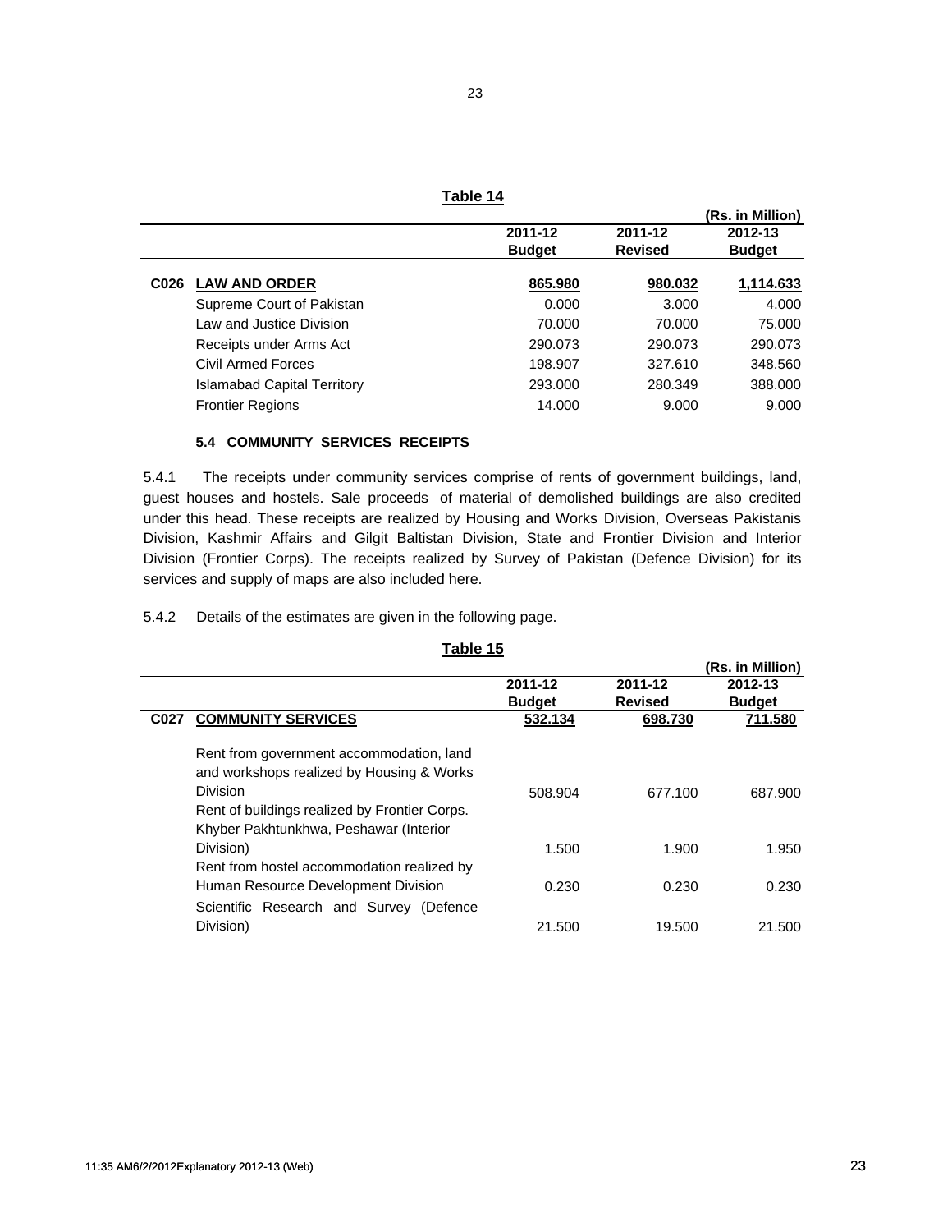**Table 14**

| | | 2011-12 Budget | 2011-12 Revised | 2012-13 Budget |
|---|---|---|---|---|
| | | | | (Rs. in Million) |
| C026 | **LAW AND ORDER** | **865.980** | **980.032** | **1,114.633** |
| | Supreme Court of Pakistan | 0.000 | 3.000 | 4.000 |
| | Law and Justice Division | 70.000 | 70.000 | 75.000 |
| | Receipts under Arms Act | 290.073 | 290.073 | 290.073 |
| | Civil Armed Forces | 198.907 | 327.610 | 348.560 |
| | Islamabad Capital Territory | 293.000 | 280.349 | 388.000 |
| | Frontier Regions | 14.000 | 9.000 | 9.000 |

#### 5.4 COMMUNITY SERVICES RECEIPTS

5.4.1 The receipts under community services comprise of rents of government buildings, land, guest houses and hostels. Sale proceeds of material of demolished buildings are also credited under this head. These receipts are realized by Housing and Works Division, Overseas Pakistanis Division, Kashmir Affairs and Gilgit Baltistan Division, State and Frontier Division and Interior Division (Frontier Corps). The receipts realized by Survey of Pakistan (Defence Division) for its services and supply of maps are also included here.

5.4.2 Details of the estimates are given in the following page.

**Table 15**

| | | 2011-12 Budget | 2011-12 Revised | 2012-13 Budget |
|---|---|---|---|---|
| | | | | (Rs. in Million) |
| C027 | **COMMUNITY SERVICES** | **532.134** | **698.730** | **711.580** |
| | Rent from government accommodation, land and workshops realized by Housing & Works Division | 508.904 | 677.100 | 687.900 |
| | Rent of buildings realized by Frontier Corps. Khyber Pakhtunkhwa, Peshawar (Interior Division) | 1.500 | 1.900 | 1.950 |
| | Rent from hostel accommodation realized by Human Resource Development Division | 0.230 | 0.230 | 0.230 |
| | Scientific Research and Survey (Defence Division) | 21.500 | 19.500 | 21.500 |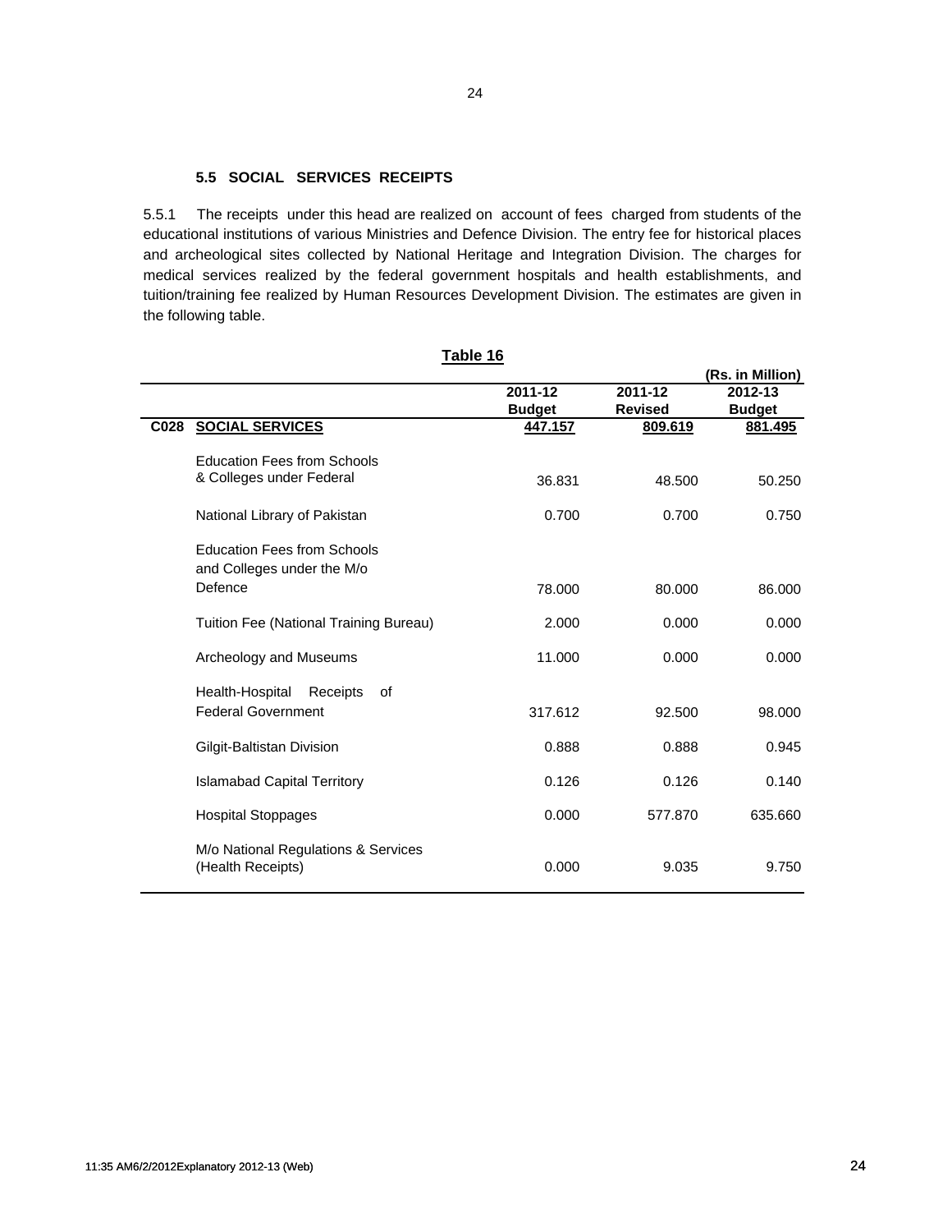### 5.5 SOCIAL SERVICES RECEIPTS

5.5.1 The receipts under this head are realized on account of fees charged from students of the educational institutions of various Ministries and Defence Division. The entry fee for historical places and archeological sites collected by National Heritage and Integration Division. The charges for medical services realized by the federal government hospitals and health establishments, and tuition/training fee realized by Human Resources Development Division. The estimates are given in the following table.

**Table 16**

(Rs. in Million)

| | | 2011-12 Budget | 2011-12 Revised | 2012-13 Budget |
|---|---|---|---|---|
| **C028** | **SOCIAL SERVICES** | **447.157** | **809.619** | **881.495** |
| | Education Fees from Schools & Colleges under Federal | 36.831 | 48.500 | 50.250 |
| | National Library of Pakistan | 0.700 | 0.700 | 0.750 |
| | Education Fees from Schools and Colleges under the M/o Defence | 78.000 | 80.000 | 86.000 |
| | Tuition Fee (National Training Bureau) | 2.000 | 0.000 | 0.000 |
| | Archeology and Museums | 11.000 | 0.000 | 0.000 |
| | Health-Hospital Receipts of Federal Government | 317.612 | 92.500 | 98.000 |
| | Gilgit-Baltistan Division | 0.888 | 0.888 | 0.945 |
| | Islamabad Capital Territory | 0.126 | 0.126 | 0.140 |
| | Hospital Stoppages | 0.000 | 577.870 | 635.660 |
| | M/o National Regulations & Services (Health Receipts) | 0.000 | 9.035 | 9.750 |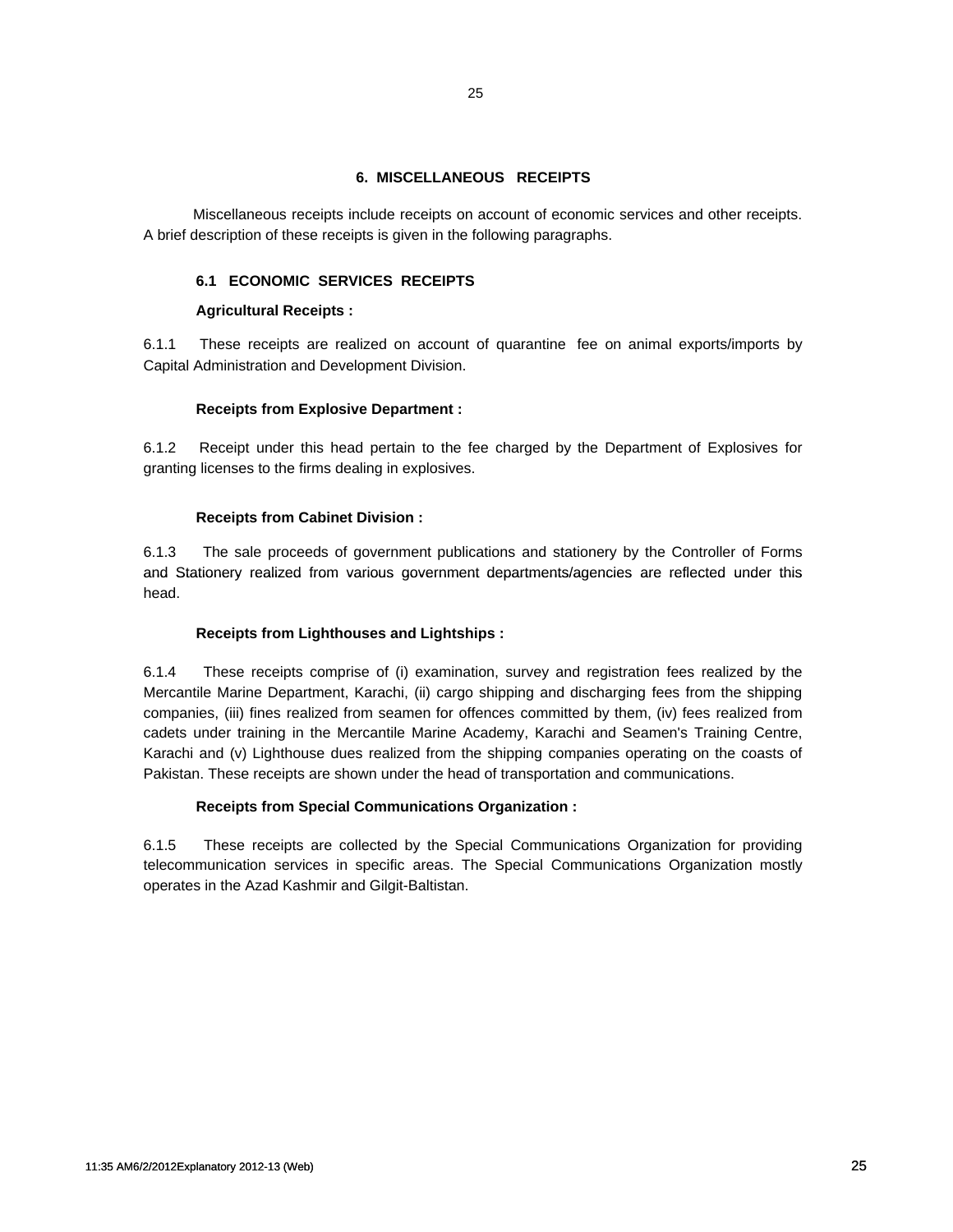## 6. MISCELLANEOUS RECEIPTS

Miscellaneous receipts include receipts on account of economic services and other receipts. A brief description of these receipts is given in the following paragraphs.

### 6.1 ECONOMIC SERVICES RECEIPTS

**Agricultural Receipts :**

6.1.1 These receipts are realized on account of quarantine fee on animal exports/imports by Capital Administration and Development Division.

**Receipts from Explosive Department :**

6.1.2 Receipt under this head pertain to the fee charged by the Department of Explosives for granting licenses to the firms dealing in explosives.

**Receipts from Cabinet Division :**

6.1.3 The sale proceeds of government publications and stationery by the Controller of Forms and Stationery realized from various government departments/agencies are reflected under this head.

**Receipts from Lighthouses and Lightships :**

6.1.4 These receipts comprise of (i) examination, survey and registration fees realized by the Mercantile Marine Department, Karachi, (ii) cargo shipping and discharging fees from the shipping companies, (iii) fines realized from seamen for offences committed by them, (iv) fees realized from cadets under training in the Mercantile Marine Academy, Karachi and Seamen's Training Centre, Karachi and (v) Lighthouse dues realized from the shipping companies operating on the coasts of Pakistan. These receipts are shown under the head of transportation and communications.

**Receipts from Special Communications Organization :**

6.1.5 These receipts are collected by the Special Communications Organization for providing telecommunication services in specific areas. The Special Communications Organization mostly operates in the Azad Kashmir and Gilgit-Baltistan.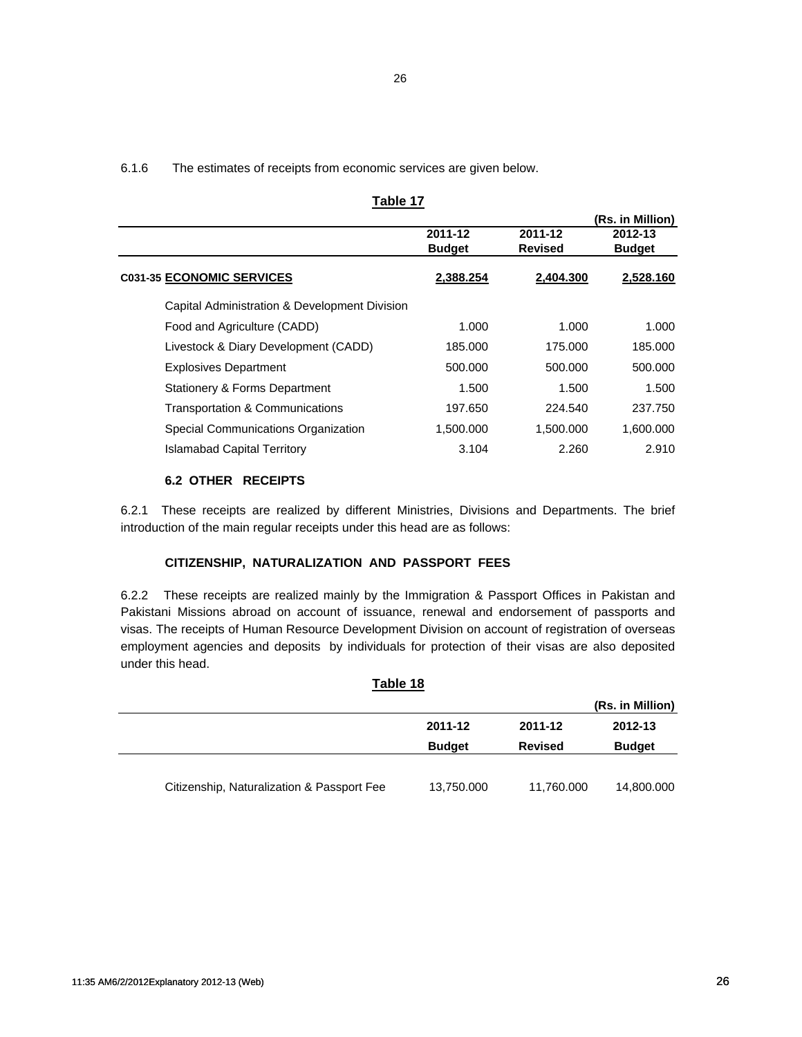6.1.6 The estimates of receipts from economic services are given below.

**Table 17**

(Rs. in Million)

| | 2011-12 Budget | 2011-12 Revised | 2012-13 Budget |
|---|---|---|---|
| **C031-35 ECONOMIC SERVICES** | **2,388.254** | **2,404.300** | **2,528.160** |
| Capital Administration & Development Division | | | |
| Food and Agriculture (CADD) | 1.000 | 1.000 | 1.000 |
| Livestock & Diary Development (CADD) | 185.000 | 175.000 | 185.000 |
| Explosives Department | 500.000 | 500.000 | 500.000 |
| Stationery & Forms Department | 1.500 | 1.500 | 1.500 |
| Transportation & Communications | 197.650 | 224.540 | 237.750 |
| Special Communications Organization | 1,500.000 | 1,500.000 | 1,600.000 |
| Islamabad Capital Territory | 3.104 | 2.260 | 2.910 |

### 6.2 OTHER RECEIPTS

6.2.1 These receipts are realized by different Ministries, Divisions and Departments. The brief introduction of the main regular receipts under this head are as follows:

#### CITIZENSHIP, NATURALIZATION AND PASSPORT FEES

6.2.2 These receipts are realized mainly by the Immigration & Passport Offices in Pakistan and Pakistani Missions abroad on account of issuance, renewal and endorsement of passports and visas. The receipts of Human Resource Development Division on account of registration of overseas employment agencies and deposits by individuals for protection of their visas are also deposited under this head.

**Table 18**

(Rs. in Million)

| | 2011-12 Budget | 2011-12 Revised | 2012-13 Budget |
|---|---|---|---|
| Citizenship, Naturalization & Passport Fee | 13,750.000 | 11,760.000 | 14,800.000 |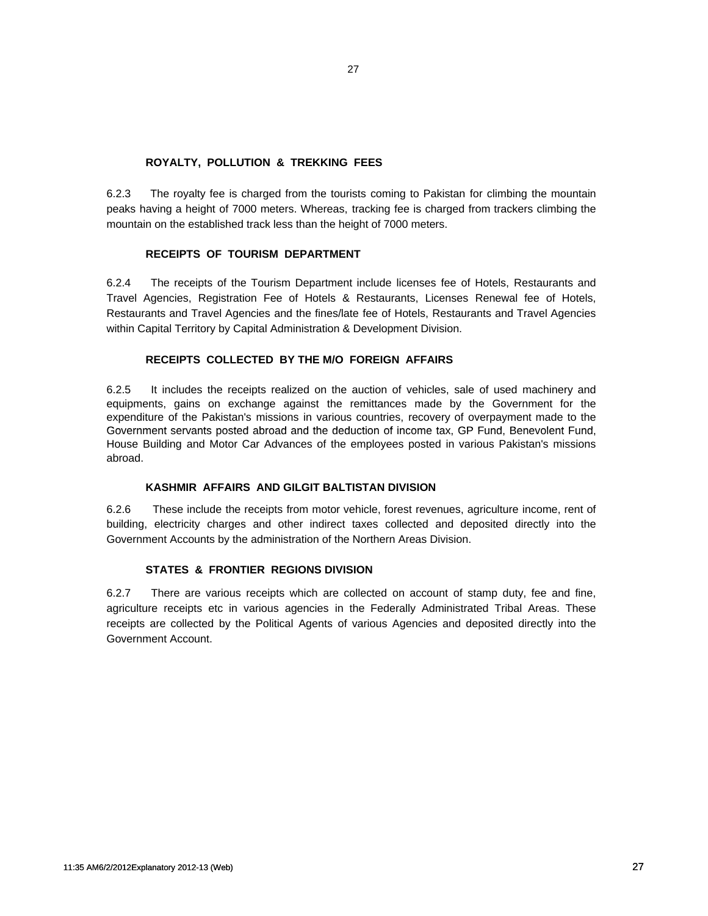### ROYALTY, POLLUTION & TREKKING FEES

6.2.3 The royalty fee is charged from the tourists coming to Pakistan for climbing the mountain peaks having a height of 7000 meters. Whereas, tracking fee is charged from trackers climbing the mountain on the established track less than the height of 7000 meters.

### RECEIPTS OF TOURISM DEPARTMENT

6.2.4 The receipts of the Tourism Department include licenses fee of Hotels, Restaurants and Travel Agencies, Registration Fee of Hotels & Restaurants, Licenses Renewal fee of Hotels, Restaurants and Travel Agencies and the fines/late fee of Hotels, Restaurants and Travel Agencies within Capital Territory by Capital Administration & Development Division.

### RECEIPTS COLLECTED BY THE M/O FOREIGN AFFAIRS

6.2.5 It includes the receipts realized on the auction of vehicles, sale of used machinery and equipments, gains on exchange against the remittances made by the Government for the expenditure of the Pakistan's missions in various countries, recovery of overpayment made to the Government servants posted abroad and the deduction of income tax, GP Fund, Benevolent Fund, House Building and Motor Car Advances of the employees posted in various Pakistan's missions abroad.

### KASHMIR AFFAIRS AND GILGIT BALTISTAN DIVISION

6.2.6 These include the receipts from motor vehicle, forest revenues, agriculture income, rent of building, electricity charges and other indirect taxes collected and deposited directly into the Government Accounts by the administration of the Northern Areas Division.

### STATES & FRONTIER REGIONS DIVISION

6.2.7 There are various receipts which are collected on account of stamp duty, fee and fine, agriculture receipts etc in various agencies in the Federally Administrated Tribal Areas. These receipts are collected by the Political Agents of various Agencies and deposited directly into the Government Account.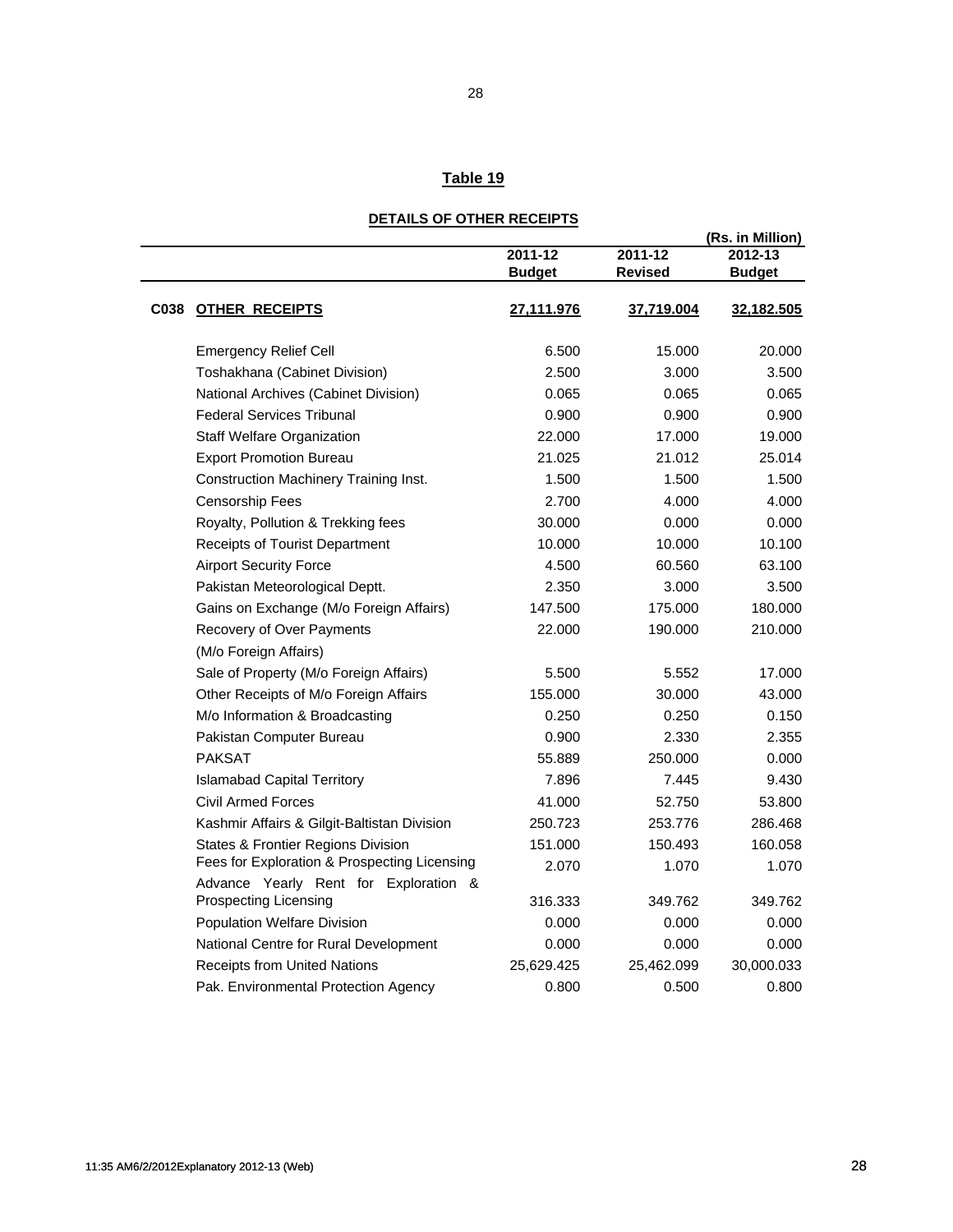## Table 19

### DETAILS OF OTHER RECEIPTS

(Rs. in Million)

| | | 2011-12 Budget | 2011-12 Revised | 2012-13 Budget |
|---|---|---|---|---|
| C038 | **OTHER RECEIPTS** | **27,111.976** | **37,719.004** | **32,182.505** |
| | Emergency Relief Cell | 6.500 | 15.000 | 20.000 |
| | Toshakhana (Cabinet Division) | 2.500 | 3.000 | 3.500 |
| | National Archives (Cabinet Division) | 0.065 | 0.065 | 0.065 |
| | Federal Services Tribunal | 0.900 | 0.900 | 0.900 |
| | Staff Welfare Organization | 22.000 | 17.000 | 19.000 |
| | Export Promotion Bureau | 21.025 | 21.012 | 25.014 |
| | Construction Machinery Training Inst. | 1.500 | 1.500 | 1.500 |
| | Censorship Fees | 2.700 | 4.000 | 4.000 |
| | Royalty, Pollution & Trekking fees | 30.000 | 0.000 | 0.000 |
| | Receipts of Tourist Department | 10.000 | 10.000 | 10.100 |
| | Airport Security Force | 4.500 | 60.560 | 63.100 |
| | Pakistan Meteorological Deptt. | 2.350 | 3.000 | 3.500 |
| | Gains on Exchange (M/o Foreign Affairs) | 147.500 | 175.000 | 180.000 |
| | Recovery of Over Payments (M/o Foreign Affairs) | 22.000 | 190.000 | 210.000 |
| | Sale of Property (M/o Foreign Affairs) | 5.500 | 5.552 | 17.000 |
| | Other Receipts of M/o Foreign Affairs | 155.000 | 30.000 | 43.000 |
| | M/o Information & Broadcasting | 0.250 | 0.250 | 0.150 |
| | Pakistan Computer Bureau | 0.900 | 2.330 | 2.355 |
| | PAKSAT | 55.889 | 250.000 | 0.000 |
| | Islamabad Capital Territory | 7.896 | 7.445 | 9.430 |
| | Civil Armed Forces | 41.000 | 52.750 | 53.800 |
| | Kashmir Affairs & Gilgit-Baltistan Division | 250.723 | 253.776 | 286.468 |
| | States & Frontier Regions Division | 151.000 | 150.493 | 160.058 |
| | Fees for Exploration & Prospecting Licensing | 2.070 | 1.070 | 1.070 |
| | Advance Yearly Rent for Exploration & Prospecting Licensing | 316.333 | 349.762 | 349.762 |
| | Population Welfare Division | 0.000 | 0.000 | 0.000 |
| | National Centre for Rural Development | 0.000 | 0.000 | 0.000 |
| | Receipts from United Nations | 25,629.425 | 25,462.099 | 30,000.033 |
| | Pak. Environmental Protection Agency | 0.800 | 0.500 | 0.800 |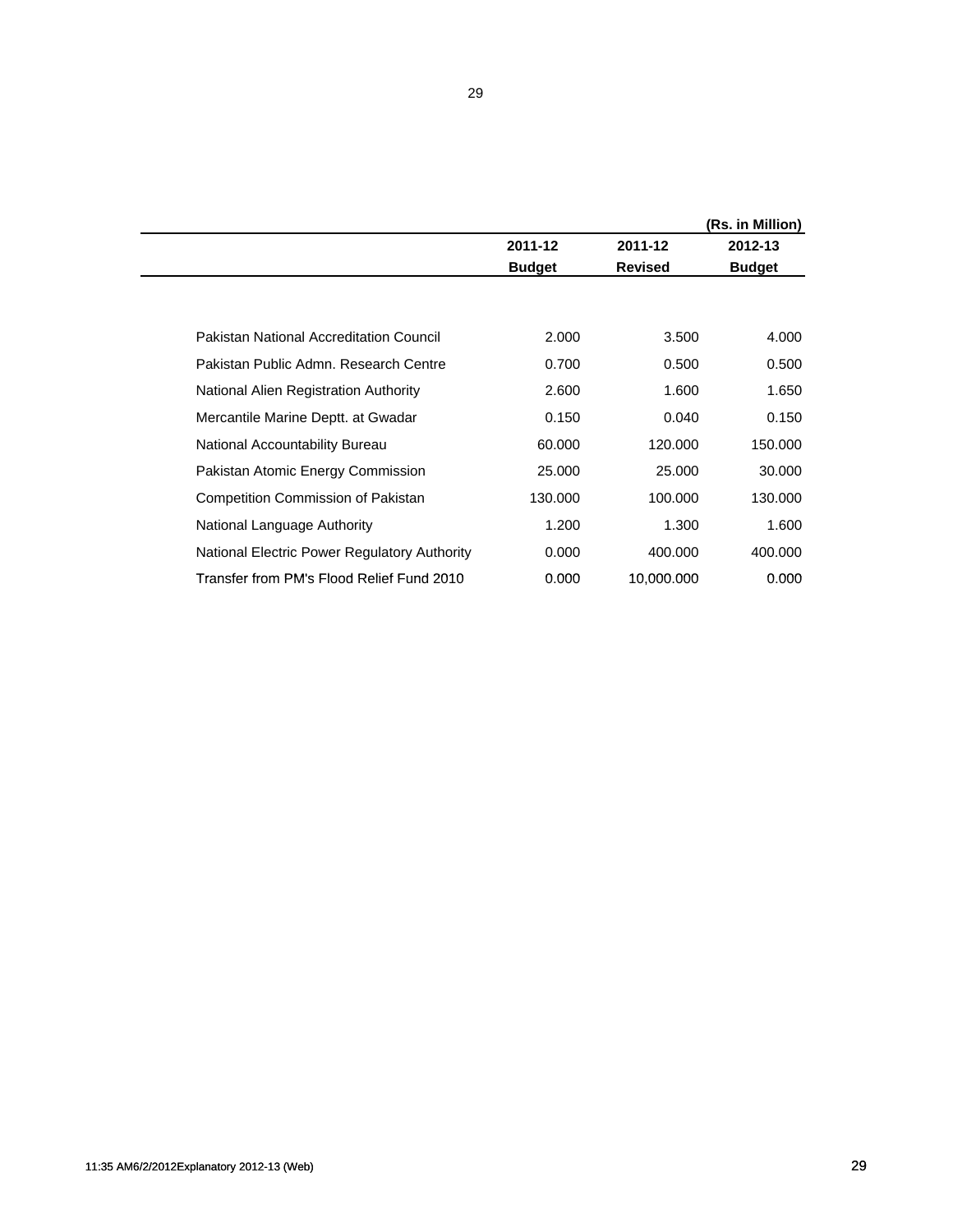| | 2011-12 Budget | 2011-12 Revised | 2012-13 Budget |
|---|---|---|---|
| | | | (Rs. in Million) |
| Pakistan National Accreditation Council | 2.000 | 3.500 | 4.000 |
| Pakistan Public Admn. Research Centre | 0.700 | 0.500 | 0.500 |
| National Alien Registration Authority | 2.600 | 1.600 | 1.650 |
| Mercantile Marine Deptt. at Gwadar | 0.150 | 0.040 | 0.150 |
| National Accountability Bureau | 60.000 | 120.000 | 150.000 |
| Pakistan Atomic Energy Commission | 25.000 | 25.000 | 30.000 |
| Competition Commission of Pakistan | 130.000 | 100.000 | 130.000 |
| National Language Authority | 1.200 | 1.300 | 1.600 |
| National Electric Power Regulatory Authority | 0.000 | 400.000 | 400.000 |
| Transfer from PM's Flood Relief Fund 2010 | 0.000 | 10,000.000 | 0.000 |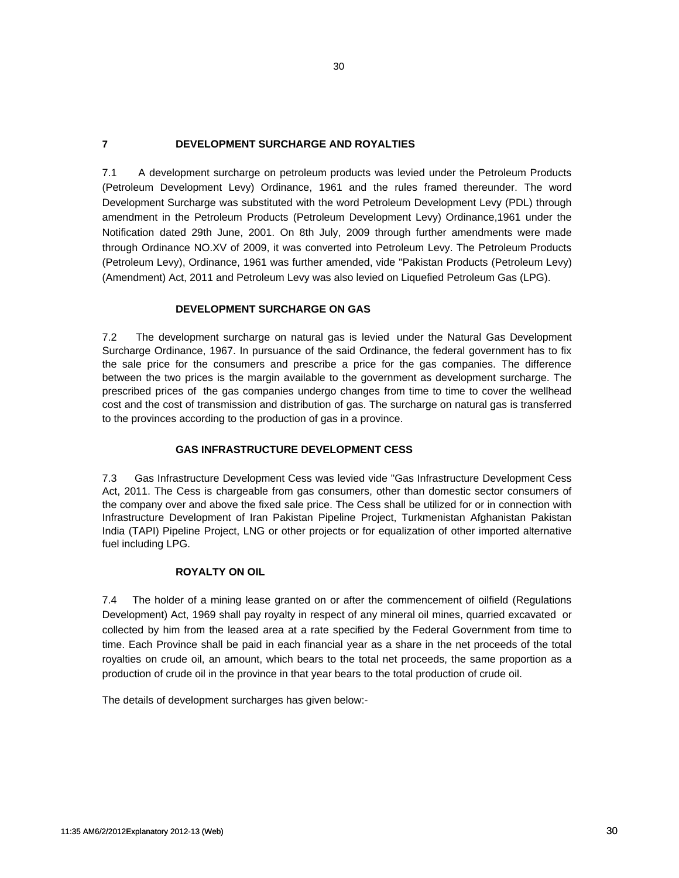## 7 DEVELOPMENT SURCHARGE AND ROYALTIES

7.1 A development surcharge on petroleum products was levied under the Petroleum Products (Petroleum Development Levy) Ordinance, 1961 and the rules framed thereunder. The word Development Surcharge was substituted with the word Petroleum Development Levy (PDL) through amendment in the Petroleum Products (Petroleum Development Levy) Ordinance,1961 under the Notification dated 29th June, 2001. On 8th July, 2009 through further amendments were made through Ordinance NO.XV of 2009, it was converted into Petroleum Levy. The Petroleum Products (Petroleum Levy), Ordinance, 1961 was further amended, vide "Pakistan Products (Petroleum Levy) (Amendment) Act, 2011 and Petroleum Levy was also levied on Liquefied Petroleum Gas (LPG).

### DEVELOPMENT SURCHARGE ON GAS

7.2 The development surcharge on natural gas is levied under the Natural Gas Development Surcharge Ordinance, 1967. In pursuance of the said Ordinance, the federal government has to fix the sale price for the consumers and prescribe a price for the gas companies. The difference between the two prices is the margin available to the government as development surcharge. The prescribed prices of the gas companies undergo changes from time to time to cover the wellhead cost and the cost of transmission and distribution of gas. The surcharge on natural gas is transferred to the provinces according to the production of gas in a province.

### GAS INFRASTRUCTURE DEVELOPMENT CESS

7.3 Gas Infrastructure Development Cess was levied vide "Gas Infrastructure Development Cess Act, 2011. The Cess is chargeable from gas consumers, other than domestic sector consumers of the company over and above the fixed sale price. The Cess shall be utilized for or in connection with Infrastructure Development of Iran Pakistan Pipeline Project, Turkmenistan Afghanistan Pakistan India (TAPI) Pipeline Project, LNG or other projects or for equalization of other imported alternative fuel including LPG.

### ROYALTY ON OIL

7.4 The holder of a mining lease granted on or after the commencement of oilfield (Regulations Development) Act, 1969 shall pay royalty in respect of any mineral oil mines, quarried excavated or collected by him from the leased area at a rate specified by the Federal Government from time to time. Each Province shall be paid in each financial year as a share in the net proceeds of the total royalties on crude oil, an amount, which bears to the total net proceeds, the same proportion as a production of crude oil in the province in that year bears to the total production of crude oil.

The details of development surcharges has given below:-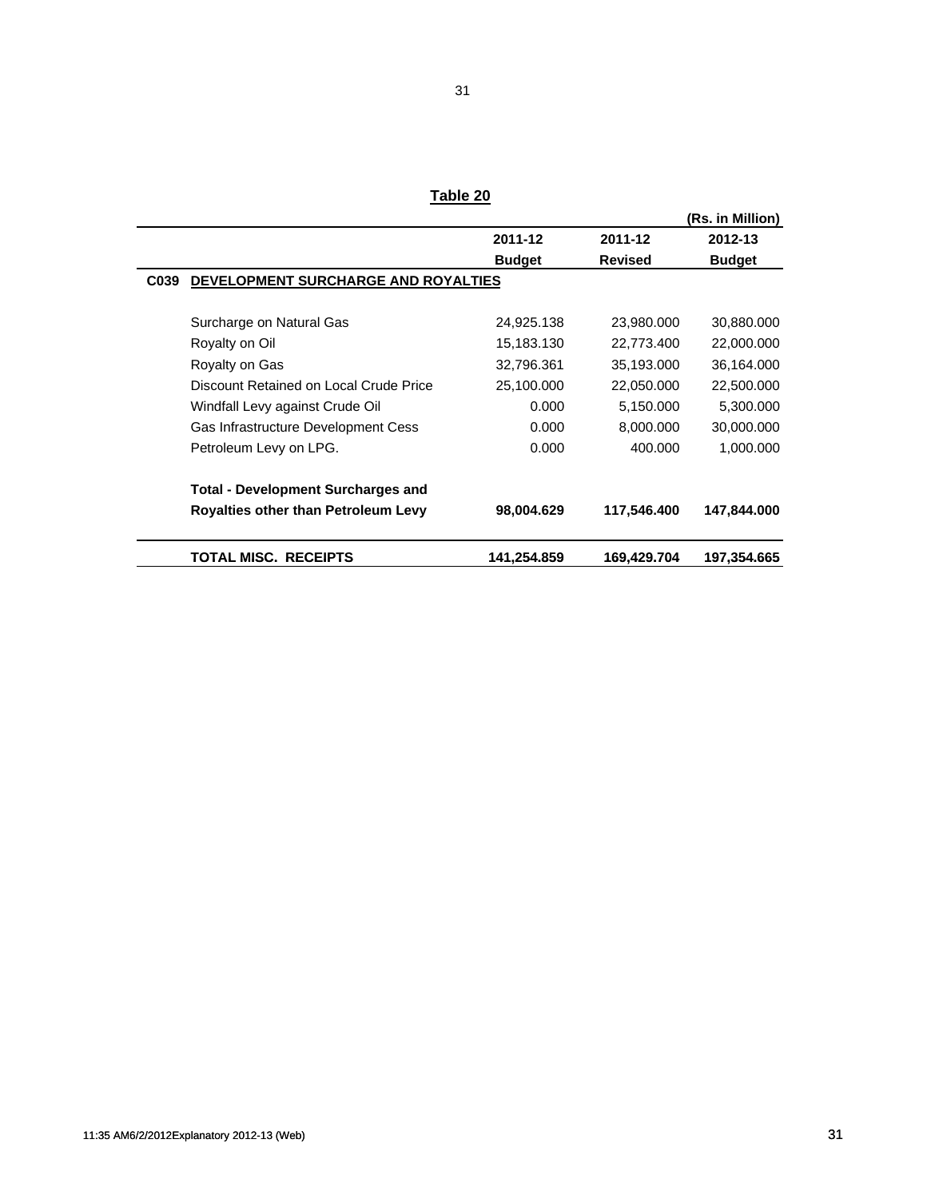**Table 20**

(Rs. in Million)

| | | 2011-12 Budget | 2011-12 Revised | 2012-13 Budget |
|---|---|---|---|---|
| **C039** | **DEVELOPMENT SURCHARGE AND ROYALTIES** | | | |
| | Surcharge on Natural Gas | 24,925.138 | 23,980.000 | 30,880.000 |
| | Royalty on Oil | 15,183.130 | 22,773.400 | 22,000.000 |
| | Royalty on Gas | 32,796.361 | 35,193.000 | 36,164.000 |
| | Discount Retained on Local Crude Price | 25,100.000 | 22,050.000 | 22,500.000 |
| | Windfall Levy against Crude Oil | 0.000 | 5,150.000 | 5,300.000 |
| | Gas Infrastructure Development Cess | 0.000 | 8,000.000 | 30,000.000 |
| | Petroleum Levy on LPG. | 0.000 | 400.000 | 1,000.000 |
| | **Total - Development Surcharges and Royalties other than Petroleum Levy** | **98,004.629** | **117,546.400** | **147,844.000** |
| | **TOTAL MISC. RECEIPTS** | **141,254.859** | **169,429.704** | **197,354.665** |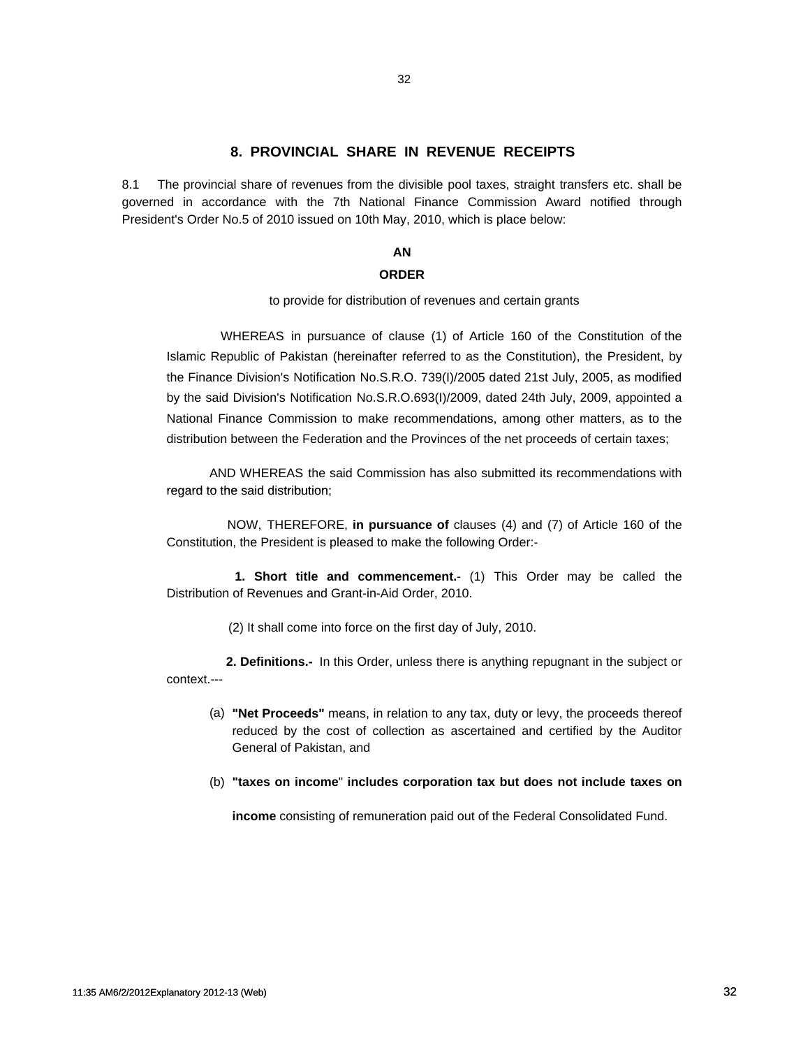## 8. PROVINCIAL SHARE IN REVENUE RECEIPTS

8.1 The provincial share of revenues from the divisible pool taxes, straight transfers etc. shall be governed in accordance with the 7th National Finance Commission Award notified through President's Order No.5 of 2010 issued on 10th May, 2010, which is place below:

**AN**

**ORDER**

to provide for distribution of revenues and certain grants

WHEREAS in pursuance of clause (1) of Article 160 of the Constitution of the Islamic Republic of Pakistan (hereinafter referred to as the Constitution), the President, by the Finance Division's Notification No.S.R.O. 739(I)/2005 dated 21st July, 2005, as modified by the said Division's Notification No.S.R.O.693(I)/2009, dated 24th July, 2009, appointed a National Finance Commission to make recommendations, among other matters, as to the distribution between the Federation and the Provinces of the net proceeds of certain taxes;

AND WHEREAS the said Commission has also submitted its recommendations with regard to the said distribution;

NOW, THEREFORE, **in pursuance of** clauses (4) and (7) of Article 160 of the Constitution, the President is pleased to make the following Order:-

**1. Short title and commencement.**- (1) This Order may be called the Distribution of Revenues and Grant-in-Aid Order, 2010.

(2) It shall come into force on the first day of July, 2010.

**2. Definitions.-** In this Order, unless there is anything repugnant in the subject or context.---

(a) **"Net Proceeds"** means, in relation to any tax, duty or levy, the proceeds thereof reduced by the cost of collection as ascertained and certified by the Auditor General of Pakistan, and

(b) **"taxes on income" includes corporation tax but does not include taxes on income** consisting of remuneration paid out of the Federal Consolidated Fund.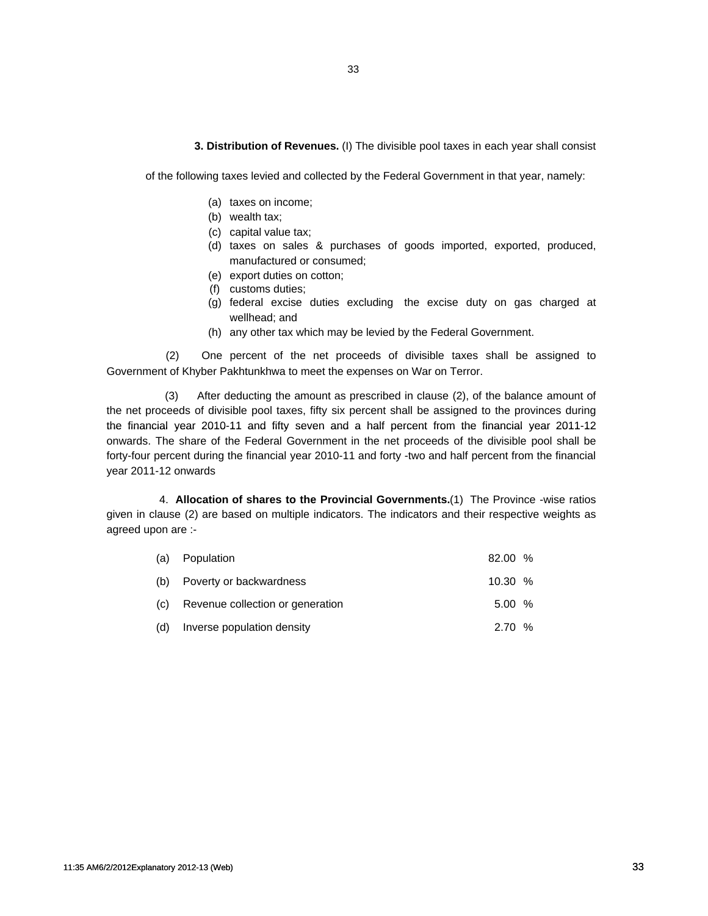**3. Distribution of Revenues.** (I) The divisible pool taxes in each year shall consist of the following taxes levied and collected by the Federal Government in that year, namely:

(a) taxes on income;
(b) wealth tax;
(c) capital value tax;
(d) taxes on sales & purchases of goods imported, exported, produced, manufactured or consumed;
(e) export duties on cotton;
(f) customs duties;
(g) federal excise duties excluding the excise duty on gas charged at wellhead; and
(h) any other tax which may be levied by the Federal Government.

(2) One percent of the net proceeds of divisible taxes shall be assigned to Government of Khyber Pakhtunkhwa to meet the expenses on War on Terror.

(3) After deducting the amount as prescribed in clause (2), of the balance amount of the net proceeds of divisible pool taxes, fifty six percent shall be assigned to the provinces during the financial year 2010-11 and fifty seven and a half percent from the financial year 2011-12 onwards. The share of the Federal Government in the net proceeds of the divisible pool shall be forty-four percent during the financial year 2010-11 and forty -two and half percent from the financial year 2011-12 onwards

4. **Allocation of shares to the Provincial Governments.**(1) The Province -wise ratios given in clause (2) are based on multiple indicators. The indicators and their respective weights as agreed upon are :-

| | | |
|---|---|---|
| (a) | Population | 82.00 % |
| (b) | Poverty or backwardness | 10.30 % |
| (c) | Revenue collection or generation | 5.00 % |
| (d) | Inverse population density | 2.70 % |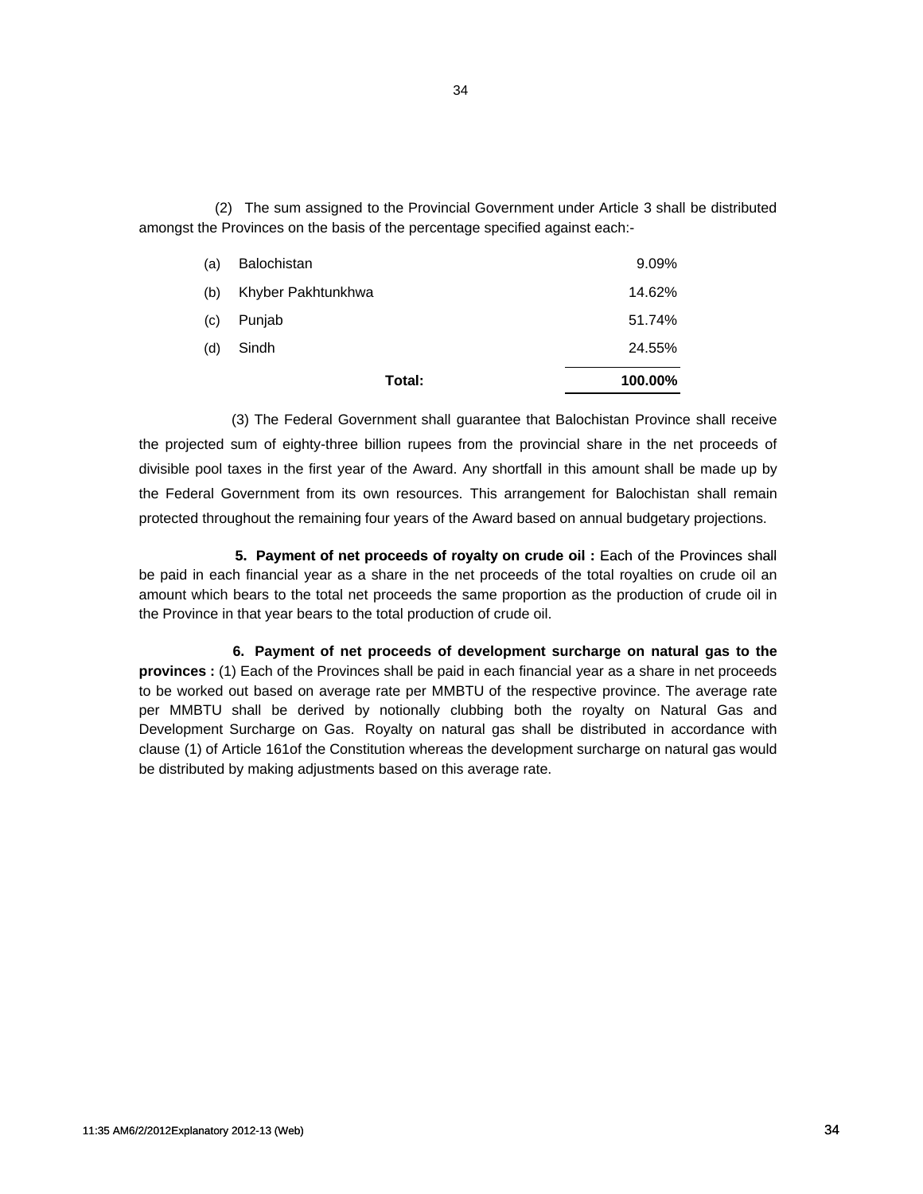(2) The sum assigned to the Provincial Government under Article 3 shall be distributed amongst the Provinces on the basis of the percentage specified against each:-

| | | |
|---|---|---|
| (a) | Balochistan | 9.09% |
| (b) | Khyber Pakhtunkhwa | 14.62% |
| (c) | Punjab | 51.74% |
| (d) | Sindh | 24.55% |
| | **Total:** | **100.00%** |

(3) The Federal Government shall guarantee that Balochistan Province shall receive the projected sum of eighty-three billion rupees from the provincial share in the net proceeds of divisible pool taxes in the first year of the Award. Any shortfall in this amount shall be made up by the Federal Government from its own resources. This arrangement for Balochistan shall remain protected throughout the remaining four years of the Award based on annual budgetary projections.

**5. Payment of net proceeds of royalty on crude oil :** Each of the Provinces shall be paid in each financial year as a share in the net proceeds of the total royalties on crude oil an amount which bears to the total net proceeds the same proportion as the production of crude oil in the Province in that year bears to the total production of crude oil.

**6. Payment of net proceeds of development surcharge on natural gas to the provinces :** (1) Each of the Provinces shall be paid in each financial year as a share in net proceeds to be worked out based on average rate per MMBTU of the respective province. The average rate per MMBTU shall be derived by notionally clubbing both the royalty on Natural Gas and Development Surcharge on Gas. Royalty on natural gas shall be distributed in accordance with clause (1) of Article 161of the Constitution whereas the development surcharge on natural gas would be distributed by making adjustments based on this average rate.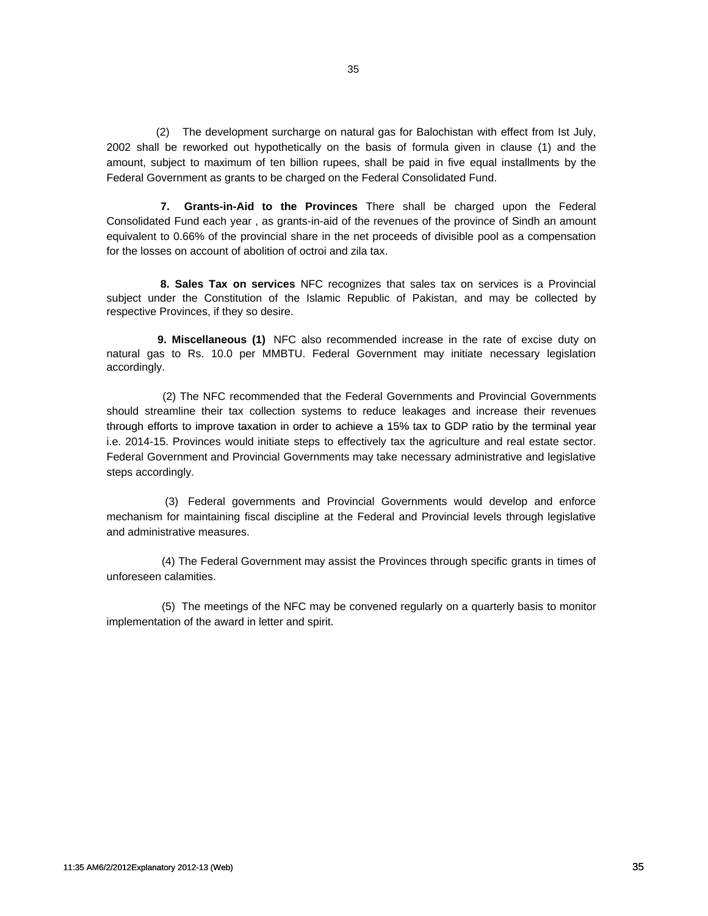(2) The development surcharge on natural gas for Balochistan with effect from Ist July, 2002 shall be reworked out hypothetically on the basis of formula given in clause (1) and the amount, subject to maximum of ten billion rupees, shall be paid in five equal installments by the Federal Government as grants to be charged on the Federal Consolidated Fund.

**7. Grants-in-Aid to the Provinces** There shall be charged upon the Federal Consolidated Fund each year , as grants-in-aid of the revenues of the province of Sindh an amount equivalent to 0.66% of the provincial share in the net proceeds of divisible pool as a compensation for the losses on account of abolition of octroi and zila tax.

**8. Sales Tax on services** NFC recognizes that sales tax on services is a Provincial subject under the Constitution of the Islamic Republic of Pakistan, and may be collected by respective Provinces, if they so desire.

**9. Miscellaneous (1)** NFC also recommended increase in the rate of excise duty on natural gas to Rs. 10.0 per MMBTU. Federal Government may initiate necessary legislation accordingly.

(2) The NFC recommended that the Federal Governments and Provincial Governments should streamline their tax collection systems to reduce leakages and increase their revenues through efforts to improve taxation in order to achieve a 15% tax to GDP ratio by the terminal year i.e. 2014-15. Provinces would initiate steps to effectively tax the agriculture and real estate sector. Federal Government and Provincial Governments may take necessary administrative and legislative steps accordingly.

(3) Federal governments and Provincial Governments would develop and enforce mechanism for maintaining fiscal discipline at the Federal and Provincial levels through legislative and administrative measures.

(4) The Federal Government may assist the Provinces through specific grants in times of unforeseen calamities.

(5) The meetings of the NFC may be convened regularly on a quarterly basis to monitor implementation of the award in letter and spirit.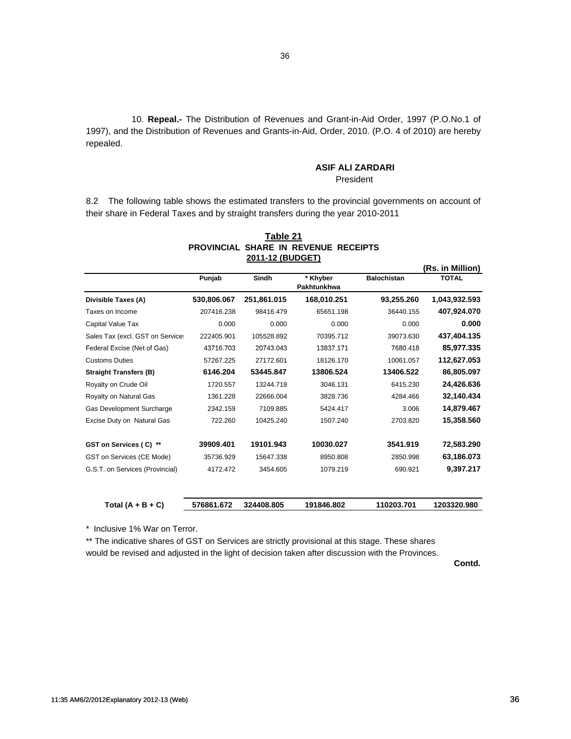10. **Repeal.-** The Distribution of Revenues and Grant-in-Aid Order, 1997 (P.O.No.1 of 1997), and the Distribution of Revenues and Grants-in-Aid, Order, 2010. (P.O. 4 of 2010) are hereby repealed.

**ASIF ALI ZARDARI**
President

8.2 The following table shows the estimated transfers to the provincial governments on account of their share in Federal Taxes and by straight transfers during the year 2010-2011

**Table 21**
**PROVINCIAL SHARE IN REVENUE RECEIPTS**
**2011-12 (BUDGET)**

(Rs. in Million)

| | Punjab | Sindh | * Khyber Pakhtunkhwa | Balochistan | TOTAL |
|---|---|---|---|---|---|
| **Divisible Taxes (A)** | **530,806.067** | **251,861.015** | **168,010.251** | **93,255.260** | **1,043,932.593** |
| Taxes on Income | 207416.238 | 98416.479 | 65651.198 | 36440.155 | **407,924.070** |
| Capital Value Tax | 0.000 | 0.000 | 0.000 | 0.000 | **0.000** |
| Sales Tax (excl. GST on Services | 222405.901 | 105528.892 | 70395.712 | 39073.630 | **437,404.135** |
| Federal Excise (Net of Gas) | 43716.703 | 20743.043 | 13837.171 | 7680.418 | **85,977.335** |
| Customs Duties | 57267.225 | 27172.601 | 18126.170 | 10061.057 | **112,627.053** |
| **Straight Transfers (B)** | **6146.204** | **53445.847** | **13806.524** | **13406.522** | **86,805.097** |
| Royalty on Crude Oil | 1720.557 | 13244.718 | 3046.131 | 6415.230 | **24,426.636** |
| Royalty on Natural Gas | 1361.228 | 22666.004 | 3828.736 | 4284.466 | **32,140.434** |
| Gas Development Surcharge | 2342.159 | 7109.885 | 5424.417 | 3.006 | **14,879.467** |
| Excise Duty on Natural Gas | 722.260 | 10425.240 | 1507.240 | 2703.820 | **15,358.560** |
| **GST on Services ( C) \*\*** | **39909.401** | **19101.943** | **10030.027** | **3541.919** | **72,583.290** |
| GST on Services (CE Mode) | 35736.929 | 15647.338 | 8950.808 | 2850.998 | **63,186.073** |
| G.S.T. on Services (Provincial) | 4172.472 | 3454.605 | 1079.219 | 690.921 | **9,397.217** |
| **Total (A + B + C)** | **576861.672** | **324408.805** | **191846.802** | **110203.701** | **1203320.980** |

\* Inclusive 1% War on Terror.

\*\* The indicative shares of GST on Services are strictly provisional at this stage. These shares would be revised and adjusted in the light of decision taken after discussion with the Provinces.

**Contd.**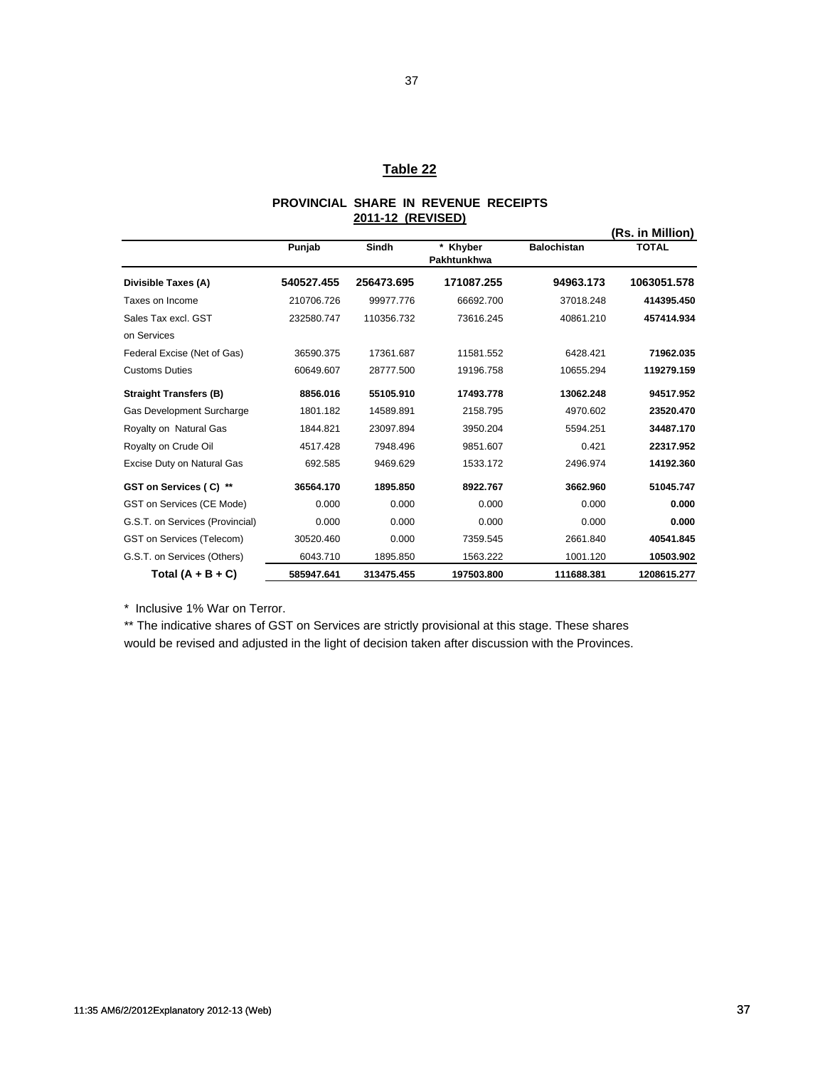## Table 22

### PROVINCIAL SHARE IN REVENUE RECEIPTS 2011-12 (REVISED)

(Rs. in Million)

| | Punjab | Sindh | * Khyber Pakhtunkhwa | Balochistan | TOTAL |
|---|---|---|---|---|---|
| **Divisible Taxes (A)** | **540527.455** | **256473.695** | **171087.255** | **94963.173** | **1063051.578** |
| Taxes on Income | 210706.726 | 99977.776 | 66692.700 | 37018.248 | **414395.450** |
| Sales Tax excl. GST on Services | 232580.747 | 110356.732 | 73616.245 | 40861.210 | **457414.934** |
| Federal Excise (Net of Gas) | 36590.375 | 17361.687 | 11581.552 | 6428.421 | **71962.035** |
| Customs Duties | 60649.607 | 28777.500 | 19196.758 | 10655.294 | **119279.159** |
| **Straight Transfers (B)** | **8856.016** | **55105.910** | **17493.778** | **13062.248** | **94517.952** |
| Gas Development Surcharge | 1801.182 | 14589.891 | 2158.795 | 4970.602 | **23520.470** |
| Royalty on Natural Gas | 1844.821 | 23097.894 | 3950.204 | 5594.251 | **34487.170** |
| Royalty on Crude Oil | 4517.428 | 7948.496 | 9851.607 | 0.421 | **22317.952** |
| Excise Duty on Natural Gas | 692.585 | 9469.629 | 1533.172 | 2496.974 | **14192.360** |
| **GST on Services ( C) ** ** | **36564.170** | **1895.850** | **8922.767** | **3662.960** | **51045.747** |
| GST on Services (CE Mode) | 0.000 | 0.000 | 0.000 | 0.000 | **0.000** |
| G.S.T. on Services (Provincial) | 0.000 | 0.000 | 0.000 | 0.000 | **0.000** |
| GST on Services (Telecom) | 30520.460 | 0.000 | 7359.545 | 2661.840 | **40541.845** |
| G.S.T. on Services (Others) | 6043.710 | 1895.850 | 1563.222 | 1001.120 | **10503.902** |
| **Total (A + B + C)** | **585947.641** | **313475.455** | **197503.800** | **111688.381** | **1208615.277** |

\* Inclusive 1% War on Terror.

** The indicative shares of GST on Services are strictly provisional at this stage. These shares would be revised and adjusted in the light of decision taken after discussion with the Provinces.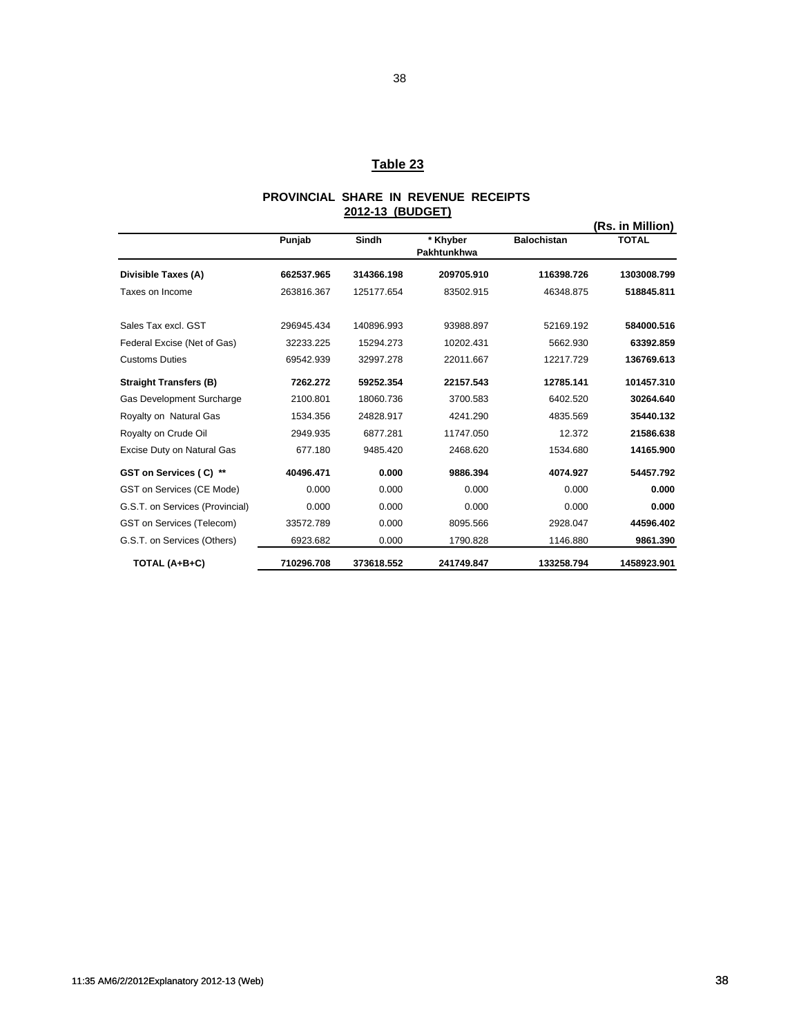## Table 23

### PROVINCIAL SHARE IN REVENUE RECEIPTS
### 2012-13 (BUDGET)

(Rs. in Million)

| | Punjab | Sindh | * Khyber Pakhtunkhwa | Balochistan | TOTAL |
|---|---|---|---|---|---|
| **Divisible Taxes (A)** | **662537.965** | **314366.198** | **209705.910** | **116398.726** | **1303008.799** |
| Taxes on Income | 263816.367 | 125177.654 | 83502.915 | 46348.875 | **518845.811** |
| Sales Tax excl. GST | 296945.434 | 140896.993 | 93988.897 | 52169.192 | **584000.516** |
| Federal Excise (Net of Gas) | 32233.225 | 15294.273 | 10202.431 | 5662.930 | **63392.859** |
| Customs Duties | 69542.939 | 32997.278 | 22011.667 | 12217.729 | **136769.613** |
| **Straight Transfers (B)** | **7262.272** | **59252.354** | **22157.543** | **12785.141** | **101457.310** |
| Gas Development Surcharge | 2100.801 | 18060.736 | 3700.583 | 6402.520 | **30264.640** |
| Royalty on Natural Gas | 1534.356 | 24828.917 | 4241.290 | 4835.569 | **35440.132** |
| Royalty on Crude Oil | 2949.935 | 6877.281 | 11747.050 | 12.372 | **21586.638** |
| Excise Duty on Natural Gas | 677.180 | 9485.420 | 2468.620 | 1534.680 | **14165.900** |
| **GST on Services ( C) \*\*** | **40496.471** | **0.000** | **9886.394** | **4074.927** | **54457.792** |
| GST on Services (CE Mode) | 0.000 | 0.000 | 0.000 | 0.000 | **0.000** |
| G.S.T. on Services (Provincial) | 0.000 | 0.000 | 0.000 | 0.000 | **0.000** |
| GST on Services (Telecom) | 33572.789 | 0.000 | 8095.566 | 2928.047 | **44596.402** |
| G.S.T. on Services (Others) | 6923.682 | 0.000 | 1790.828 | 1146.880 | **9861.390** |
| **TOTAL (A+B+C)** | **710296.708** | **373618.552** | **241749.847** | **133258.794** | **1458923.901** |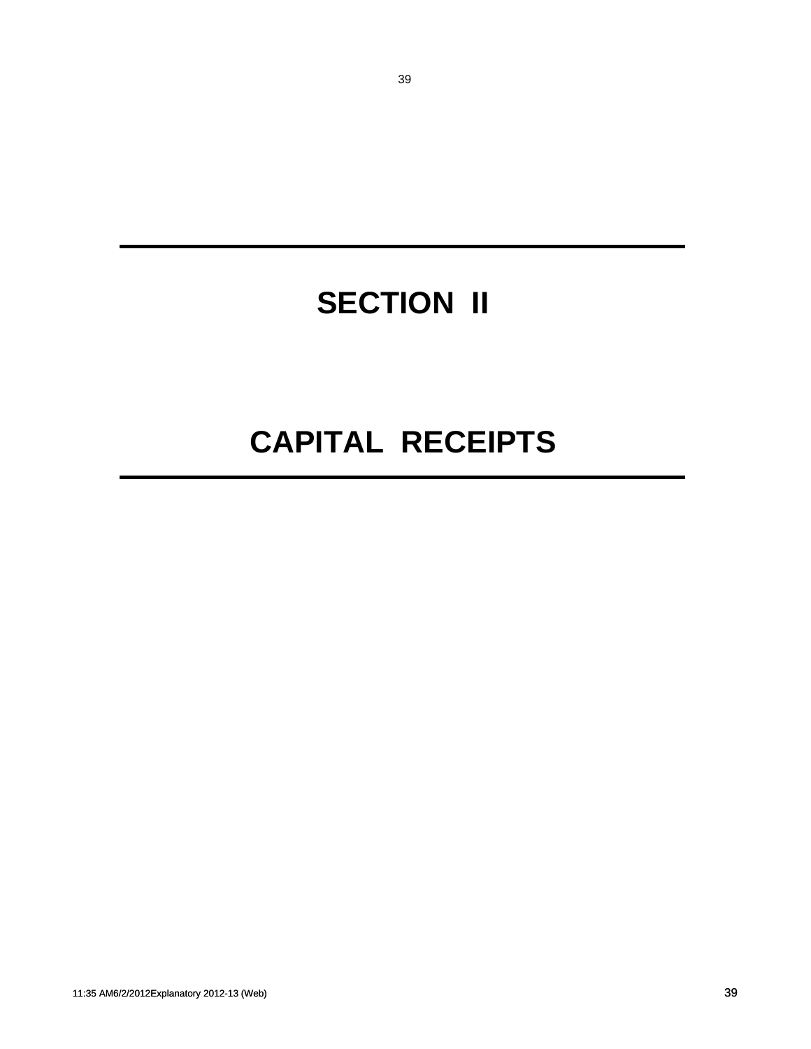# SECTION II

# CAPITAL RECEIPTS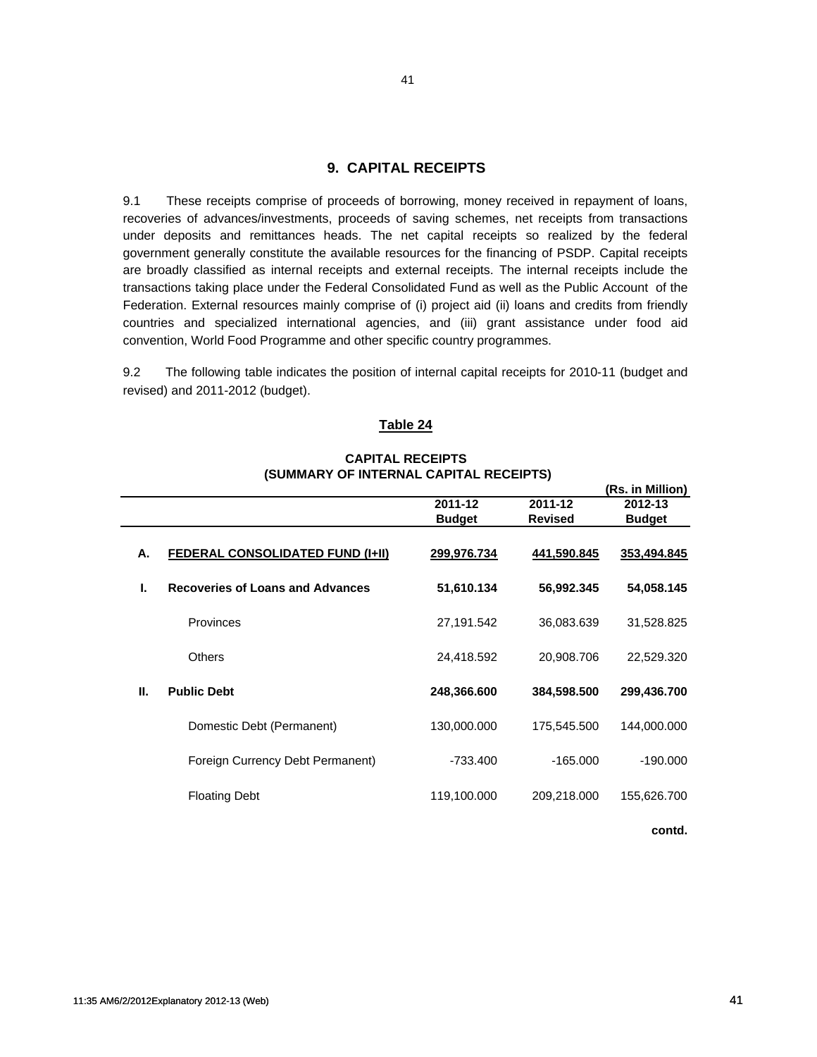## 9. CAPITAL RECEIPTS

9.1 These receipts comprise of proceeds of borrowing, money received in repayment of loans, recoveries of advances/investments, proceeds of saving schemes, net receipts from transactions under deposits and remittances heads. The net capital receipts so realized by the federal government generally constitute the available resources for the financing of PSDP. Capital receipts are broadly classified as internal receipts and external receipts. The internal receipts include the transactions taking place under the Federal Consolidated Fund as well as the Public Account of the Federation. External resources mainly comprise of (i) project aid (ii) loans and credits from friendly countries and specialized international agencies, and (iii) grant assistance under food aid convention, World Food Programme and other specific country programmes.

9.2 The following table indicates the position of internal capital receipts for 2010-11 (budget and revised) and 2011-2012 (budget).

**Table 24**

**CAPITAL RECEIPTS (SUMMARY OF INTERNAL CAPITAL RECEIPTS)**

**(Rs. in Million)**

| | | 2011-12 Budget | 2011-12 Revised | 2012-13 Budget |
|---|---|---|---|---|
| **A.** | **FEDERAL CONSOLIDATED FUND (I+II)** | **299,976.734** | **441,590.845** | **353,494.845** |
| **I.** | **Recoveries of Loans and Advances** | **51,610.134** | **56,992.345** | **54,058.145** |
| | Provinces | 27,191.542 | 36,083.639 | 31,528.825 |
| | Others | 24,418.592 | 20,908.706 | 22,529.320 |
| **II.** | **Public Debt** | **248,366.600** | **384,598.500** | **299,436.700** |
| | Domestic Debt (Permanent) | 130,000.000 | 175,545.500 | 144,000.000 |
| | Foreign Currency Debt Permanent) | -733.400 | -165.000 | -190.000 |
| | Floating Debt | 119,100.000 | 209,218.000 | 155,626.700 |

**contd.**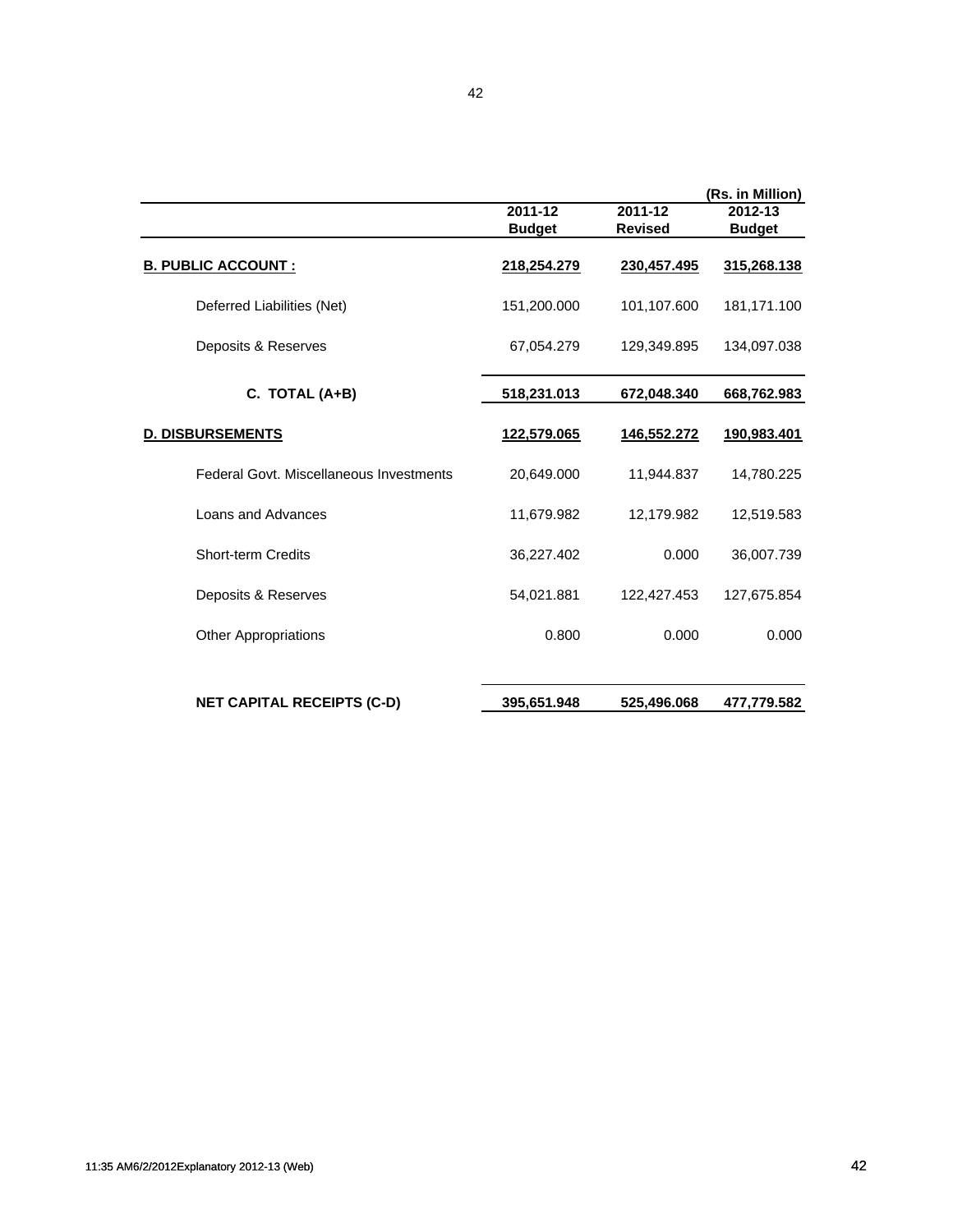| | 2011-12 Budget | 2011-12 Revised | (Rs. in Million) 2012-13 Budget |
|---|---|---|---|
| **B. PUBLIC ACCOUNT :** | **218,254.279** | **230,457.495** | **315,268.138** |
| Deferred Liabilities (Net) | 151,200.000 | 101,107.600 | 181,171.100 |
| Deposits & Reserves | 67,054.279 | 129,349.895 | 134,097.038 |
| **C. TOTAL (A+B)** | **518,231.013** | **672,048.340** | **668,762.983** |
| **D. DISBURSEMENTS** | **122,579.065** | **146,552.272** | **190,983.401** |
| Federal Govt. Miscellaneous Investments | 20,649.000 | 11,944.837 | 14,780.225 |
| Loans and Advances | 11,679.982 | 12,179.982 | 12,519.583 |
| Short-term Credits | 36,227.402 | 0.000 | 36,007.739 |
| Deposits & Reserves | 54,021.881 | 122,427.453 | 127,675.854 |
| Other Appropriations | 0.800 | 0.000 | 0.000 |
| **NET CAPITAL RECEIPTS (C-D)** | **395,651.948** | **525,496.068** | **477,779.582** |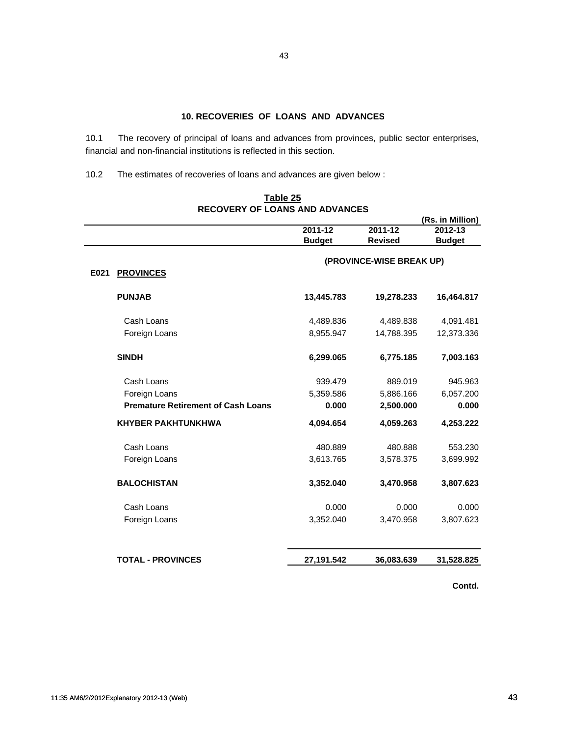## 10. RECOVERIES OF LOANS AND ADVANCES

10.1 The recovery of principal of loans and advances from provinces, public sector enterprises, financial and non-financial institutions is reflected in this section.

10.2 The estimates of recoveries of loans and advances are given below :

**Table 25**
**RECOVERY OF LOANS AND ADVANCES**

(Rs. in Million)

| | | 2011-12 Budget | 2011-12 Revised | 2012-13 Budget |
|---|---|---|---|---|
| | | (PROVINCE-WISE BREAK UP) | | |
| **E021** | **PROVINCES** | | | |
| | **PUNJAB** | **13,445.783** | **19,278.233** | **16,464.817** |
| | Cash Loans | 4,489.836 | 4,489.838 | 4,091.481 |
| | Foreign Loans | 8,955.947 | 14,788.395 | 12,373.336 |
| | **SINDH** | **6,299.065** | **6,775.185** | **7,003.163** |
| | Cash Loans | 939.479 | 889.019 | 945.963 |
| | Foreign Loans | 5,359.586 | 5,886.166 | 6,057.200 |
| | **Premature Retirement of Cash Loans** | **0.000** | **2,500.000** | **0.000** |
| | **KHYBER PAKHTUNKHWA** | **4,094.654** | **4,059.263** | **4,253.222** |
| | Cash Loans | 480.889 | 480.888 | 553.230 |
| | Foreign Loans | 3,613.765 | 3,578.375 | 3,699.992 |
| | **BALOCHISTAN** | **3,352.040** | **3,470.958** | **3,807.623** |
| | Cash Loans | 0.000 | 0.000 | 0.000 |
| | Foreign Loans | 3,352.040 | 3,470.958 | 3,807.623 |
| | **TOTAL - PROVINCES** | **27,191.542** | **36,083.639** | **31,528.825** |

**Contd.**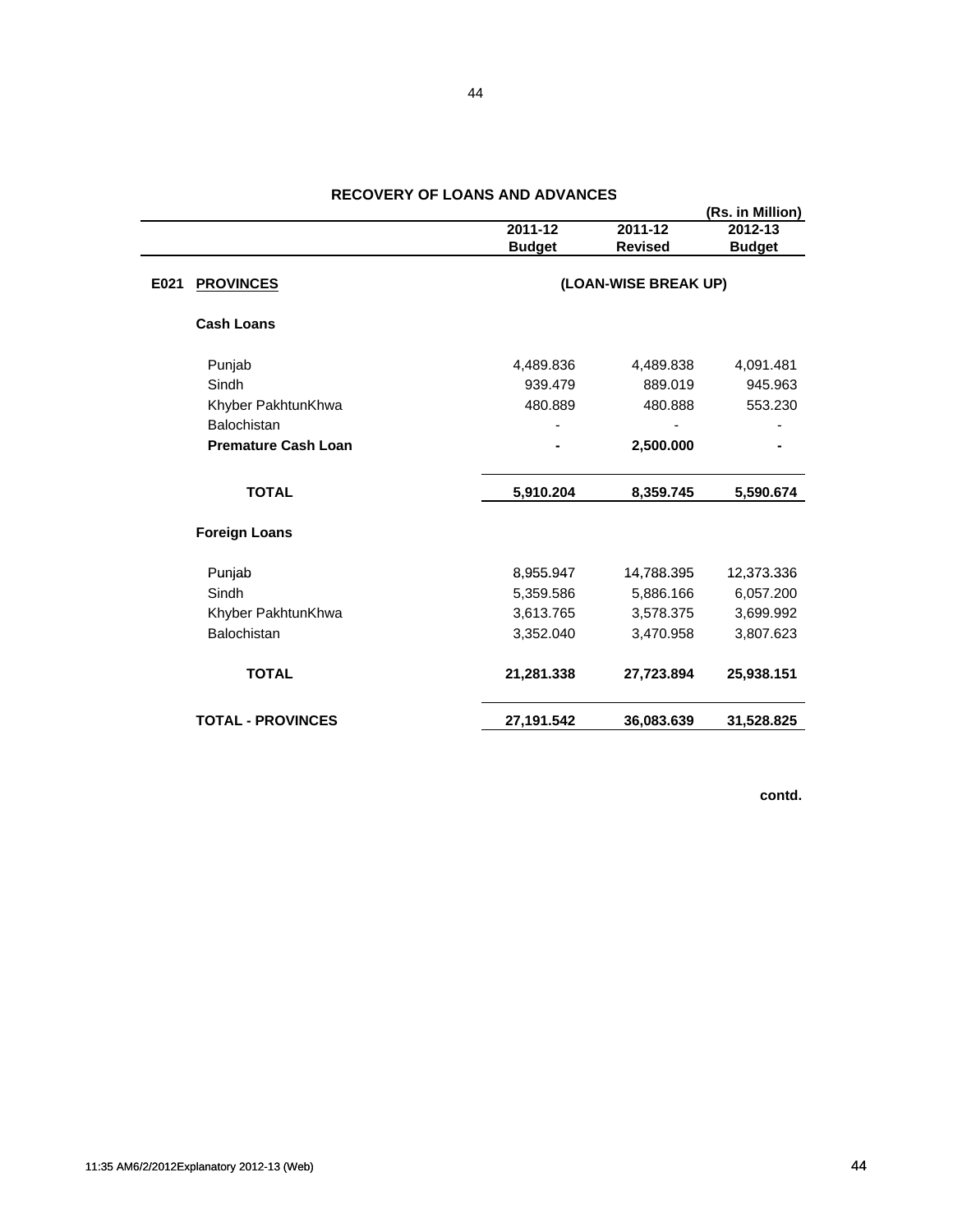## RECOVERY OF LOANS AND ADVANCES

(Rs. in Million)

| | 2011-12 Budget | 2011-12 Revised | 2012-13 Budget |
|---|---|---|---|
| **E021 PROVINCES** | | **(LOAN-WISE BREAK UP)** | |
| **Cash Loans** | | | |
| Punjab | 4,489.836 | 4,489.838 | 4,091.481 |
| Sindh | 939.479 | 889.019 | 945.963 |
| Khyber PakhtunKhwa | 480.889 | 480.888 | 553.230 |
| Balochistan | - | - | - |
| **Premature Cash Loan** | **-** | **2,500.000** | **-** |
| **TOTAL** | **5,910.204** | **8,359.745** | **5,590.674** |
| **Foreign Loans** | | | |
| Punjab | 8,955.947 | 14,788.395 | 12,373.336 |
| Sindh | 5,359.586 | 5,886.166 | 6,057.200 |
| Khyber PakhtunKhwa | 3,613.765 | 3,578.375 | 3,699.992 |
| Balochistan | 3,352.040 | 3,470.958 | 3,807.623 |
| **TOTAL** | **21,281.338** | **27,723.894** | **25,938.151** |
| **TOTAL - PROVINCES** | **27,191.542** | **36,083.639** | **31,528.825** |

**contd.**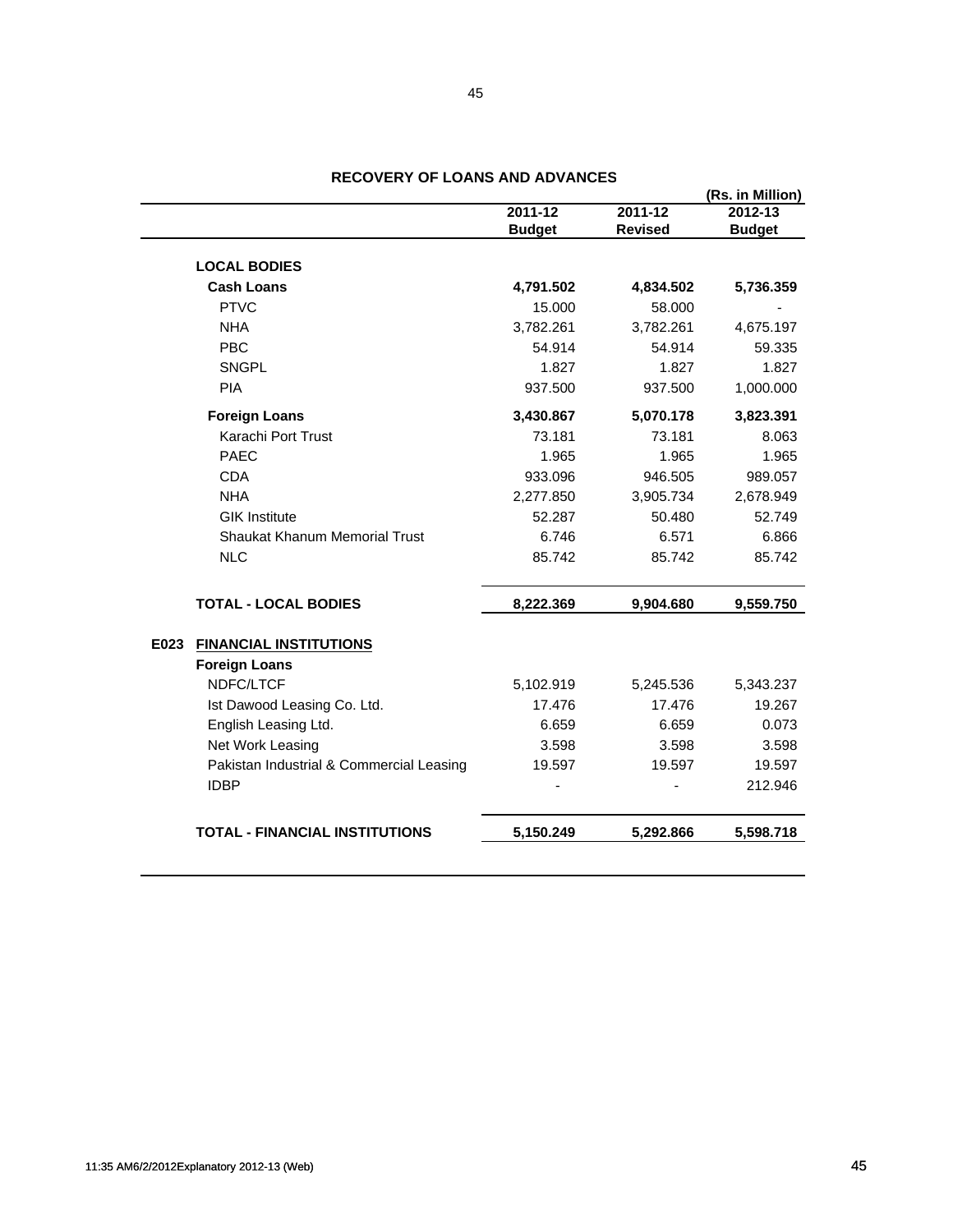## RECOVERY OF LOANS AND ADVANCES

(Rs. in Million)

| | 2011-12 Budget | 2011-12 Revised | 2012-13 Budget |
|---|---|---|---|
| **LOCAL BODIES** | | | |
| **Cash Loans** | **4,791.502** | **4,834.502** | **5,736.359** |
| PTVC | 15.000 | 58.000 | - |
| NHA | 3,782.261 | 3,782.261 | 4,675.197 |
| PBC | 54.914 | 54.914 | 59.335 |
| SNGPL | 1.827 | 1.827 | 1.827 |
| PIA | 937.500 | 937.500 | 1,000.000 |
| **Foreign Loans** | **3,430.867** | **5,070.178** | **3,823.391** |
| Karachi Port Trust | 73.181 | 73.181 | 8.063 |
| PAEC | 1.965 | 1.965 | 1.965 |
| CDA | 933.096 | 946.505 | 989.057 |
| NHA | 2,277.850 | 3,905.734 | 2,678.949 |
| GIK Institute | 52.287 | 50.480 | 52.749 |
| Shaukat Khanum Memorial Trust | 6.746 | 6.571 | 6.866 |
| NLC | 85.742 | 85.742 | 85.742 |
| **TOTAL - LOCAL BODIES** | **8,222.369** | **9,904.680** | **9,559.750** |
| **E023 FINANCIAL INSTITUTIONS** | | | |
| **Foreign Loans** | | | |
| NDFC/LTCF | 5,102.919 | 5,245.536 | 5,343.237 |
| Ist Dawood Leasing Co. Ltd. | 17.476 | 17.476 | 19.267 |
| English Leasing Ltd. | 6.659 | 6.659 | 0.073 |
| Net Work Leasing | 3.598 | 3.598 | 3.598 |
| Pakistan Industrial & Commercial Leasing | 19.597 | 19.597 | 19.597 |
| IDBP | - | - | 212.946 |
| **TOTAL - FINANCIAL INSTITUTIONS** | **5,150.249** | **5,292.866** | **5,598.718** |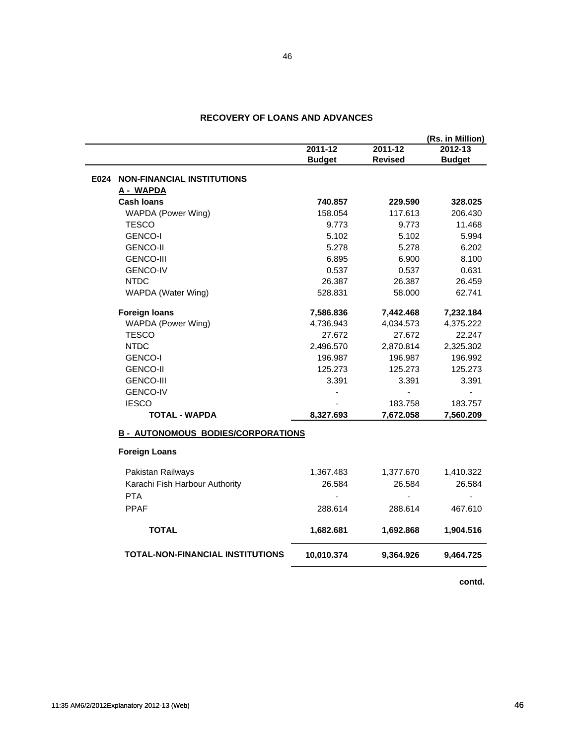# RECOVERY OF LOANS AND ADVANCES

(Rs. in Million)

| | 2011-12 Budget | 2011-12 Revised | 2012-13 Budget |
|---|---|---|---|
| **E024 NON-FINANCIAL INSTITUTIONS** | | | |
| **A - WAPDA** | | | |
| **Cash loans** | **740.857** | **229.590** | **328.025** |
| WAPDA (Power Wing) | 158.054 | 117.613 | 206.430 |
| TESCO | 9.773 | 9.773 | 11.468 |
| GENCO-I | 5.102 | 5.102 | 5.994 |
| GENCO-II | 5.278 | 5.278 | 6.202 |
| GENCO-III | 6.895 | 6.900 | 8.100 |
| GENCO-IV | 0.537 | 0.537 | 0.631 |
| NTDC | 26.387 | 26.387 | 26.459 |
| WAPDA (Water Wing) | 528.831 | 58.000 | 62.741 |
| **Foreign loans** | **7,586.836** | **7,442.468** | **7,232.184** |
| WAPDA (Power Wing) | 4,736.943 | 4,034.573 | 4,375.222 |
| TESCO | 27.672 | 27.672 | 22.247 |
| NTDC | 2,496.570 | 2,870.814 | 2,325.302 |
| GENCO-I | 196.987 | 196.987 | 196.992 |
| GENCO-II | 125.273 | 125.273 | 125.273 |
| GENCO-III | 3.391 | 3.391 | 3.391 |
| GENCO-IV | - | - | - |
| IESCO | - | 183.758 | 183.757 |
| **TOTAL - WAPDA** | **8,327.693** | **7,672.058** | **7,560.209** |
| **B - AUTONOMOUS BODIES/CORPORATIONS** | | | |
| **Foreign Loans** | | | |
| Pakistan Railways | 1,367.483 | 1,377.670 | 1,410.322 |
| Karachi Fish Harbour Authority | 26.584 | 26.584 | 26.584 |
| PTA | - | - | - |
| PPAF | 288.614 | 288.614 | 467.610 |
| **TOTAL** | **1,682.681** | **1,692.868** | **1,904.516** |
| **TOTAL-NON-FINANCIAL INSTITUTIONS** | **10,010.374** | **9,364.926** | **9,464.725** |

**contd.**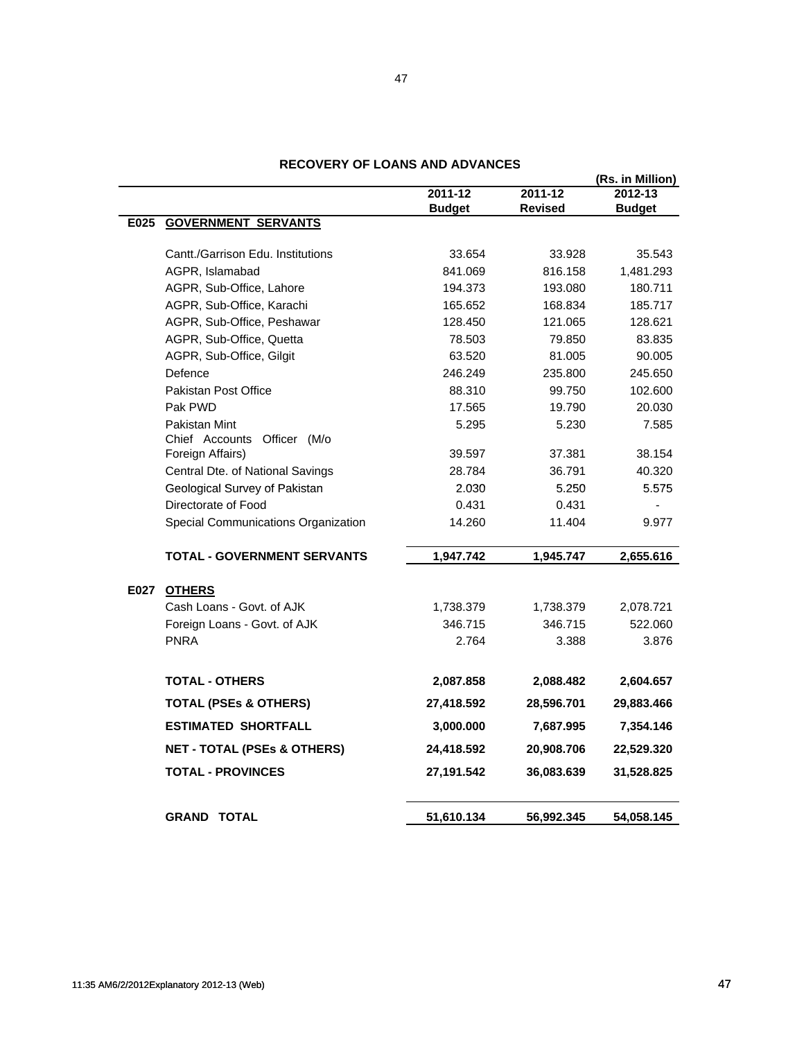# RECOVERY OF LOANS AND ADVANCES

(Rs. in Million)

| | | 2011-12 Budget | 2011-12 Revised | 2012-13 Budget |
|---|---|---|---|---|
| E025 | **GOVERNMENT SERVANTS** | | | |
| | Cantt./Garrison Edu. Institutions | 33.654 | 33.928 | 35.543 |
| | AGPR, Islamabad | 841.069 | 816.158 | 1,481.293 |
| | AGPR, Sub-Office, Lahore | 194.373 | 193.080 | 180.711 |
| | AGPR, Sub-Office, Karachi | 165.652 | 168.834 | 185.717 |
| | AGPR, Sub-Office, Peshawar | 128.450 | 121.065 | 128.621 |
| | AGPR, Sub-Office, Quetta | 78.503 | 79.850 | 83.835 |
| | AGPR, Sub-Office, Gilgit | 63.520 | 81.005 | 90.005 |
| | Defence | 246.249 | 235.800 | 245.650 |
| | Pakistan Post Office | 88.310 | 99.750 | 102.600 |
| | Pak PWD | 17.565 | 19.790 | 20.030 |
| | Pakistan Mint | 5.295 | 5.230 | 7.585 |
| | Chief Accounts Officer (M/o Foreign Affairs) | 39.597 | 37.381 | 38.154 |
| | Central Dte. of National Savings | 28.784 | 36.791 | 40.320 |
| | Geological Survey of Pakistan | 2.030 | 5.250 | 5.575 |
| | Directorate of Food | 0.431 | 0.431 | - |
| | Special Communications Organization | 14.260 | 11.404 | 9.977 |
| | **TOTAL - GOVERNMENT SERVANTS** | **1,947.742** | **1,945.747** | **2,655.616** |
| E027 | **OTHERS** | | | |
| | Cash Loans - Govt. of AJK | 1,738.379 | 1,738.379 | 2,078.721 |
| | Foreign Loans - Govt. of AJK | 346.715 | 346.715 | 522.060 |
| | PNRA | 2.764 | 3.388 | 3.876 |
| | **TOTAL - OTHERS** | **2,087.858** | **2,088.482** | **2,604.657** |
| | **TOTAL (PSEs & OTHERS)** | **27,418.592** | **28,596.701** | **29,883.466** |
| | **ESTIMATED SHORTFALL** | **3,000.000** | **7,687.995** | **7,354.146** |
| | **NET - TOTAL (PSEs & OTHERS)** | **24,418.592** | **20,908.706** | **22,529.320** |
| | **TOTAL - PROVINCES** | **27,191.542** | **36,083.639** | **31,528.825** |
| | **GRAND TOTAL** | **51,610.134** | **56,992.345** | **54,058.145** |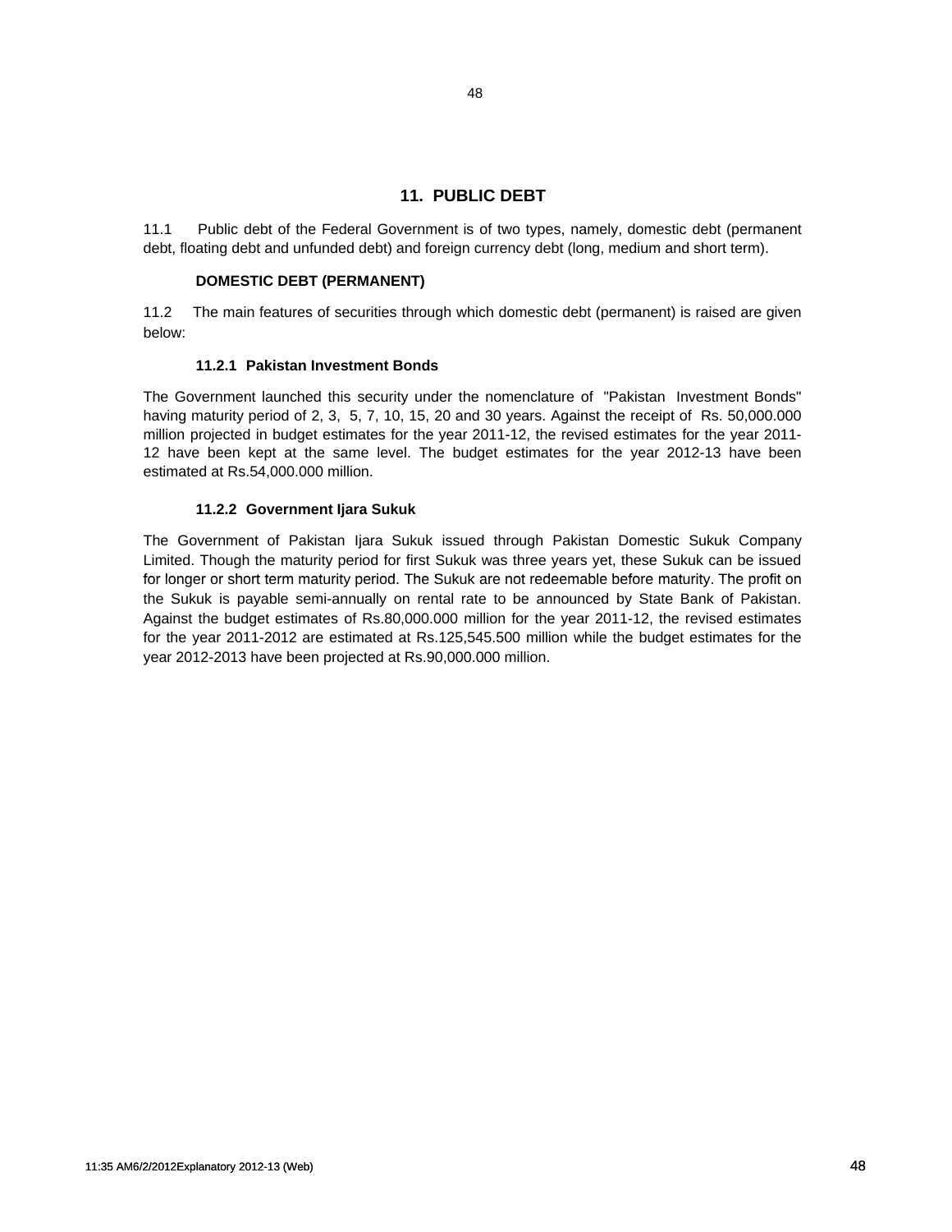## 11. PUBLIC DEBT

11.1 Public debt of the Federal Government is of two types, namely, domestic debt (permanent debt, floating debt and unfunded debt) and foreign currency debt (long, medium and short term).

### DOMESTIC DEBT (PERMANENT)

11.2 The main features of securities through which domestic debt (permanent) is raised are given below:

#### 11.2.1 Pakistan Investment Bonds

The Government launched this security under the nomenclature of "Pakistan Investment Bonds" having maturity period of 2, 3, 5, 7, 10, 15, 20 and 30 years. Against the receipt of Rs. 50,000.000 million projected in budget estimates for the year 2011-12, the revised estimates for the year 2011-12 have been kept at the same level. The budget estimates for the year 2012-13 have been estimated at Rs.54,000.000 million.

#### 11.2.2 Government Ijara Sukuk

The Government of Pakistan Ijara Sukuk issued through Pakistan Domestic Sukuk Company Limited. Though the maturity period for first Sukuk was three years yet, these Sukuk can be issued for longer or short term maturity period. The Sukuk are not redeemable before maturity. The profit on the Sukuk is payable semi-annually on rental rate to be announced by State Bank of Pakistan. Against the budget estimates of Rs.80,000.000 million for the year 2011-12, the revised estimates for the year 2011-2012 are estimated at Rs.125,545.500 million while the budget estimates for the year 2012-2013 have been projected at Rs.90,000.000 million.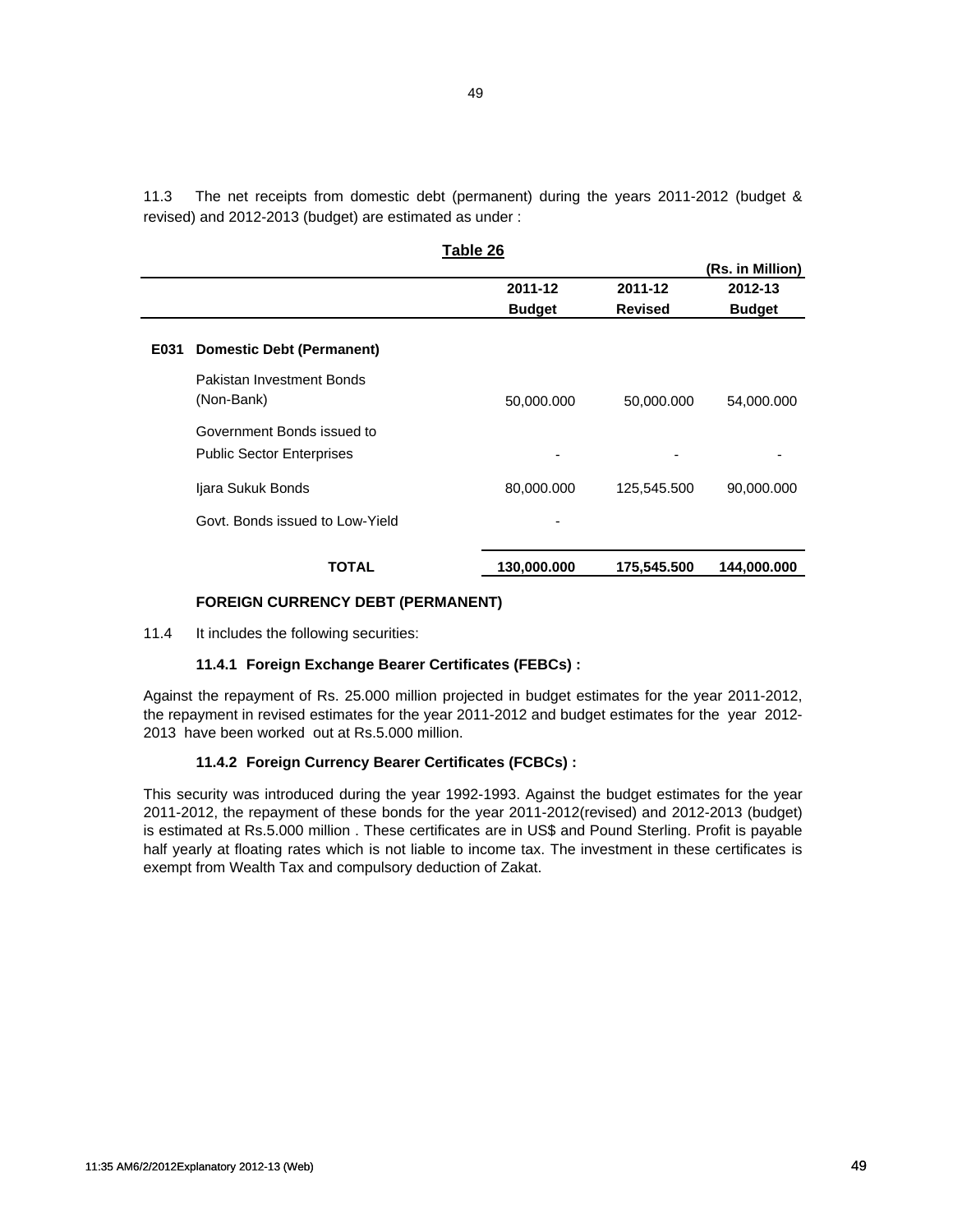11.3 The net receipts from domestic debt (permanent) during the years 2011-2012 (budget & revised) and 2012-2013 (budget) are estimated as under :

**Table 26**

(Rs. in Million)

| | | 2011-12 Budget | 2011-12 Revised | 2012-13 Budget |
|---|---|---|---|---|
| **E031** | **Domestic Debt (Permanent)** | | | |
| | Pakistan Investment Bonds (Non-Bank) | 50,000.000 | 50,000.000 | 54,000.000 |
| | Government Bonds issued to Public Sector Enterprises | - | - | - |
| | Ijara Sukuk Bonds | 80,000.000 | 125,545.500 | 90,000.000 |
| | Govt. Bonds issued to Low-Yield | - | | |
| | **TOTAL** | **130,000.000** | **175,545.500** | **144,000.000** |

**FOREIGN CURRENCY DEBT (PERMANENT)**

11.4 It includes the following securities:

**11.4.1 Foreign Exchange Bearer Certificates (FEBCs) :**

Against the repayment of Rs. 25.000 million projected in budget estimates for the year 2011-2012, the repayment in revised estimates for the year 2011-2012 and budget estimates for the year 2012-2013 have been worked out at Rs.5.000 million.

**11.4.2 Foreign Currency Bearer Certificates (FCBCs) :**

This security was introduced during the year 1992-1993. Against the budget estimates for the year 2011-2012, the repayment of these bonds for the year 2011-2012(revised) and 2012-2013 (budget) is estimated at Rs.5.000 million . These certificates are in US$ and Pound Sterling. Profit is payable half yearly at floating rates which is not liable to income tax. The investment in these certificates is exempt from Wealth Tax and compulsory deduction of Zakat.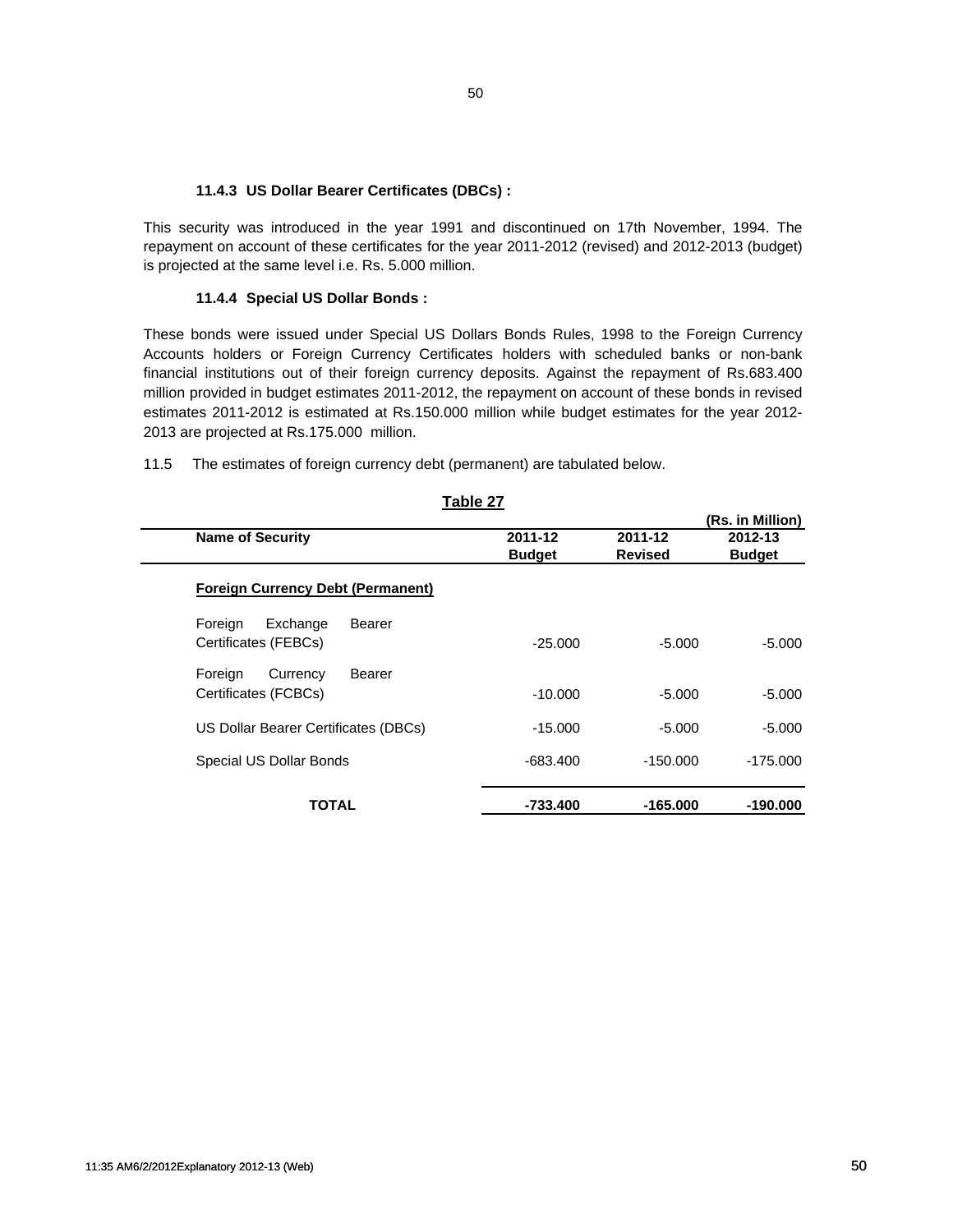#### 11.4.3 US Dollar Bearer Certificates (DBCs) :

This security was introduced in the year 1991 and discontinued on 17th November, 1994. The repayment on account of these certificates for the year 2011-2012 (revised) and 2012-2013 (budget) is projected at the same level i.e. Rs. 5.000 million.

#### 11.4.4 Special US Dollar Bonds :

These bonds were issued under Special US Dollars Bonds Rules, 1998 to the Foreign Currency Accounts holders or Foreign Currency Certificates holders with scheduled banks or non-bank financial institutions out of their foreign currency deposits. Against the repayment of Rs.683.400 million provided in budget estimates 2011-2012, the repayment on account of these bonds in revised estimates 2011-2012 is estimated at Rs.150.000 million while budget estimates for the year 2012-2013 are projected at Rs.175.000 million.

11.5 The estimates of foreign currency debt (permanent) are tabulated below.

**Table 27**

**(Rs. in Million)**

| Name of Security | 2011-12 Budget | 2011-12 Revised | 2012-13 Budget |
|---|---|---|---|
| **Foreign Currency Debt (Permanent)** | | | |
| Foreign Exchange Bearer Certificates (FEBCs) | -25.000 | -5.000 | -5.000 |
| Foreign Currency Bearer Certificates (FCBCs) | -10.000 | -5.000 | -5.000 |
| US Dollar Bearer Certificates (DBCs) | -15.000 | -5.000 | -5.000 |
| Special US Dollar Bonds | -683.400 | -150.000 | -175.000 |
| **TOTAL** | **-733.400** | **-165.000** | **-190.000** |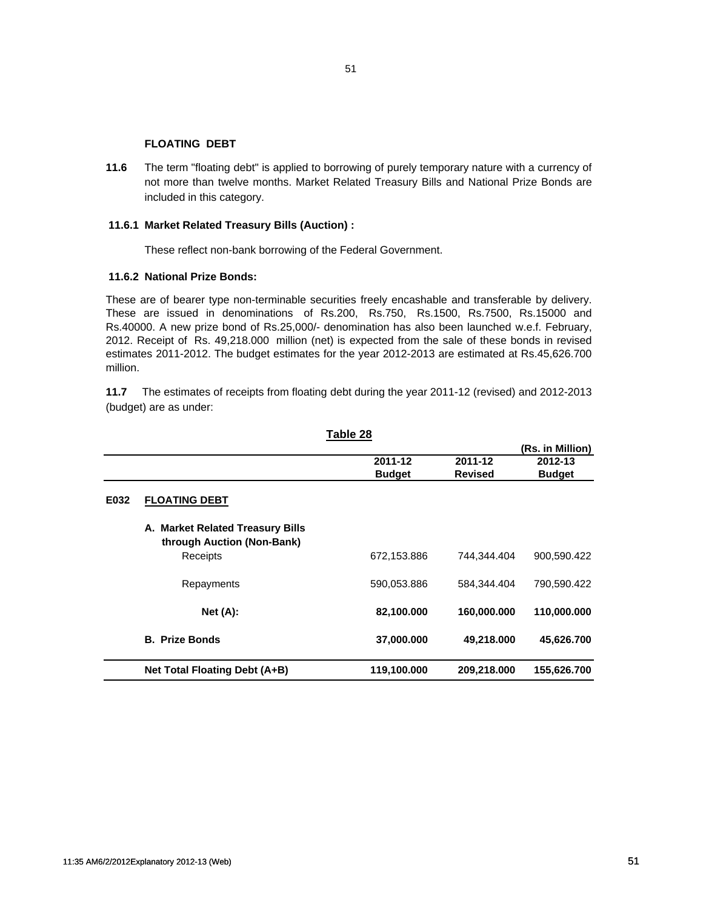### FLOATING DEBT

**11.6** The term "floating debt" is applied to borrowing of purely temporary nature with a currency of not more than twelve months. Market Related Treasury Bills and National Prize Bonds are included in this category.

**11.6.1 Market Related Treasury Bills (Auction) :**

These reflect non-bank borrowing of the Federal Government.

**11.6.2 National Prize Bonds:**

These are of bearer type non-terminable securities freely encashable and transferable by delivery. These are issued in denominations of Rs.200, Rs.750, Rs.1500, Rs.7500, Rs.15000 and Rs.40000. A new prize bond of Rs.25,000/- denomination has also been launched w.e.f. February, 2012. Receipt of Rs. 49,218.000 million (net) is expected from the sale of these bonds in revised estimates 2011-2012. The budget estimates for the year 2012-2013 are estimated at Rs.45,626.700 million.

**11.7** The estimates of receipts from floating debt during the year 2011-12 (revised) and 2012-2013 (budget) are as under:

**Table 28**

(Rs. in Million)

| | | 2011-12 Budget | 2011-12 Revised | 2012-13 Budget |
|---|---|---|---|---|
| **E032** | **FLOATING DEBT** | | | |
| | **A. Market Related Treasury Bills through Auction (Non-Bank)** | | | |
| | Receipts | 672,153.886 | 744,344.404 | 900,590.422 |
| | Repayments | 590,053.886 | 584,344.404 | 790,590.422 |
| | **Net (A):** | **82,100.000** | **160,000.000** | **110,000.000** |
| | **B. Prize Bonds** | **37,000.000** | **49,218.000** | **45,626.700** |
| | **Net Total Floating Debt (A+B)** | **119,100.000** | **209,218.000** | **155,626.700** |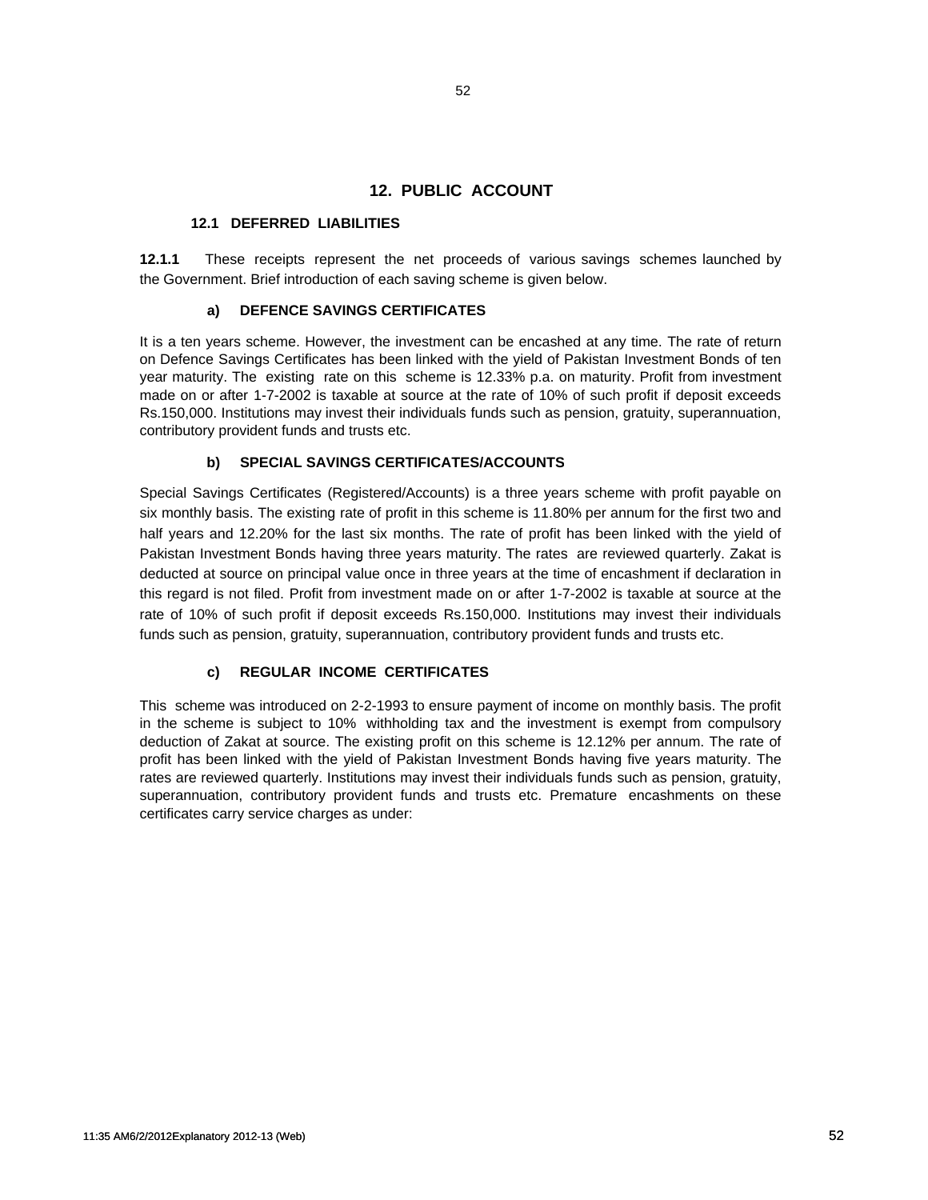## 12. PUBLIC ACCOUNT

### 12.1 DEFERRED LIABILITIES

**12.1.1** These receipts represent the net proceeds of various savings schemes launched by the Government. Brief introduction of each saving scheme is given below.

#### a) DEFENCE SAVINGS CERTIFICATES

It is a ten years scheme. However, the investment can be encashed at any time. The rate of return on Defence Savings Certificates has been linked with the yield of Pakistan Investment Bonds of ten year maturity. The existing rate on this scheme is 12.33% p.a. on maturity. Profit from investment made on or after 1-7-2002 is taxable at source at the rate of 10% of such profit if deposit exceeds Rs.150,000. Institutions may invest their individuals funds such as pension, gratuity, superannuation, contributory provident funds and trusts etc.

#### b) SPECIAL SAVINGS CERTIFICATES/ACCOUNTS

Special Savings Certificates (Registered/Accounts) is a three years scheme with profit payable on six monthly basis. The existing rate of profit in this scheme is 11.80% per annum for the first two and half years and 12.20% for the last six months. The rate of profit has been linked with the yield of Pakistan Investment Bonds having three years maturity. The rates are reviewed quarterly. Zakat is deducted at source on principal value once in three years at the time of encashment if declaration in this regard is not filed. Profit from investment made on or after 1-7-2002 is taxable at source at the rate of 10% of such profit if deposit exceeds Rs.150,000. Institutions may invest their individuals funds such as pension, gratuity, superannuation, contributory provident funds and trusts etc.

#### c) REGULAR INCOME CERTIFICATES

This scheme was introduced on 2-2-1993 to ensure payment of income on monthly basis. The profit in the scheme is subject to 10% withholding tax and the investment is exempt from compulsory deduction of Zakat at source. The existing profit on this scheme is 12.12% per annum. The rate of profit has been linked with the yield of Pakistan Investment Bonds having five years maturity. The rates are reviewed quarterly. Institutions may invest their individuals funds such as pension, gratuity, superannuation, contributory provident funds and trusts etc. Premature encashments on these certificates carry service charges as under: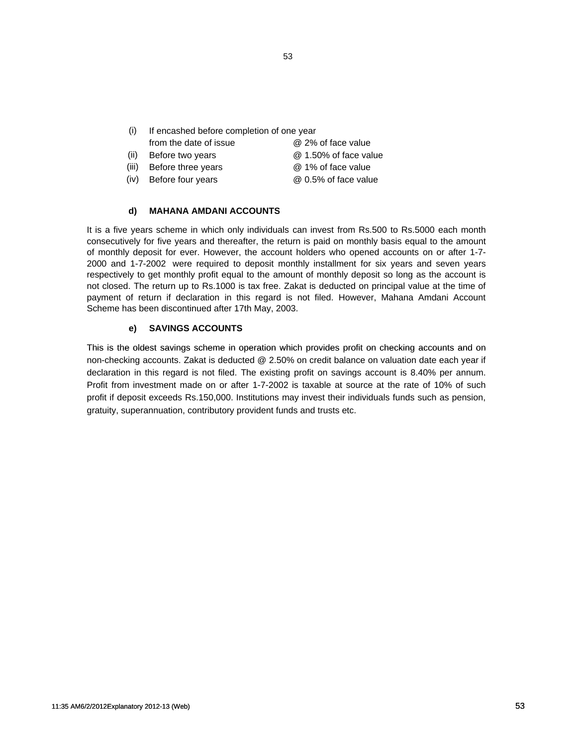| | | |
|---|---|---|
| (i) | If encashed before completion of one year from the date of issue | @ 2% of face value |
| (ii) | Before two years | @ 1.50% of face value |
| (iii) | Before three years | @ 1% of face value |
| (iv) | Before four years | @ 0.5% of face value |

#### d) MAHANA AMDANI ACCOUNTS

It is a five years scheme in which only individuals can invest from Rs.500 to Rs.5000 each month consecutively for five years and thereafter, the return is paid on monthly basis equal to the amount of monthly deposit for ever. However, the account holders who opened accounts on or after 1-7-2000 and 1-7-2002 were required to deposit monthly installment for six years and seven years respectively to get monthly profit equal to the amount of monthly deposit so long as the account is not closed. The return up to Rs.1000 is tax free. Zakat is deducted on principal value at the time of payment of return if declaration in this regard is not filed. However, Mahana Amdani Account Scheme has been discontinued after 17th May, 2003.

#### e) SAVINGS ACCOUNTS

This is the oldest savings scheme in operation which provides profit on checking accounts and on non-checking accounts. Zakat is deducted @ 2.50% on credit balance on valuation date each year if declaration in this regard is not filed. The existing profit on savings account is 8.40% per annum. Profit from investment made on or after 1-7-2002 is taxable at source at the rate of 10% of such profit if deposit exceeds Rs.150,000. Institutions may invest their individuals funds such as pension, gratuity, superannuation, contributory provident funds and trusts etc.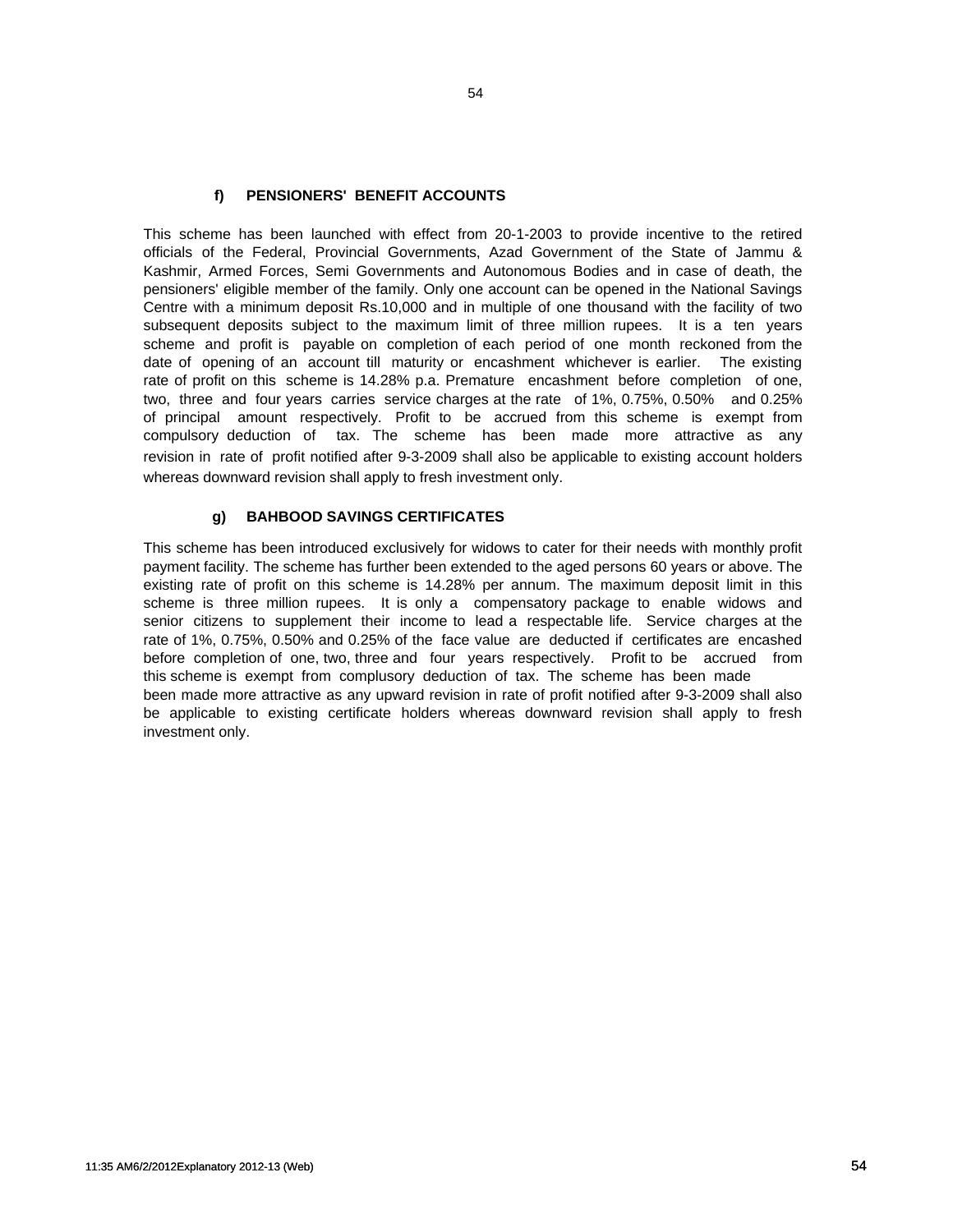### f) PENSIONERS' BENEFIT ACCOUNTS

This scheme has been launched with effect from 20-1-2003 to provide incentive to the retired officials of the Federal, Provincial Governments, Azad Government of the State of Jammu & Kashmir, Armed Forces, Semi Governments and Autonomous Bodies and in case of death, the pensioners' eligible member of the family. Only one account can be opened in the National Savings Centre with a minimum deposit Rs.10,000 and in multiple of one thousand with the facility of two subsequent deposits subject to the maximum limit of three million rupees. It is a ten years scheme and profit is payable on completion of each period of one month reckoned from the date of opening of an account till maturity or encashment whichever is earlier. The existing rate of profit on this scheme is 14.28% p.a. Premature encashment before completion of one, two, three and four years carries service charges at the rate of 1%, 0.75%, 0.50% and 0.25% of principal amount respectively. Profit to be accrued from this scheme is exempt from compulsory deduction of tax. The scheme has been made more attractive as any revision in rate of profit notified after 9-3-2009 shall also be applicable to existing account holders whereas downward revision shall apply to fresh investment only.

### g) BAHBOOD SAVINGS CERTIFICATES

This scheme has been introduced exclusively for widows to cater for their needs with monthly profit payment facility. The scheme has further been extended to the aged persons 60 years or above. The existing rate of profit on this scheme is 14.28% per annum. The maximum deposit limit in this scheme is three million rupees. It is only a compensatory package to enable widows and senior citizens to supplement their income to lead a respectable life. Service charges at the rate of 1%, 0.75%, 0.50% and 0.25% of the face value are deducted if certificates are encashed before completion of one, two, three and four years respectively. Profit to be accrued from this scheme is exempt from complusory deduction of tax. The scheme has been made been made more attractive as any upward revision in rate of profit notified after 9-3-2009 shall also be applicable to existing certificate holders whereas downward revision shall apply to fresh investment only.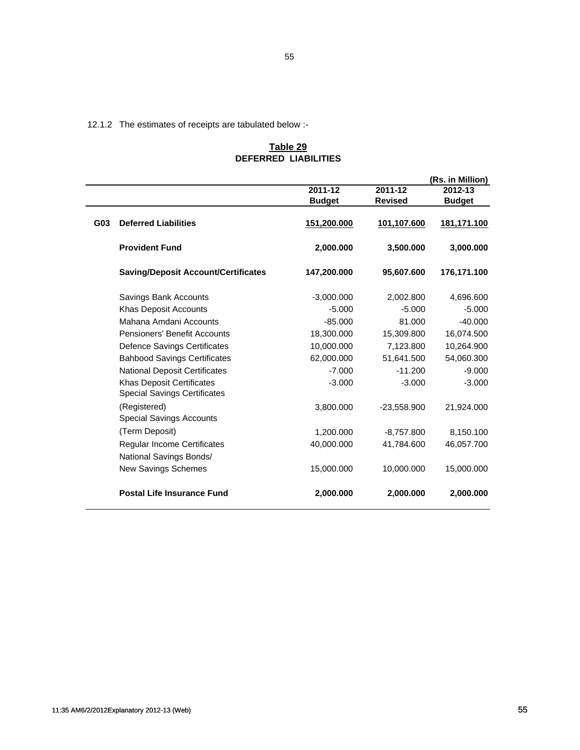12.1.2 The estimates of receipts are tabulated below :-

**Table 29**
**DEFERRED LIABILITIES**

(Rs. in Million)

| | | 2011-12 Budget | 2011-12 Revised | 2012-13 Budget |
|---|---|---|---|---|
| **G03** | **Deferred Liabilities** | **151,200.000** | **101,107.600** | **181,171.100** |
| | **Provident Fund** | **2,000.000** | **3,500.000** | **3,000.000** |
| | **Saving/Deposit Account/Certificates** | **147,200.000** | **95,607.600** | **176,171.100** |
| | Savings Bank Accounts | -3,000.000 | 2,002.800 | 4,696.600 |
| | Khas Deposit Accounts | -5.000 | -5.000 | -5.000 |
| | Mahana Amdani Accounts | -85.000 | 81.000 | -40.000 |
| | Pensioners' Benefit Accounts | 18,300.000 | 15,309.800 | 16,074.500 |
| | Defence Savings Certificates | 10,000.000 | 7,123.800 | 10,264.900 |
| | Bahbood Savings Certificates | 62,000.000 | 51,641.500 | 54,060.300 |
| | National Deposit Certificates | -7.000 | -11.200 | -9.000 |
| | Khas Deposit Certificates | -3.000 | -3.000 | -3.000 |
| | Special Savings Certificates (Registered) | 3,800.000 | -23,558.900 | 21,924.000 |
| | Special Savings Accounts (Term Deposit) | 1,200.000 | -8,757.800 | 8,150.100 |
| | Regular Income Certificates | 40,000.000 | 41,784.600 | 46,057.700 |
| | National Savings Bonds/ New Savings Schemes | 15,000.000 | 10,000.000 | 15,000.000 |
| | **Postal Life Insurance Fund** | **2,000.000** | **2,000.000** | **2,000.000** |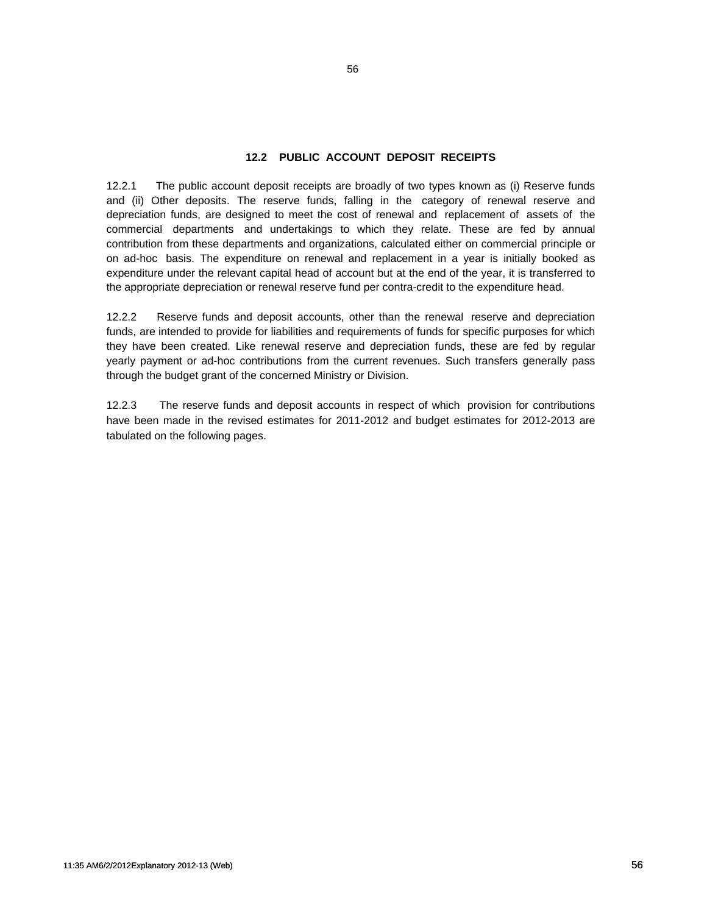## 12.2 PUBLIC ACCOUNT DEPOSIT RECEIPTS

12.2.1 The public account deposit receipts are broadly of two types known as (i) Reserve funds and (ii) Other deposits. The reserve funds, falling in the category of renewal reserve and depreciation funds, are designed to meet the cost of renewal and replacement of assets of the commercial departments and undertakings to which they relate. These are fed by annual contribution from these departments and organizations, calculated either on commercial principle or on ad-hoc basis. The expenditure on renewal and replacement in a year is initially booked as expenditure under the relevant capital head of account but at the end of the year, it is transferred to the appropriate depreciation or renewal reserve fund per contra-credit to the expenditure head.

12.2.2 Reserve funds and deposit accounts, other than the renewal reserve and depreciation funds, are intended to provide for liabilities and requirements of funds for specific purposes for which they have been created. Like renewal reserve and depreciation funds, these are fed by regular yearly payment or ad-hoc contributions from the current revenues. Such transfers generally pass through the budget grant of the concerned Ministry or Division.

12.2.3 The reserve funds and deposit accounts in respect of which provision for contributions have been made in the revised estimates for 2011-2012 and budget estimates for 2012-2013 are tabulated on the following pages.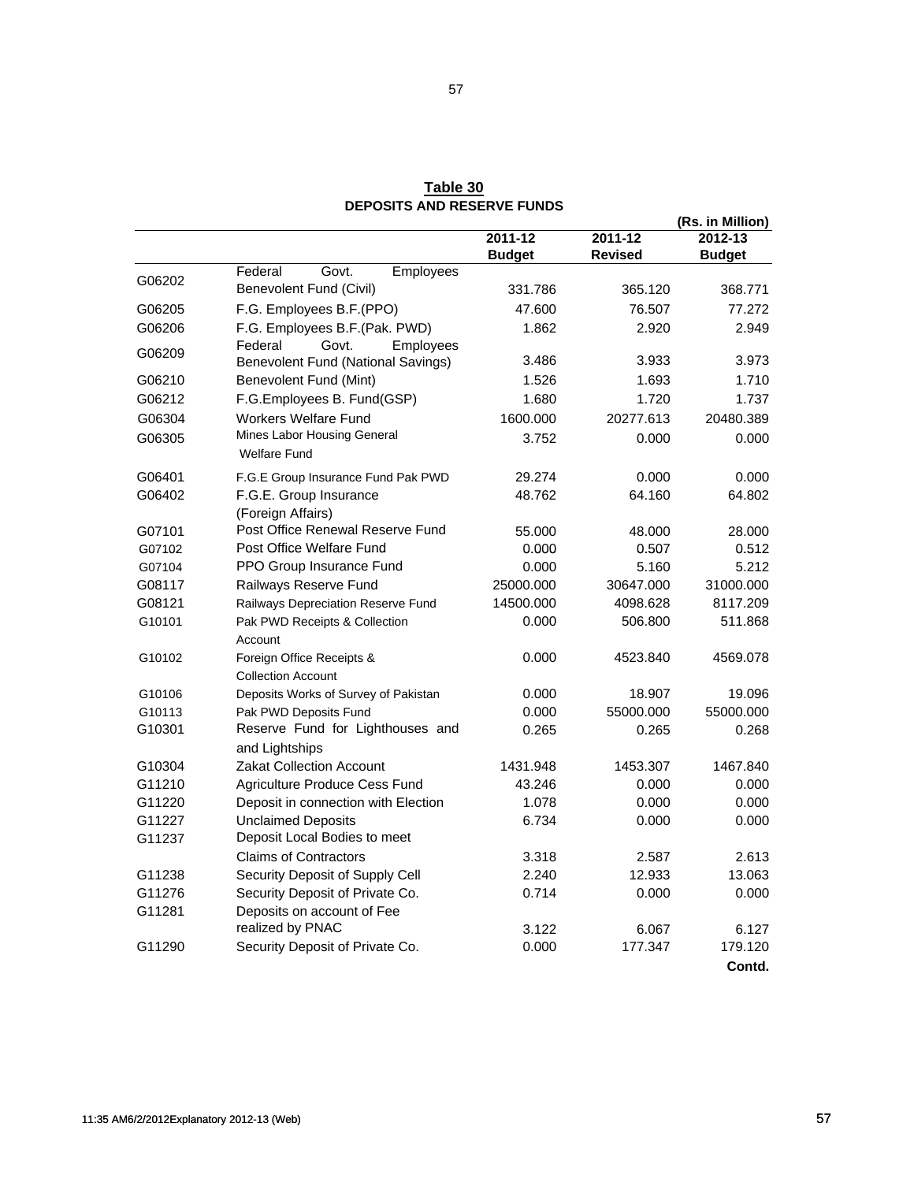**Table 30**

**DEPOSITS AND RESERVE FUNDS**

(Rs. in Million)

| | | 2011-12 Budget | 2011-12 Revised | 2012-13 Budget |
|---|---|---|---|---|
| G06202 | Federal Govt. Employees Benevolent Fund (Civil) | 331.786 | 365.120 | 368.771 |
| G06205 | F.G. Employees B.F.(PPO) | 47.600 | 76.507 | 77.272 |
| G06206 | F.G. Employees B.F.(Pak. PWD) | 1.862 | 2.920 | 2.949 |
| G06209 | Federal Govt. Employees Benevolent Fund (National Savings) | 3.486 | 3.933 | 3.973 |
| G06210 | Benevolent Fund (Mint) | 1.526 | 1.693 | 1.710 |
| G06212 | F.G.Employees B. Fund(GSP) | 1.680 | 1.720 | 1.737 |
| G06304 | Workers Welfare Fund | 1600.000 | 20277.613 | 20480.389 |
| G06305 | Mines Labor Housing General Welfare Fund | 3.752 | 0.000 | 0.000 |
| G06401 | F.G.E Group Insurance Fund Pak PWD | 29.274 | 0.000 | 0.000 |
| G06402 | F.G.E. Group Insurance (Foreign Affairs) | 48.762 | 64.160 | 64.802 |
| G07101 | Post Office Renewal Reserve Fund | 55.000 | 48.000 | 28.000 |
| G07102 | Post Office Welfare Fund | 0.000 | 0.507 | 0.512 |
| G07104 | PPO Group Insurance Fund | 0.000 | 5.160 | 5.212 |
| G08117 | Railways Reserve Fund | 25000.000 | 30647.000 | 31000.000 |
| G08121 | Railways Depreciation Reserve Fund | 14500.000 | 4098.628 | 8117.209 |
| G10101 | Pak PWD Receipts & Collection Account | 0.000 | 506.800 | 511.868 |
| G10102 | Foreign Office Receipts & Collection Account | 0.000 | 4523.840 | 4569.078 |
| G10106 | Deposits Works of Survey of Pakistan | 0.000 | 18.907 | 19.096 |
| G10113 | Pak PWD Deposits Fund | 0.000 | 55000.000 | 55000.000 |
| G10301 | Reserve Fund for Lighthouses and and Lightships | 0.265 | 0.265 | 0.268 |
| G10304 | Zakat Collection Account | 1431.948 | 1453.307 | 1467.840 |
| G11210 | Agriculture Produce Cess Fund | 43.246 | 0.000 | 0.000 |
| G11220 | Deposit in connection with Election | 1.078 | 0.000 | 0.000 |
| G11227 | Unclaimed Deposits | 6.734 | 0.000 | 0.000 |
| G11237 | Deposit Local Bodies to meet Claims of Contractors | 3.318 | 2.587 | 2.613 |
| G11238 | Security Deposit of Supply Cell | 2.240 | 12.933 | 13.063 |
| G11276 | Security Deposit of Private Co. | 0.714 | 0.000 | 0.000 |
| G11281 | Deposits on account of Fee realized by PNAC | 3.122 | 6.067 | 6.127 |
| G11290 | Security Deposit of Private Co. | 0.000 | 177.347 | 179.120 |

**Contd.**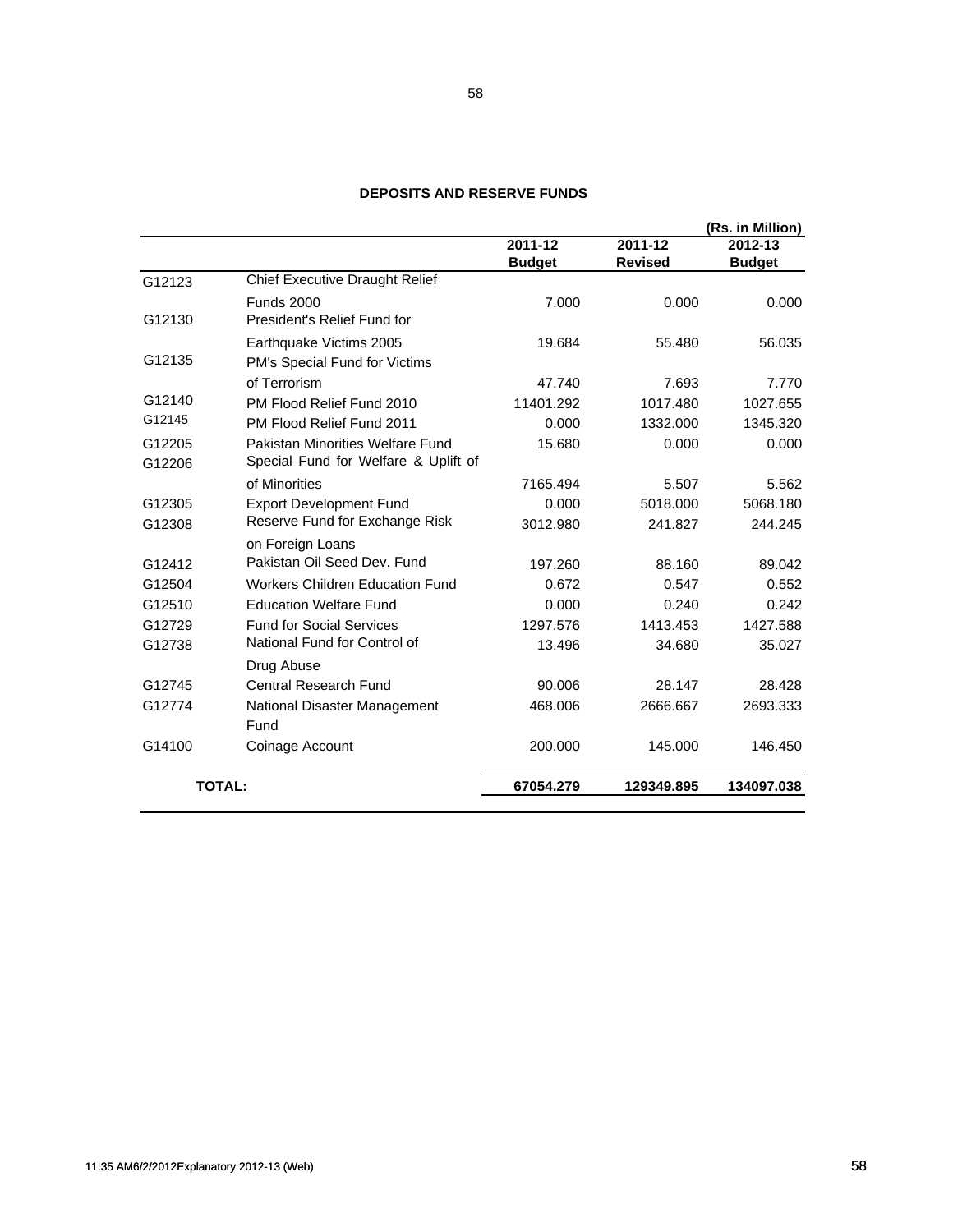## DEPOSITS AND RESERVE FUNDS

(Rs. in Million)

| | | 2011-12 Budget | 2011-12 Revised | 2012-13 Budget |
|---|---|---|---|---|
| G12123 | Chief Executive Draught Relief Funds 2000 | 7.000 | 0.000 | 0.000 |
| G12130 | President's Relief Fund for Earthquake Victims 2005 | 19.684 | 55.480 | 56.035 |
| G12135 | PM's Special Fund for Victims of Terrorism | 47.740 | 7.693 | 7.770 |
| G12140 | PM Flood Relief Fund 2010 | 11401.292 | 1017.480 | 1027.655 |
| G12145 | PM Flood Relief Fund 2011 | 0.000 | 1332.000 | 1345.320 |
| G12205 | Pakistan Minorities Welfare Fund | 15.680 | 0.000 | 0.000 |
| G12206 | Special Fund for Welfare & Uplift of of Minorities | 7165.494 | 5.507 | 5.562 |
| G12305 | Export Development Fund | 0.000 | 5018.000 | 5068.180 |
| G12308 | Reserve Fund for Exchange Risk on Foreign Loans | 3012.980 | 241.827 | 244.245 |
| G12412 | Pakistan Oil Seed Dev. Fund | 197.260 | 88.160 | 89.042 |
| G12504 | Workers Children Education Fund | 0.672 | 0.547 | 0.552 |
| G12510 | Education Welfare Fund | 0.000 | 0.240 | 0.242 |
| G12729 | Fund for Social Services | 1297.576 | 1413.453 | 1427.588 |
| G12738 | National Fund for Control of Drug Abuse | 13.496 | 34.680 | 35.027 |
| G12745 | Central Research Fund | 90.006 | 28.147 | 28.428 |
| G12774 | National Disaster Management Fund | 468.006 | 2666.667 | 2693.333 |
| G14100 | Coinage Account | 200.000 | 145.000 | 146.450 |
| **TOTAL:** | | **67054.279** | **129349.895** | **134097.038** |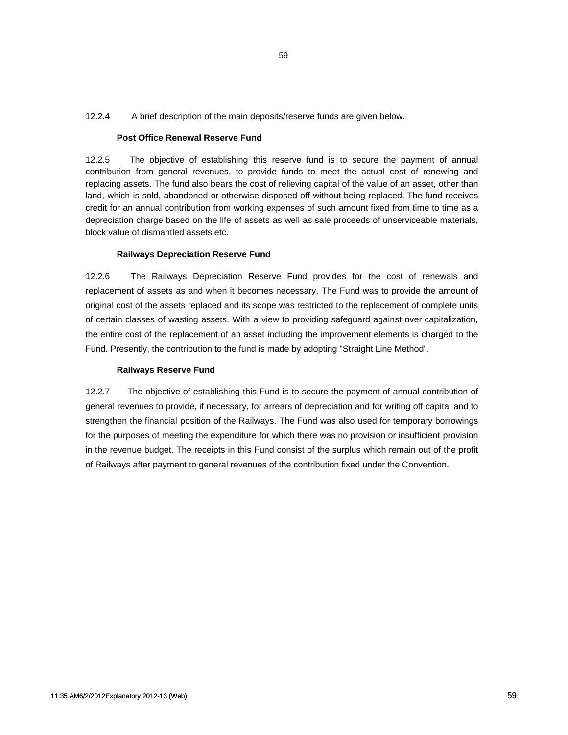12.2.4 A brief description of the main deposits/reserve funds are given below.

**Post Office Renewal Reserve Fund**

12.2.5 The objective of establishing this reserve fund is to secure the payment of annual contribution from general revenues, to provide funds to meet the actual cost of renewing and replacing assets. The fund also bears the cost of relieving capital of the value of an asset, other than land, which is sold, abandoned or otherwise disposed off without being replaced. The fund receives credit for an annual contribution from working expenses of such amount fixed from time to time as a depreciation charge based on the life of assets as well as sale proceeds of unserviceable materials, block value of dismantled assets etc.

**Railways Depreciation Reserve Fund**

12.2.6 The Railways Depreciation Reserve Fund provides for the cost of renewals and replacement of assets as and when it becomes necessary. The Fund was to provide the amount of original cost of the assets replaced and its scope was restricted to the replacement of complete units of certain classes of wasting assets. With a view to providing safeguard against over capitalization, the entire cost of the replacement of an asset including the improvement elements is charged to the Fund. Presently, the contribution to the fund is made by adopting "Straight Line Method".

**Railways Reserve Fund**

12.2.7 The objective of establishing this Fund is to secure the payment of annual contribution of general revenues to provide, if necessary, for arrears of depreciation and for writing off capital and to strengthen the financial position of the Railways. The Fund was also used for temporary borrowings for the purposes of meeting the expenditure for which there was no provision or insufficient provision in the revenue budget. The receipts in this Fund consist of the surplus which remain out of the profit of Railways after payment to general revenues of the contribution fixed under the Convention.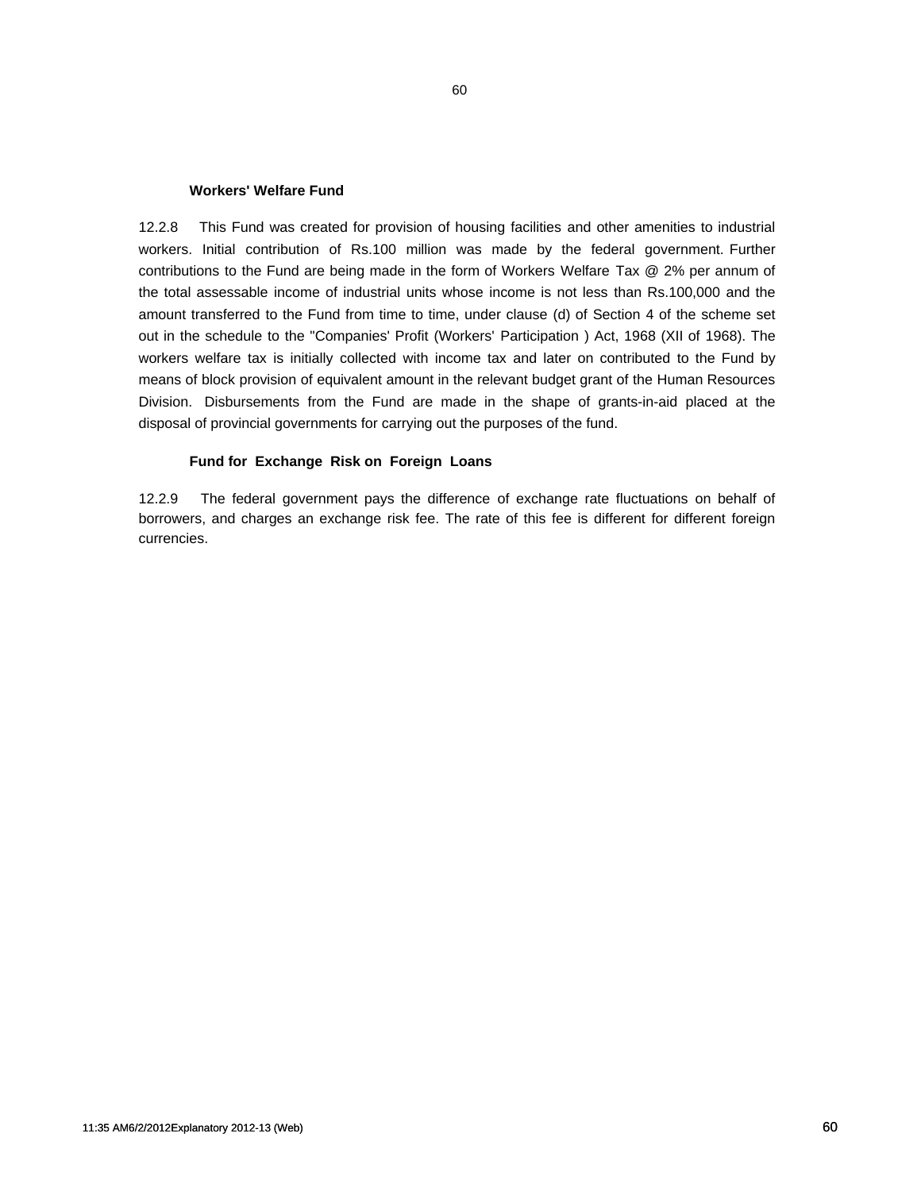### Workers' Welfare Fund

12.2.8 This Fund was created for provision of housing facilities and other amenities to industrial workers. Initial contribution of Rs.100 million was made by the federal government. Further contributions to the Fund are being made in the form of Workers Welfare Tax @ 2% per annum of the total assessable income of industrial units whose income is not less than Rs.100,000 and the amount transferred to the Fund from time to time, under clause (d) of Section 4 of the scheme set out in the schedule to the "Companies' Profit (Workers' Participation ) Act, 1968 (XII of 1968). The workers welfare tax is initially collected with income tax and later on contributed to the Fund by means of block provision of equivalent amount in the relevant budget grant of the Human Resources Division. Disbursements from the Fund are made in the shape of grants-in-aid placed at the disposal of provincial governments for carrying out the purposes of the fund.

### Fund for Exchange Risk on Foreign Loans

12.2.9 The federal government pays the difference of exchange rate fluctuations on behalf of borrowers, and charges an exchange risk fee. The rate of this fee is different for different foreign currencies.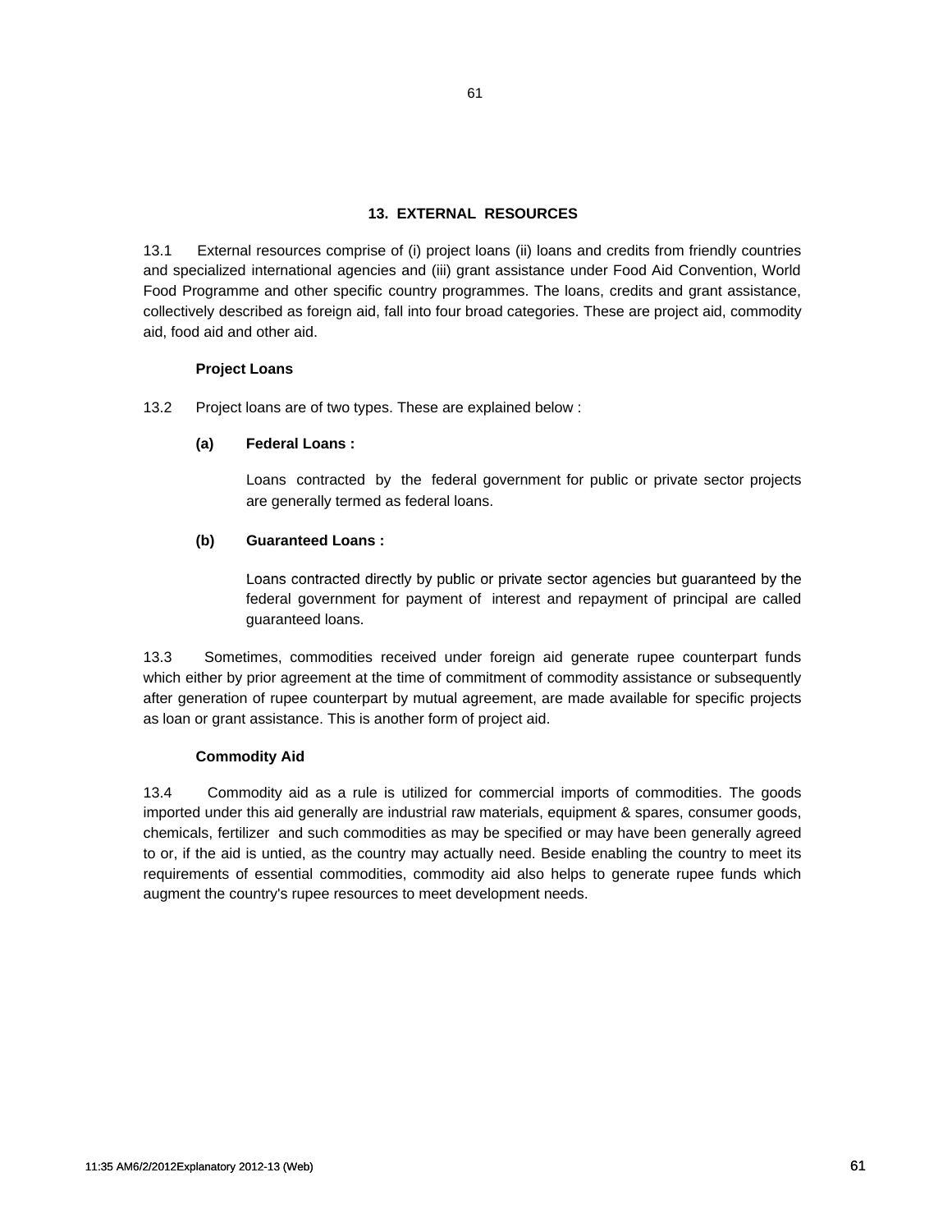## 13. EXTERNAL RESOURCES

13.1 External resources comprise of (i) project loans (ii) loans and credits from friendly countries and specialized international agencies and (iii) grant assistance under Food Aid Convention, World Food Programme and other specific country programmes. The loans, credits and grant assistance, collectively described as foreign aid, fall into four broad categories. These are project aid, commodity aid, food aid and other aid.

### Project Loans

13.2 Project loans are of two types. These are explained below :

**(a) Federal Loans :**

Loans contracted by the federal government for public or private sector projects are generally termed as federal loans.

**(b) Guaranteed Loans :**

Loans contracted directly by public or private sector agencies but guaranteed by the federal government for payment of interest and repayment of principal are called guaranteed loans.

13.3 Sometimes, commodities received under foreign aid generate rupee counterpart funds which either by prior agreement at the time of commitment of commodity assistance or subsequently after generation of rupee counterpart by mutual agreement, are made available for specific projects as loan or grant assistance. This is another form of project aid.

### Commodity Aid

13.4 Commodity aid as a rule is utilized for commercial imports of commodities. The goods imported under this aid generally are industrial raw materials, equipment & spares, consumer goods, chemicals, fertilizer and such commodities as may be specified or may have been generally agreed to or, if the aid is untied, as the country may actually need. Beside enabling the country to meet its requirements of essential commodities, commodity aid also helps to generate rupee funds which augment the country's rupee resources to meet development needs.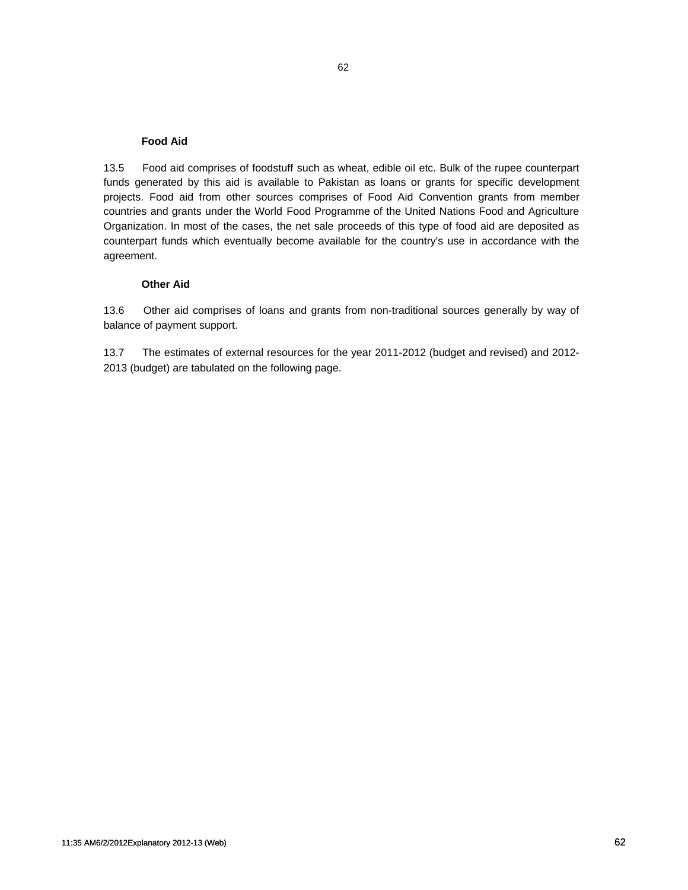### Food Aid

13.5 Food aid comprises of foodstuff such as wheat, edible oil etc. Bulk of the rupee counterpart funds generated by this aid is available to Pakistan as loans or grants for specific development projects. Food aid from other sources comprises of Food Aid Convention grants from member countries and grants under the World Food Programme of the United Nations Food and Agriculture Organization. In most of the cases, the net sale proceeds of this type of food aid are deposited as counterpart funds which eventually become available for the country's use in accordance with the agreement.

### Other Aid

13.6 Other aid comprises of loans and grants from non-traditional sources generally by way of balance of payment support.

13.7 The estimates of external resources for the year 2011-2012 (budget and revised) and 2012-2013 (budget) are tabulated on the following page.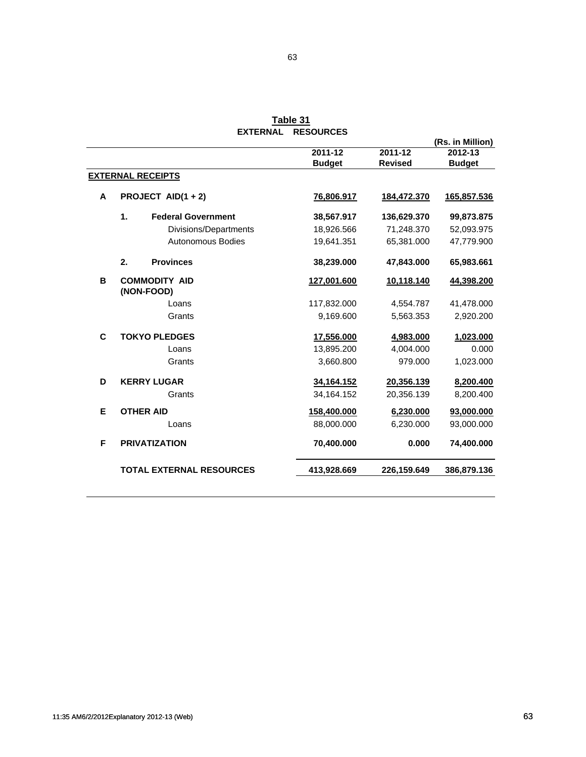**Table 31**

**EXTERNAL RESOURCES**

(Rs. in Million)

| | | 2011-12 Budget | 2011-12 Revised | 2012-13 Budget |
|---|---|---|---|---|
| **EXTERNAL RECEIPTS** | | | | |
| **A** | **PROJECT AID(1 + 2)** | **76,806.917** | **184,472.370** | **165,857.536** |
| | **1. Federal Government** | **38,567.917** | **136,629.370** | **99,873.875** |
| | Divisions/Departments | 18,926.566 | 71,248.370 | 52,093.975 |
| | Autonomous Bodies | 19,641.351 | 65,381.000 | 47,779.900 |
| | **2. Provinces** | **38,239.000** | **47,843.000** | **65,983.661** |
| **B** | **COMMODITY AID (NON-FOOD)** | **127,001.600** | **10,118.140** | **44,398.200** |
| | Loans | 117,832.000 | 4,554.787 | 41,478.000 |
| | Grants | 9,169.600 | 5,563.353 | 2,920.200 |
| **C** | **TOKYO PLEDGES** | **17,556.000** | **4,983.000** | **1,023.000** |
| | Loans | 13,895.200 | 4,004.000 | 0.000 |
| | Grants | 3,660.800 | 979.000 | 1,023.000 |
| **D** | **KERRY LUGAR** | **34,164.152** | **20,356.139** | **8,200.400** |
| | Grants | 34,164.152 | 20,356.139 | 8,200.400 |
| **E** | **OTHER AID** | **158,400.000** | **6,230.000** | **93,000.000** |
| | Loans | 88,000.000 | 6,230.000 | 93,000.000 |
| **F** | **PRIVATIZATION** | **70,400.000** | **0.000** | **74,400.000** |
| | **TOTAL EXTERNAL RESOURCES** | **413,928.669** | **226,159.649** | **386,879.136** |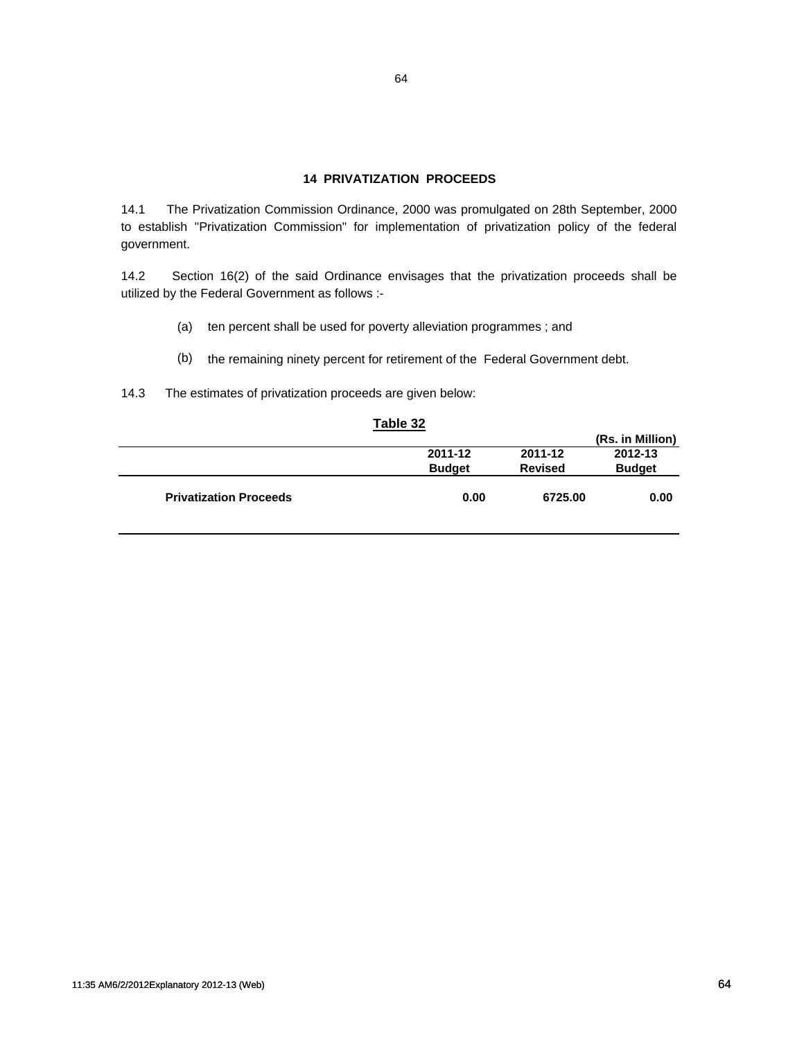## 14 PRIVATIZATION PROCEEDS

14.1 The Privatization Commission Ordinance, 2000 was promulgated on 28th September, 2000 to establish "Privatization Commission" for implementation of privatization policy of the federal government.

14.2 Section 16(2) of the said Ordinance envisages that the privatization proceeds shall be utilized by the Federal Government as follows :-

(a) ten percent shall be used for poverty alleviation programmes ; and

(b) the remaining ninety percent for retirement of the Federal Government debt.

14.3 The estimates of privatization proceeds are given below:

**Table 32**

(Rs. in Million)

| | 2011-12 Budget | 2011-12 Revised | 2012-13 Budget |
|---|---|---|---|
| **Privatization Proceeds** | **0.00** | **6725.00** | **0.00** |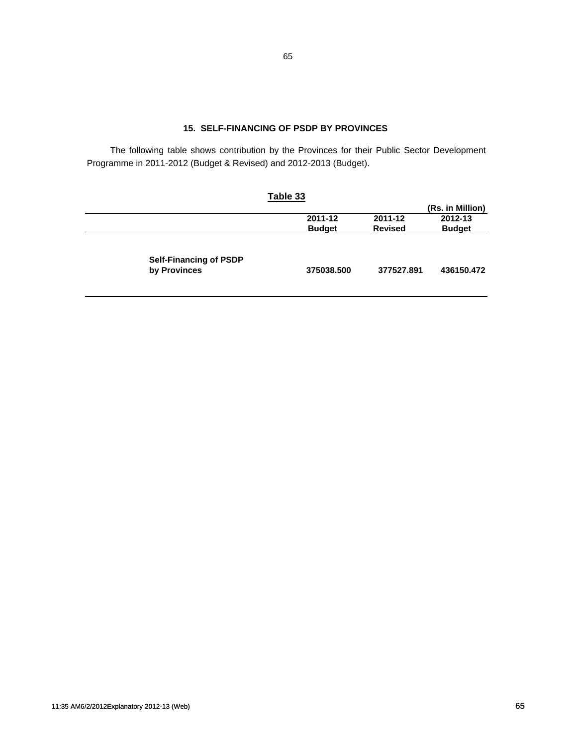## 15. SELF-FINANCING OF PSDP BY PROVINCES

The following table shows contribution by the Provinces for their Public Sector Development Programme in 2011-2012 (Budget & Revised) and 2012-2013 (Budget).

**Table 33**

(Rs. in Million)

| | 2011-12 Budget | 2011-12 Revised | 2012-13 Budget |
|---|---|---|---|
| **Self-Financing of PSDP by Provinces** | **375038.500** | **377527.891** | **436150.472** |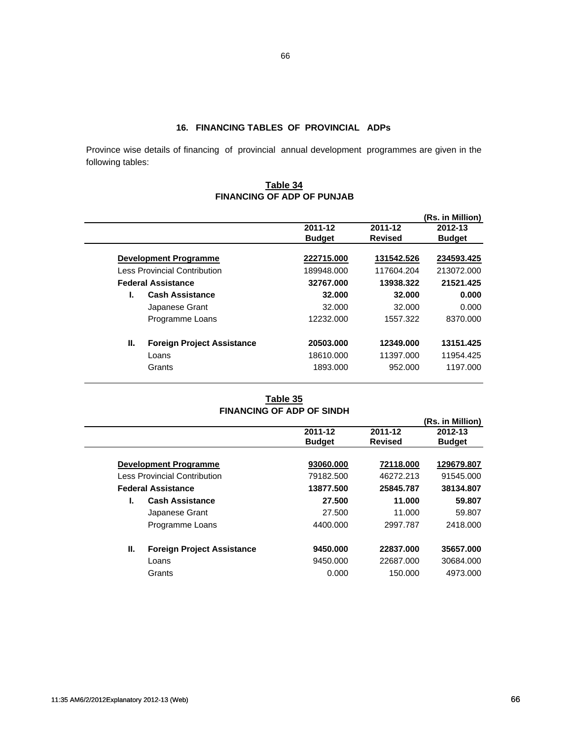## 16. FINANCING TABLES OF PROVINCIAL ADPs

Province wise details of financing of provincial annual development programmes are given in the following tables:

### Table 34
### FINANCING OF ADP OF PUNJAB

(Rs. in Million)

| | 2011-12 Budget | 2011-12 Revised | 2012-13 Budget |
|---|---|---|---|
| **Development Programme** | **222715.000** | **131542.526** | **234593.425** |
| Less Provincial Contribution | 189948.000 | 117604.204 | 213072.000 |
| **Federal Assistance** | **32767.000** | **13938.322** | **21521.425** |
| **I. Cash Assistance** | **32.000** | **32.000** | **0.000** |
| Japanese Grant | 32.000 | 32.000 | 0.000 |
| Programme Loans | 12232.000 | 1557.322 | 8370.000 |
| **II. Foreign Project Assistance** | **20503.000** | **12349.000** | **13151.425** |
| Loans | 18610.000 | 11397.000 | 11954.425 |
| Grants | 1893.000 | 952.000 | 1197.000 |

### Table 35
### FINANCING OF ADP OF SINDH

(Rs. in Million)

| | 2011-12 Budget | 2011-12 Revised | 2012-13 Budget |
|---|---|---|---|
| **Development Programme** | **93060.000** | **72118.000** | **129679.807** |
| Less Provincial Contribution | 79182.500 | 46272.213 | 91545.000 |
| **Federal Assistance** | **13877.500** | **25845.787** | **38134.807** |
| **I. Cash Assistance** | **27.500** | **11.000** | **59.807** |
| Japanese Grant | 27.500 | 11.000 | 59.807 |
| Programme Loans | 4400.000 | 2997.787 | 2418.000 |
| **II. Foreign Project Assistance** | **9450.000** | **22837.000** | **35657.000** |
| Loans | 9450.000 | 22687.000 | 30684.000 |
| Grants | 0.000 | 150.000 | 4973.000 |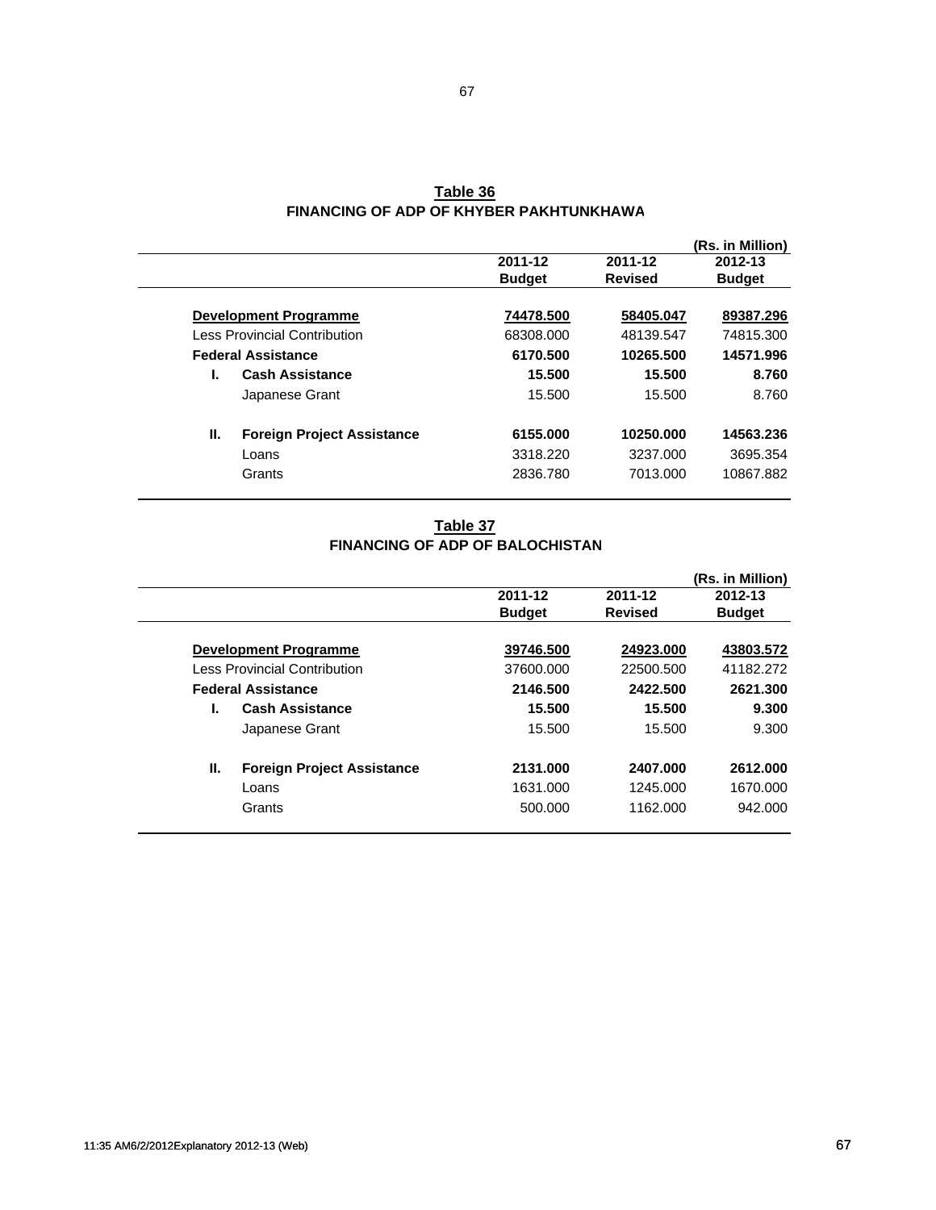## Table 36
### FINANCING OF ADP OF KHYBER PAKHTUNKHAWA

(Rs. in Million)

| | 2011-12 Budget | 2011-12 Revised | 2012-13 Budget |
|---|---|---|---|
| **Development Programme** | **74478.500** | **58405.047** | **89387.296** |
| Less Provincial Contribution | 68308.000 | 48139.547 | 74815.300 |
| **Federal Assistance** | **6170.500** | **10265.500** | **14571.996** |
| **I. Cash Assistance** | **15.500** | **15.500** | **8.760** |
| Japanese Grant | 15.500 | 15.500 | 8.760 |
| **II. Foreign Project Assistance** | **6155.000** | **10250.000** | **14563.236** |
| Loans | 3318.220 | 3237.000 | 3695.354 |
| Grants | 2836.780 | 7013.000 | 10867.882 |

## Table 37
### FINANCING OF ADP OF BALOCHISTAN

(Rs. in Million)

| | 2011-12 Budget | 2011-12 Revised | 2012-13 Budget |
|---|---|---|---|
| **Development Programme** | **39746.500** | **24923.000** | **43803.572** |
| Less Provincial Contribution | 37600.000 | 22500.500 | 41182.272 |
| **Federal Assistance** | **2146.500** | **2422.500** | **2621.300** |
| **I. Cash Assistance** | **15.500** | **15.500** | **9.300** |
| Japanese Grant | 15.500 | 15.500 | 9.300 |
| **II. Foreign Project Assistance** | **2131.000** | **2407.000** | **2612.000** |
| Loans | 1631.000 | 1245.000 | 1670.000 |
| Grants | 500.000 | 1162.000 | 942.000 |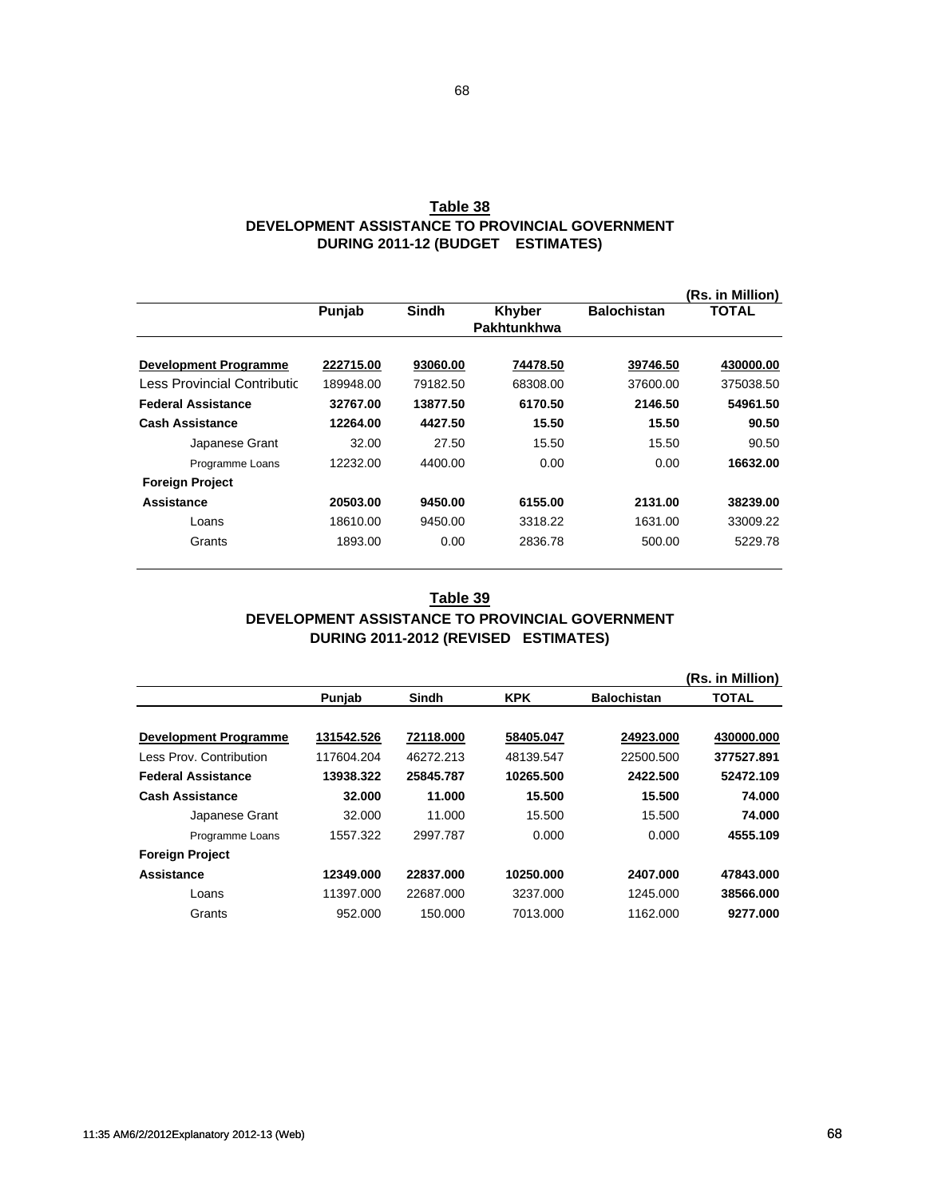## Table 38

### DEVELOPMENT ASSISTANCE TO PROVINCIAL GOVERNMENT DURING 2011-12 (BUDGET ESTIMATES)

(Rs. in Million)

| | Punjab | Sindh | Khyber Pakhtunkhwa | Balochistan | TOTAL |
|---|---|---|---|---|---|
| **Development Programme** | **222715.00** | **93060.00** | **74478.50** | **39746.50** | **430000.00** |
| Less Provincial Contributic | 189948.00 | 79182.50 | 68308.00 | 37600.00 | 375038.50 |
| **Federal Assistance** | **32767.00** | **13877.50** | **6170.50** | **2146.50** | **54961.50** |
| **Cash Assistance** | **12264.00** | **4427.50** | **15.50** | **15.50** | **90.50** |
| Japanese Grant | 32.00 | 27.50 | 15.50 | 15.50 | 90.50 |
| Programme Loans | 12232.00 | 4400.00 | 0.00 | 0.00 | **16632.00** |
| **Foreign Project Assistance** | **20503.00** | **9450.00** | **6155.00** | **2131.00** | **38239.00** |
| Loans | 18610.00 | 9450.00 | 3318.22 | 1631.00 | 33009.22 |
| Grants | 1893.00 | 0.00 | 2836.78 | 500.00 | 5229.78 |

## Table 39

### DEVELOPMENT ASSISTANCE TO PROVINCIAL GOVERNMENT DURING 2011-2012 (REVISED ESTIMATES)

(Rs. in Million)

| | Punjab | Sindh | KPK | Balochistan | TOTAL |
|---|---|---|---|---|---|
| **Development Programme** | **131542.526** | **72118.000** | **58405.047** | **24923.000** | **430000.000** |
| Less Prov. Contribution | 117604.204 | 46272.213 | 48139.547 | 22500.500 | **377527.891** |
| **Federal Assistance** | **13938.322** | **25845.787** | **10265.500** | **2422.500** | **52472.109** |
| **Cash Assistance** | **32.000** | **11.000** | **15.500** | **15.500** | **74.000** |
| Japanese Grant | 32.000 | 11.000 | 15.500 | 15.500 | **74.000** |
| Programme Loans | 1557.322 | 2997.787 | 0.000 | 0.000 | **4555.109** |
| **Foreign Project Assistance** | **12349.000** | **22837.000** | **10250.000** | **2407.000** | **47843.000** |
| Loans | 11397.000 | 22687.000 | 3237.000 | 1245.000 | **38566.000** |
| Grants | 952.000 | 150.000 | 7013.000 | 1162.000 | **9277.000** |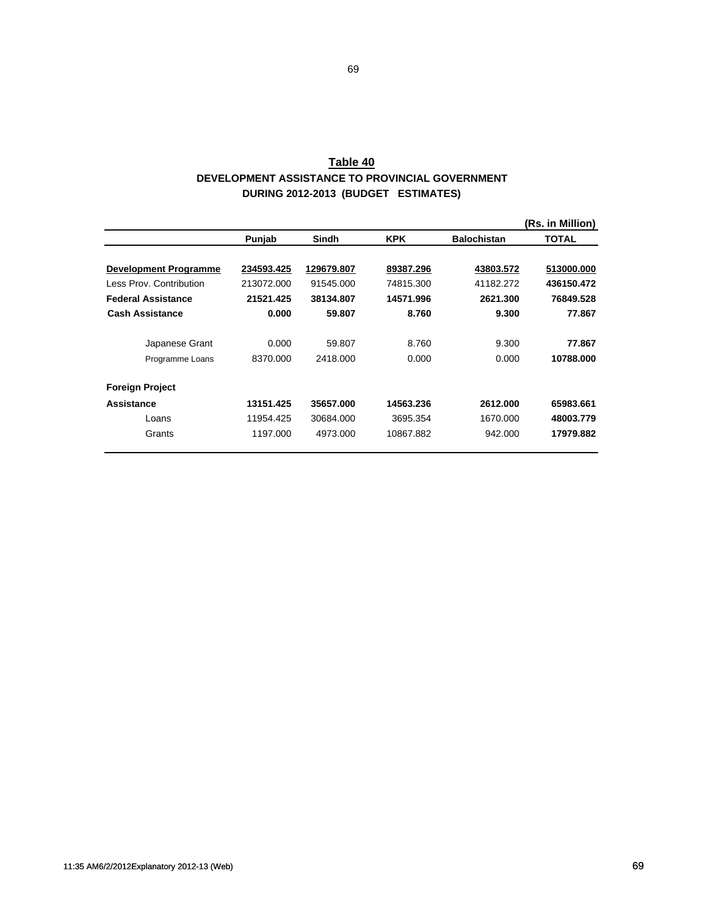## Table 40

### DEVELOPMENT ASSISTANCE TO PROVINCIAL GOVERNMENT DURING 2012-2013 (BUDGET ESTIMATES)

(Rs. in Million)

| | Punjab | Sindh | KPK | Balochistan | TOTAL |
|---|---|---|---|---|---|
| **Development Programme** | **234593.425** | **129679.807** | **89387.296** | **43803.572** | **513000.000** |
| Less Prov. Contribution | 213072.000 | 91545.000 | 74815.300 | 41182.272 | **436150.472** |
| **Federal Assistance** | **21521.425** | **38134.807** | **14571.996** | **2621.300** | **76849.528** |
| **Cash Assistance** | **0.000** | **59.807** | **8.760** | **9.300** | **77.867** |
| Japanese Grant | 0.000 | 59.807 | 8.760 | 9.300 | **77.867** |
| Programme Loans | 8370.000 | 2418.000 | 0.000 | 0.000 | **10788.000** |
| **Foreign Project Assistance** | **13151.425** | **35657.000** | **14563.236** | **2612.000** | **65983.661** |
| Loans | 11954.425 | 30684.000 | 3695.354 | 1670.000 | **48003.779** |
| Grants | 1197.000 | 4973.000 | 10867.882 | 942.000 | **17979.882** |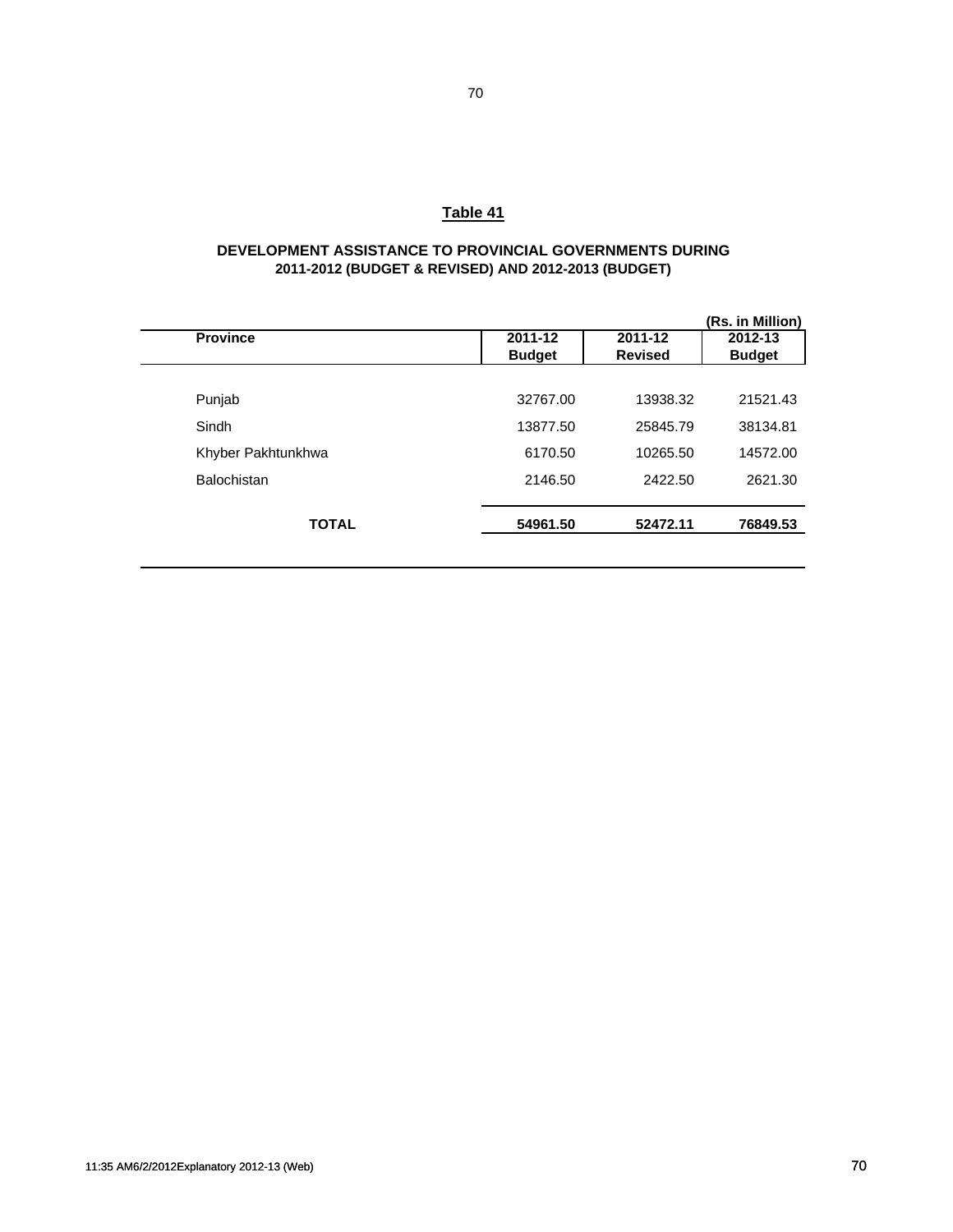## Table 41

### DEVELOPMENT ASSISTANCE TO PROVINCIAL GOVERNMENTS DURING 2011-2012 (BUDGET & REVISED) AND 2012-2013 (BUDGET)

(Rs. in Million)

| Province | 2011-12 Budget | 2011-12 Revised | 2012-13 Budget |
|---|---|---|---|
| Punjab | 32767.00 | 13938.32 | 21521.43 |
| Sindh | 13877.50 | 25845.79 | 38134.81 |
| Khyber Pakhtunkhwa | 6170.50 | 10265.50 | 14572.00 |
| Balochistan | 2146.50 | 2422.50 | 2621.30 |
| **TOTAL** | **54961.50** | **52472.11** | **76849.53** |